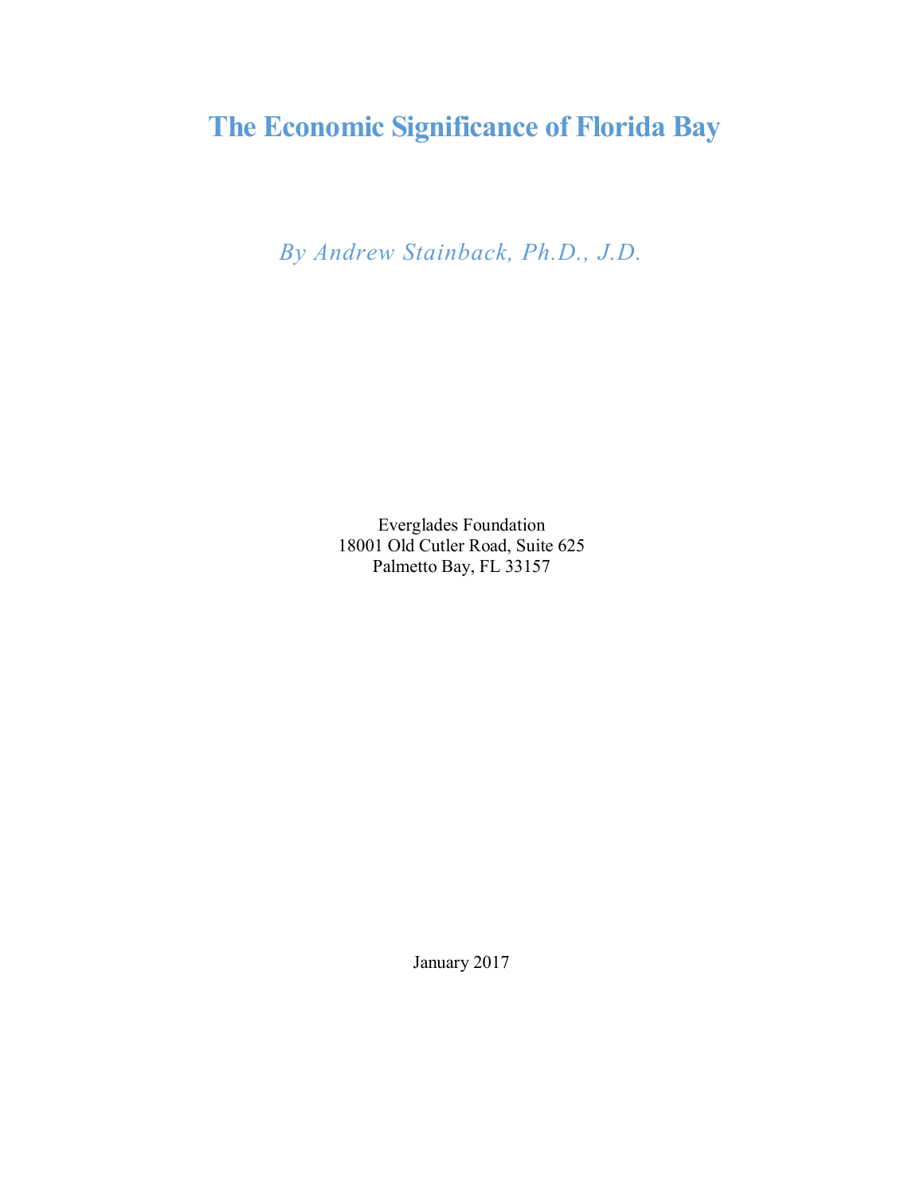# The Economic Significance of Florida Bay

*By Andrew Stainback, Ph.D., J.D.*

Everglades Foundation
18001 Old Cutler Road, Suite 625
Palmetto Bay, FL 33157

January 2017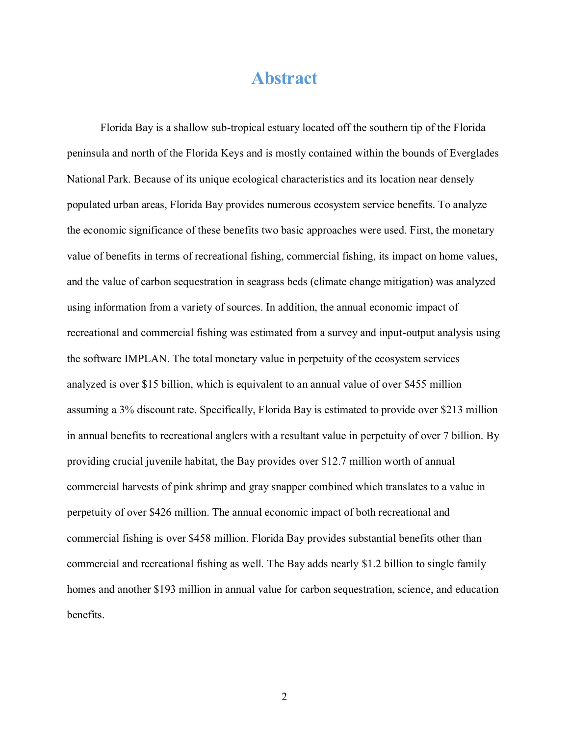# Abstract

Florida Bay is a shallow sub-tropical estuary located off the southern tip of the Florida peninsula and north of the Florida Keys and is mostly contained within the bounds of Everglades National Park. Because of its unique ecological characteristics and its location near densely populated urban areas, Florida Bay provides numerous ecosystem service benefits. To analyze the economic significance of these benefits two basic approaches were used. First, the monetary value of benefits in terms of recreational fishing, commercial fishing, its impact on home values, and the value of carbon sequestration in seagrass beds (climate change mitigation) was analyzed using information from a variety of sources. In addition, the annual economic impact of recreational and commercial fishing was estimated from a survey and input-output analysis using the software IMPLAN. The total monetary value in perpetuity of the ecosystem services analyzed is over $15 billion, which is equivalent to an annual value of over $455 million assuming a 3% discount rate. Specifically, Florida Bay is estimated to provide over $213 million in annual benefits to recreational anglers with a resultant value in perpetuity of over 7 billion. By providing crucial juvenile habitat, the Bay provides over $12.7 million worth of annual commercial harvests of pink shrimp and gray snapper combined which translates to a value in perpetuity of over $426 million. The annual economic impact of both recreational and commercial fishing is over $458 million. Florida Bay provides substantial benefits other than commercial and recreational fishing as well. The Bay adds nearly $1.2 billion to single family homes and another $193 million in annual value for carbon sequestration, science, and education benefits.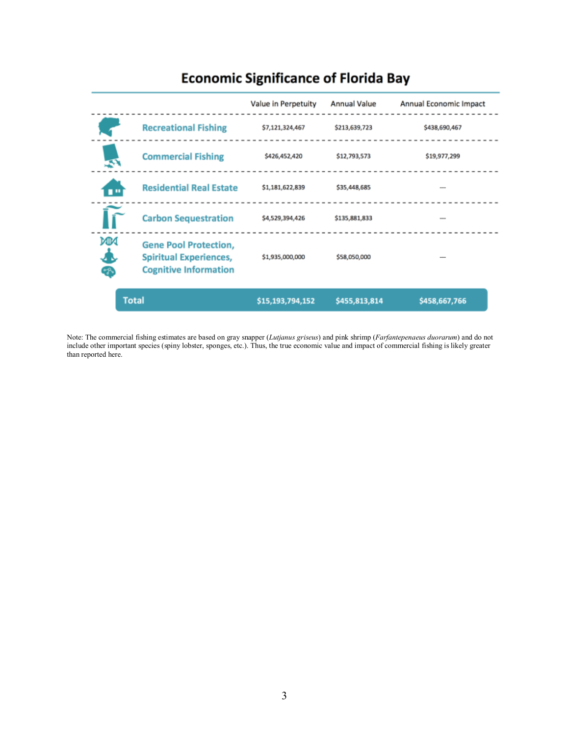## Economic Significance of Florida Bay

| | Value in Perpetuity | Annual Value | Annual Economic Impact |
|---|---|---|---|
| Recreational Fishing | $7,121,324,467 | $213,639,723 | $438,690,467 |
| Commercial Fishing | $426,452,420 | $12,793,573 | $19,977,299 |
| Residential Real Estate | $1,181,622,839 | $35,448,685 | — |
| Carbon Sequestration | $4,529,394,426 | $135,881,833 | — |
| Gene Pool Protection, Spiritual Experiences, Cognitive Information | $1,935,000,000 | $58,050,000 | — |
| **Total** | **$15,193,794,152** | **$455,813,814** | **$458,667,766** |

Note: The commercial fishing estimates are based on gray snapper (*Lutjanus griseus*) and pink shrimp (*Farfantepenaeus duorarum*) and do not include other important species (spiny lobster, sponges, etc.). Thus, the true economic value and impact of commercial fishing is likely greater than reported here.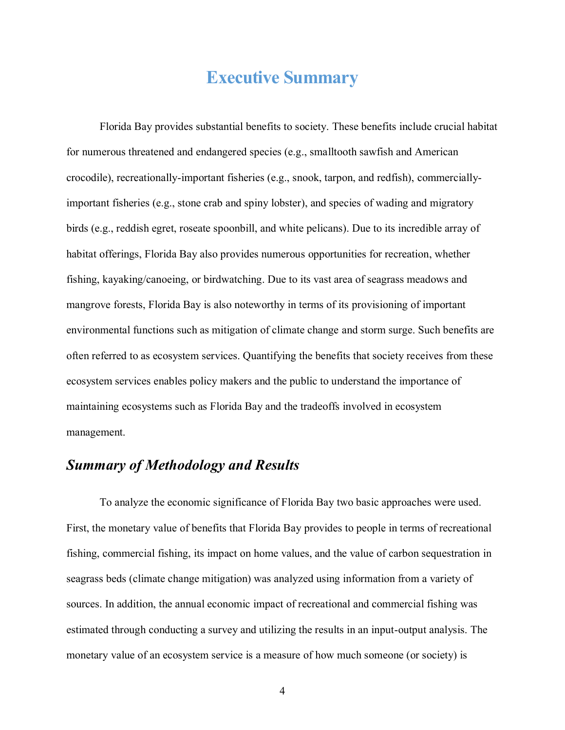# Executive Summary

Florida Bay provides substantial benefits to society. These benefits include crucial habitat for numerous threatened and endangered species (e.g., smalltooth sawfish and American crocodile), recreationally-important fisheries (e.g., snook, tarpon, and redfish), commercially-important fisheries (e.g., stone crab and spiny lobster), and species of wading and migratory birds (e.g., reddish egret, roseate spoonbill, and white pelicans). Due to its incredible array of habitat offerings, Florida Bay also provides numerous opportunities for recreation, whether fishing, kayaking/canoeing, or birdwatching. Due to its vast area of seagrass meadows and mangrove forests, Florida Bay is also noteworthy in terms of its provisioning of important environmental functions such as mitigation of climate change and storm surge. Such benefits are often referred to as ecosystem services. Quantifying the benefits that society receives from these ecosystem services enables policy makers and the public to understand the importance of maintaining ecosystems such as Florida Bay and the tradeoffs involved in ecosystem management.

## *Summary of Methodology and Results*

To analyze the economic significance of Florida Bay two basic approaches were used. First, the monetary value of benefits that Florida Bay provides to people in terms of recreational fishing, commercial fishing, its impact on home values, and the value of carbon sequestration in seagrass beds (climate change mitigation) was analyzed using information from a variety of sources. In addition, the annual economic impact of recreational and commercial fishing was estimated through conducting a survey and utilizing the results in an input-output analysis. The monetary value of an ecosystem service is a measure of how much someone (or society) is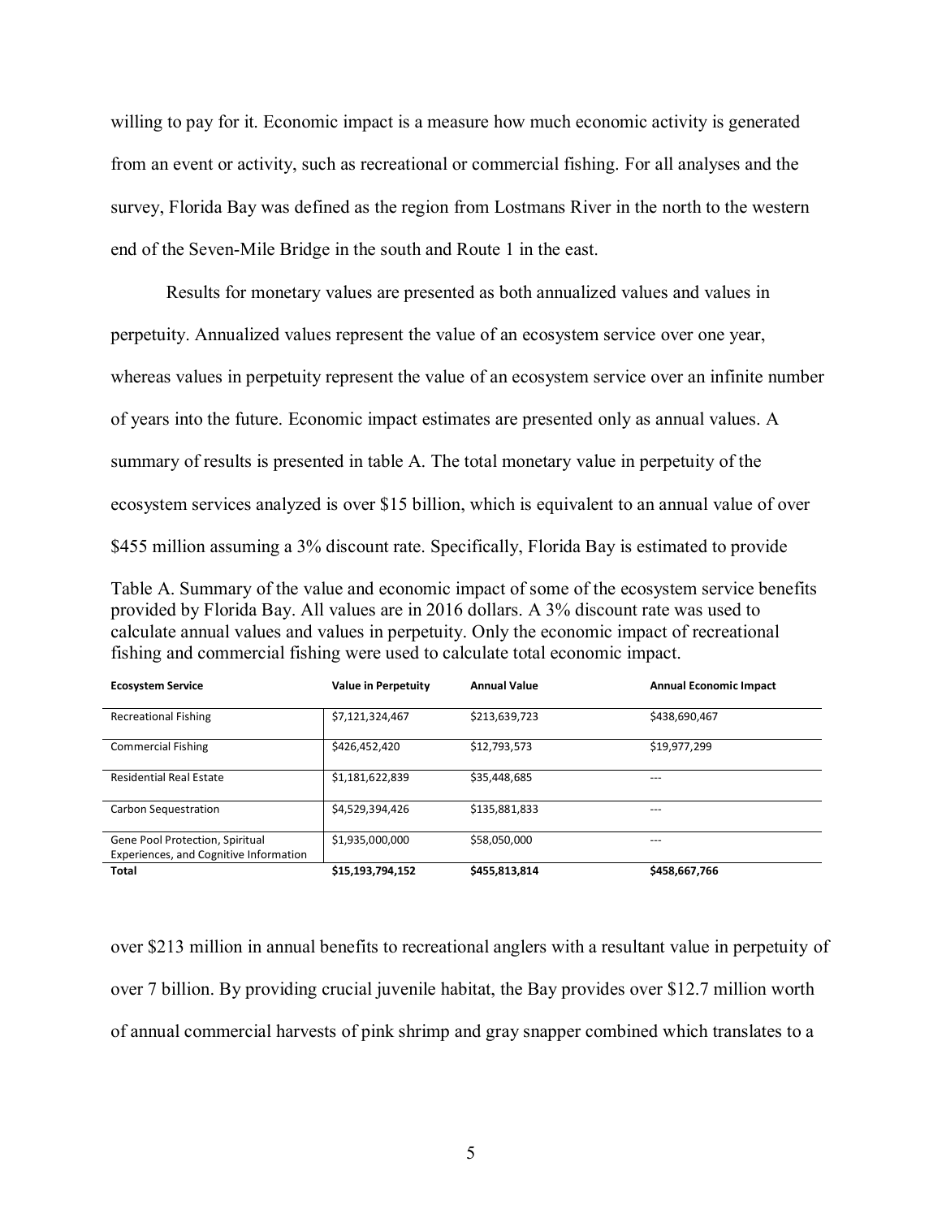willing to pay for it. Economic impact is a measure how much economic activity is generated from an event or activity, such as recreational or commercial fishing. For all analyses and the survey, Florida Bay was defined as the region from Lostmans River in the north to the western end of the Seven-Mile Bridge in the south and Route 1 in the east.

Results for monetary values are presented as both annualized values and values in perpetuity. Annualized values represent the value of an ecosystem service over one year, whereas values in perpetuity represent the value of an ecosystem service over an infinite number of years into the future. Economic impact estimates are presented only as annual values. A summary of results is presented in table A. The total monetary value in perpetuity of the ecosystem services analyzed is over $15 billion, which is equivalent to an annual value of over $455 million assuming a 3% discount rate. Specifically, Florida Bay is estimated to provide

Table A. Summary of the value and economic impact of some of the ecosystem service benefits provided by Florida Bay. All values are in 2016 dollars. A 3% discount rate was used to calculate annual values and values in perpetuity. Only the economic impact of recreational fishing and commercial fishing were used to calculate total economic impact.

| Ecosystem Service | Value in Perpetuity | Annual Value | Annual Economic Impact |
|---|---|---|---|
| Recreational Fishing | $7,121,324,467 | $213,639,723 | $438,690,467 |
| Commercial Fishing | $426,452,420 | $12,793,573 | $19,977,299 |
| Residential Real Estate | $1,181,622,839 | $35,448,685 | --- |
| Carbon Sequestration | $4,529,394,426 | $135,881,833 | --- |
| Gene Pool Protection, Spiritual Experiences, and Cognitive Information | $1,935,000,000 | $58,050,000 | --- |
| **Total** | **$15,193,794,152** | **$455,813,814** | **$458,667,766** |

over $213 million in annual benefits to recreational anglers with a resultant value in perpetuity of over 7 billion. By providing crucial juvenile habitat, the Bay provides over $12.7 million worth of annual commercial harvests of pink shrimp and gray snapper combined which translates to a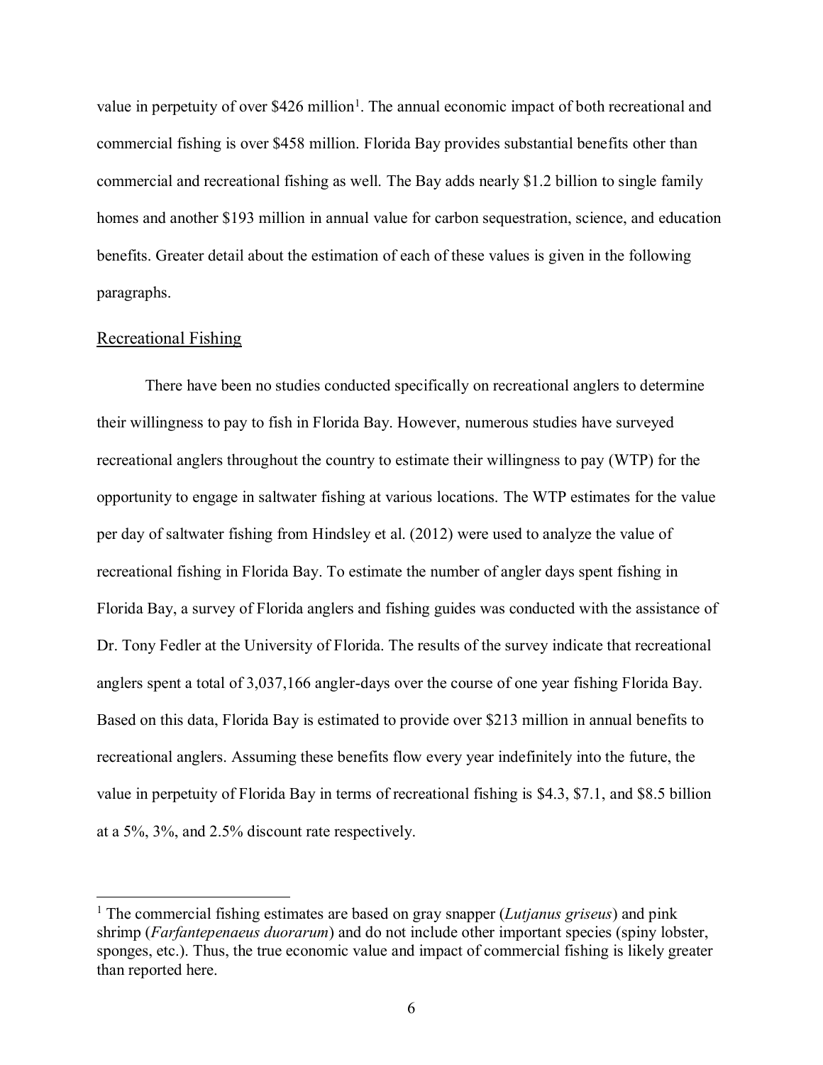value in perpetuity of over $426 million[1]. The annual economic impact of both recreational and commercial fishing is over $458 million. Florida Bay provides substantial benefits other than commercial and recreational fishing as well. The Bay adds nearly $1.2 billion to single family homes and another $193 million in annual value for carbon sequestration, science, and education benefits. Greater detail about the estimation of each of these values is given in the following paragraphs.

## Recreational Fishing

There have been no studies conducted specifically on recreational anglers to determine their willingness to pay to fish in Florida Bay. However, numerous studies have surveyed recreational anglers throughout the country to estimate their willingness to pay (WTP) for the opportunity to engage in saltwater fishing at various locations. The WTP estimates for the value per day of saltwater fishing from Hindsley et al. (2012) were used to analyze the value of recreational fishing in Florida Bay. To estimate the number of angler days spent fishing in Florida Bay, a survey of Florida anglers and fishing guides was conducted with the assistance of Dr. Tony Fedler at the University of Florida. The results of the survey indicate that recreational anglers spent a total of 3,037,166 angler-days over the course of one year fishing Florida Bay. Based on this data, Florida Bay is estimated to provide over $213 million in annual benefits to recreational anglers. Assuming these benefits flow every year indefinitely into the future, the value in perpetuity of Florida Bay in terms of recreational fishing is $4.3, $7.1, and $8.5 billion at a 5%, 3%, and 2.5% discount rate respectively.

---

[1] The commercial fishing estimates are based on gray snapper (*Lutjanus griseus*) and pink shrimp (*Farfantepenaeus duorarum*) and do not include other important species (spiny lobster, sponges, etc.). Thus, the true economic value and impact of commercial fishing is likely greater than reported here.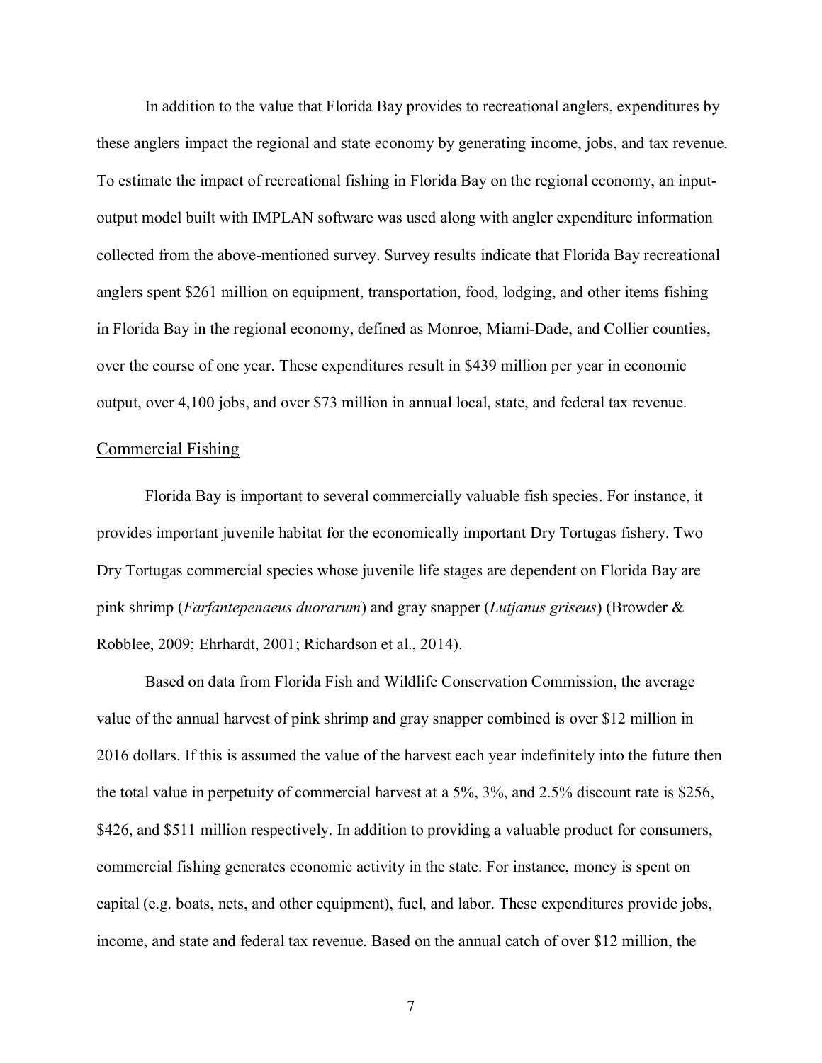In addition to the value that Florida Bay provides to recreational anglers, expenditures by these anglers impact the regional and state economy by generating income, jobs, and tax revenue. To estimate the impact of recreational fishing in Florida Bay on the regional economy, an input-output model built with IMPLAN software was used along with angler expenditure information collected from the above-mentioned survey. Survey results indicate that Florida Bay recreational anglers spent $261 million on equipment, transportation, food, lodging, and other items fishing in Florida Bay in the regional economy, defined as Monroe, Miami-Dade, and Collier counties, over the course of one year. These expenditures result in $439 million per year in economic output, over 4,100 jobs, and over $73 million in annual local, state, and federal tax revenue.

## Commercial Fishing

Florida Bay is important to several commercially valuable fish species. For instance, it provides important juvenile habitat for the economically important Dry Tortugas fishery. Two Dry Tortugas commercial species whose juvenile life stages are dependent on Florida Bay are pink shrimp (*Farfantepenaeus duorarum*) and gray snapper (*Lutjanus griseus*) (Browder & Robblee, 2009; Ehrhardt, 2001; Richardson et al., 2014).

Based on data from Florida Fish and Wildlife Conservation Commission, the average value of the annual harvest of pink shrimp and gray snapper combined is over $12 million in 2016 dollars. If this is assumed the value of the harvest each year indefinitely into the future then the total value in perpetuity of commercial harvest at a 5%, 3%, and 2.5% discount rate is $256, $426, and $511 million respectively. In addition to providing a valuable product for consumers, commercial fishing generates economic activity in the state. For instance, money is spent on capital (e.g. boats, nets, and other equipment), fuel, and labor. These expenditures provide jobs, income, and state and federal tax revenue. Based on the annual catch of over $12 million, the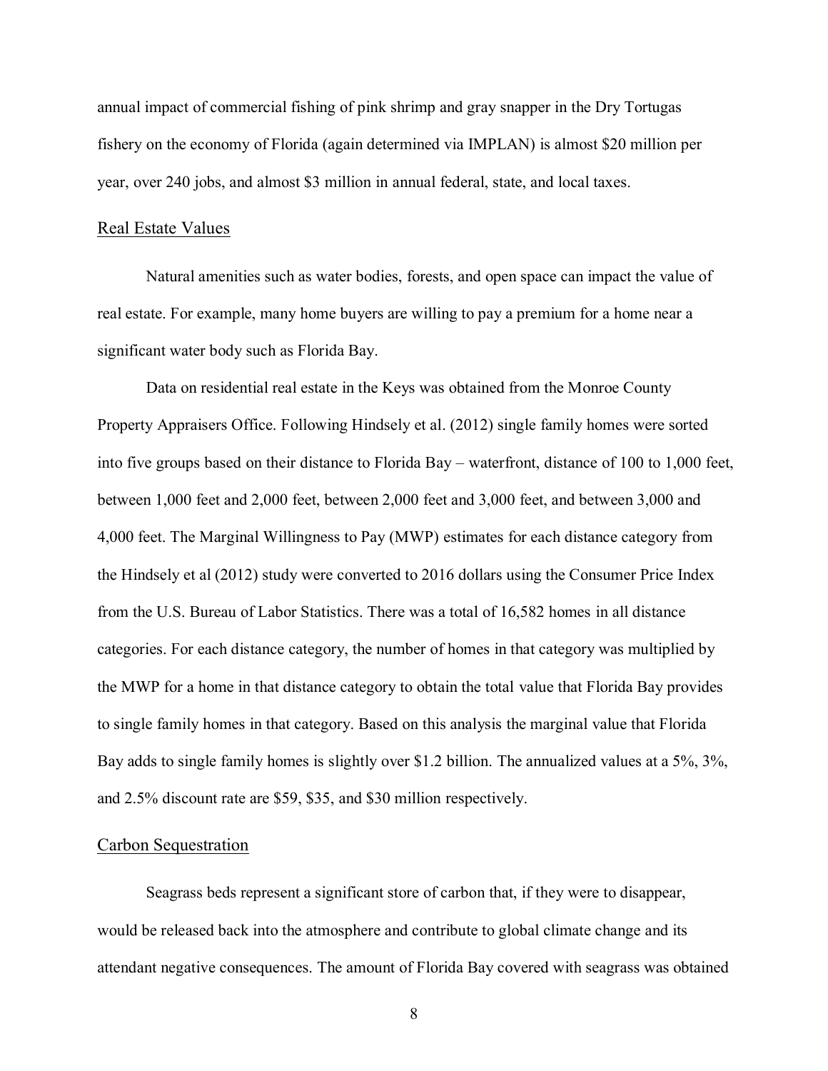annual impact of commercial fishing of pink shrimp and gray snapper in the Dry Tortugas fishery on the economy of Florida (again determined via IMPLAN) is almost $20 million per year, over 240 jobs, and almost $3 million in annual federal, state, and local taxes.

## Real Estate Values

Natural amenities such as water bodies, forests, and open space can impact the value of real estate. For example, many home buyers are willing to pay a premium for a home near a significant water body such as Florida Bay.

Data on residential real estate in the Keys was obtained from the Monroe County Property Appraisers Office. Following Hindsely et al. (2012) single family homes were sorted into five groups based on their distance to Florida Bay – waterfront, distance of 100 to 1,000 feet, between 1,000 feet and 2,000 feet, between 2,000 feet and 3,000 feet, and between 3,000 and 4,000 feet. The Marginal Willingness to Pay (MWP) estimates for each distance category from the Hindsely et al (2012) study were converted to 2016 dollars using the Consumer Price Index from the U.S. Bureau of Labor Statistics. There was a total of 16,582 homes in all distance categories. For each distance category, the number of homes in that category was multiplied by the MWP for a home in that distance category to obtain the total value that Florida Bay provides to single family homes in that category. Based on this analysis the marginal value that Florida Bay adds to single family homes is slightly over $1.2 billion. The annualized values at a 5%, 3%, and 2.5% discount rate are $59, $35, and $30 million respectively.

## Carbon Sequestration

Seagrass beds represent a significant store of carbon that, if they were to disappear, would be released back into the atmosphere and contribute to global climate change and its attendant negative consequences. The amount of Florida Bay covered with seagrass was obtained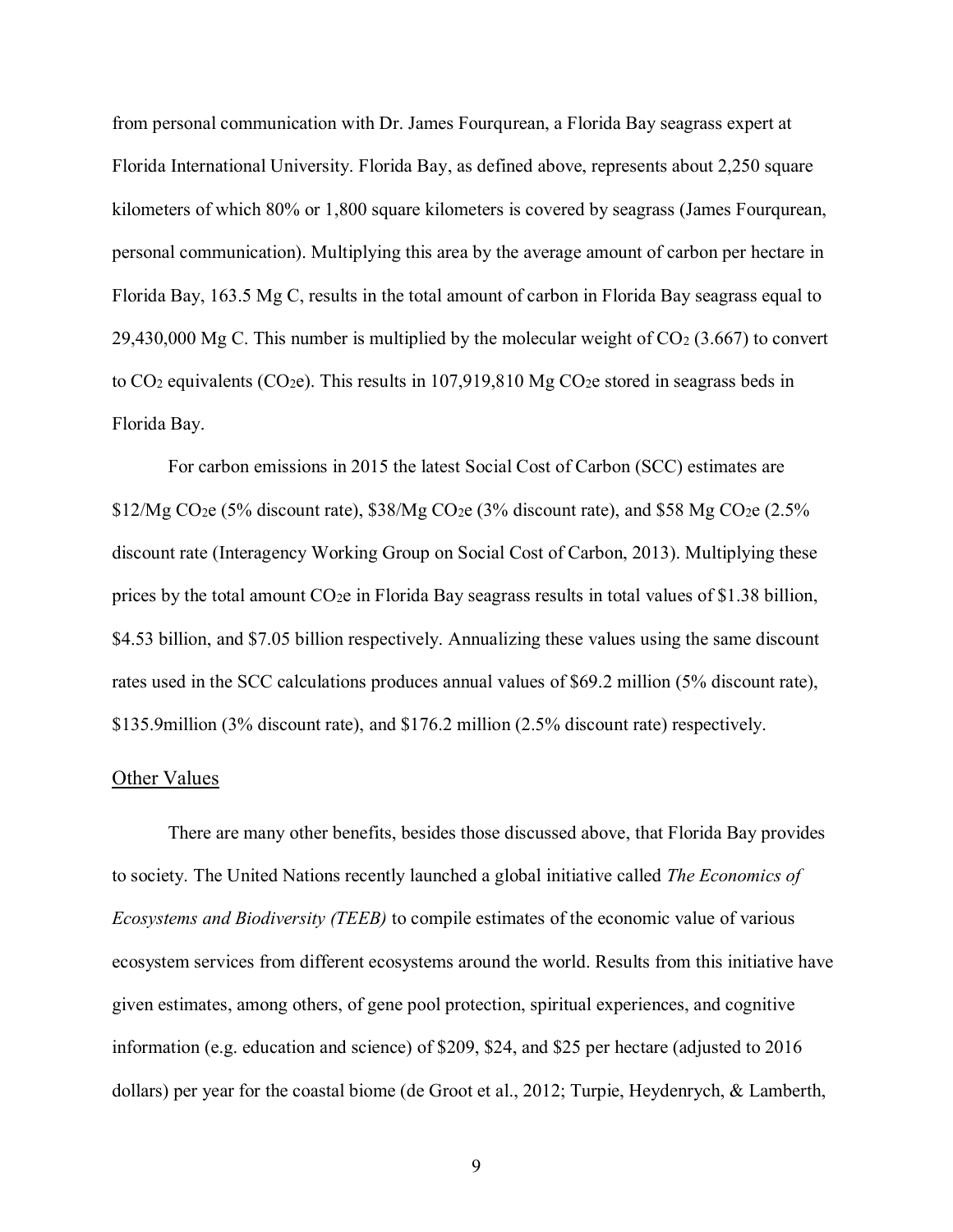from personal communication with Dr. James Fourqurean, a Florida Bay seagrass expert at Florida International University. Florida Bay, as defined above, represents about 2,250 square kilometers of which 80% or 1,800 square kilometers is covered by seagrass (James Fourqurean, personal communication). Multiplying this area by the average amount of carbon per hectare in Florida Bay, 163.5 Mg C, results in the total amount of carbon in Florida Bay seagrass equal to 29,430,000 Mg C. This number is multiplied by the molecular weight of $CO_2$ (3.667) to convert to $CO_2$ equivalents ($CO_2e$). This results in 107,919,810 Mg $CO_2e$ stored in seagrass beds in Florida Bay.

For carbon emissions in 2015 the latest Social Cost of Carbon (SCC) estimates are \$12/Mg $CO_2e$ (5% discount rate), \$38/Mg $CO_2e$ (3% discount rate), and \$58 Mg $CO_2e$ (2.5% discount rate (Interagency Working Group on Social Cost of Carbon, 2013). Multiplying these prices by the total amount $CO_2e$ in Florida Bay seagrass results in total values of \$1.38 billion, \$4.53 billion, and \$7.05 billion respectively. Annualizing these values using the same discount rates used in the SCC calculations produces annual values of \$69.2 million (5% discount rate), \$135.9million (3% discount rate), and \$176.2 million (2.5% discount rate) respectively.

<u>Other Values</u>

There are many other benefits, besides those discussed above, that Florida Bay provides to society. The United Nations recently launched a global initiative called *The Economics of Ecosystems and Biodiversity (TEEB)* to compile estimates of the economic value of various ecosystem services from different ecosystems around the world. Results from this initiative have given estimates, among others, of gene pool protection, spiritual experiences, and cognitive information (e.g. education and science) of \$209, \$24, and \$25 per hectare (adjusted to 2016 dollars) per year for the coastal biome (de Groot et al., 2012; Turpie, Heydenrych, & Lamberth,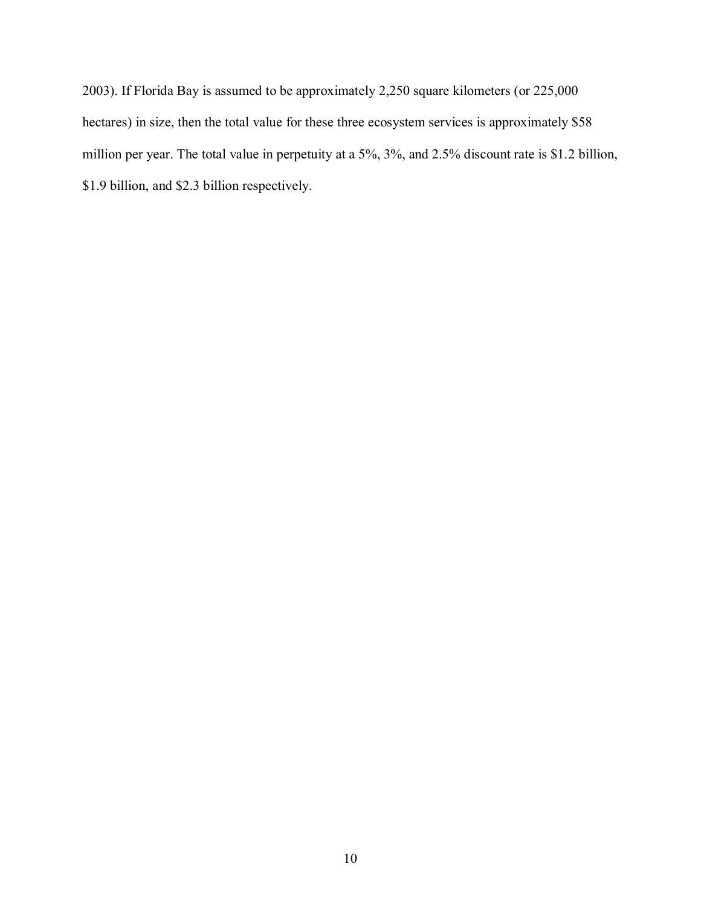2003). If Florida Bay is assumed to be approximately 2,250 square kilometers (or 225,000 hectares) in size, then the total value for these three ecosystem services is approximately $58 million per year. The total value in perpetuity at a 5%, 3%, and 2.5% discount rate is $1.2 billion, $1.9 billion, and $2.3 billion respectively.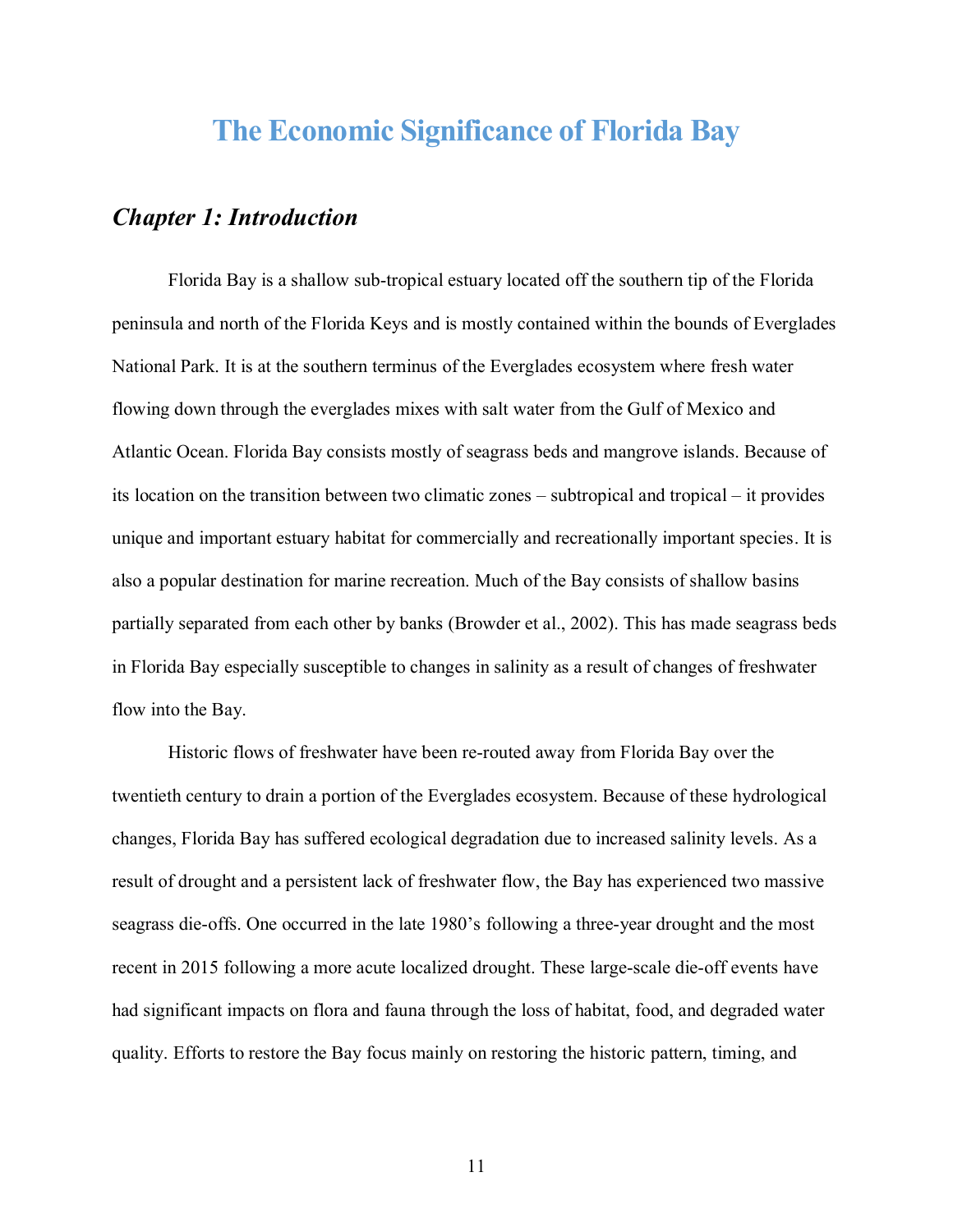# The Economic Significance of Florida Bay

## *Chapter 1: Introduction*

Florida Bay is a shallow sub-tropical estuary located off the southern tip of the Florida peninsula and north of the Florida Keys and is mostly contained within the bounds of Everglades National Park. It is at the southern terminus of the Everglades ecosystem where fresh water flowing down through the everglades mixes with salt water from the Gulf of Mexico and Atlantic Ocean. Florida Bay consists mostly of seagrass beds and mangrove islands. Because of its location on the transition between two climatic zones – subtropical and tropical – it provides unique and important estuary habitat for commercially and recreationally important species. It is also a popular destination for marine recreation. Much of the Bay consists of shallow basins partially separated from each other by banks (Browder et al., 2002). This has made seagrass beds in Florida Bay especially susceptible to changes in salinity as a result of changes of freshwater flow into the Bay.

Historic flows of freshwater have been re-routed away from Florida Bay over the twentieth century to drain a portion of the Everglades ecosystem. Because of these hydrological changes, Florida Bay has suffered ecological degradation due to increased salinity levels. As a result of drought and a persistent lack of freshwater flow, the Bay has experienced two massive seagrass die-offs. One occurred in the late 1980's following a three-year drought and the most recent in 2015 following a more acute localized drought. These large-scale die-off events have had significant impacts on flora and fauna through the loss of habitat, food, and degraded water quality. Efforts to restore the Bay focus mainly on restoring the historic pattern, timing, and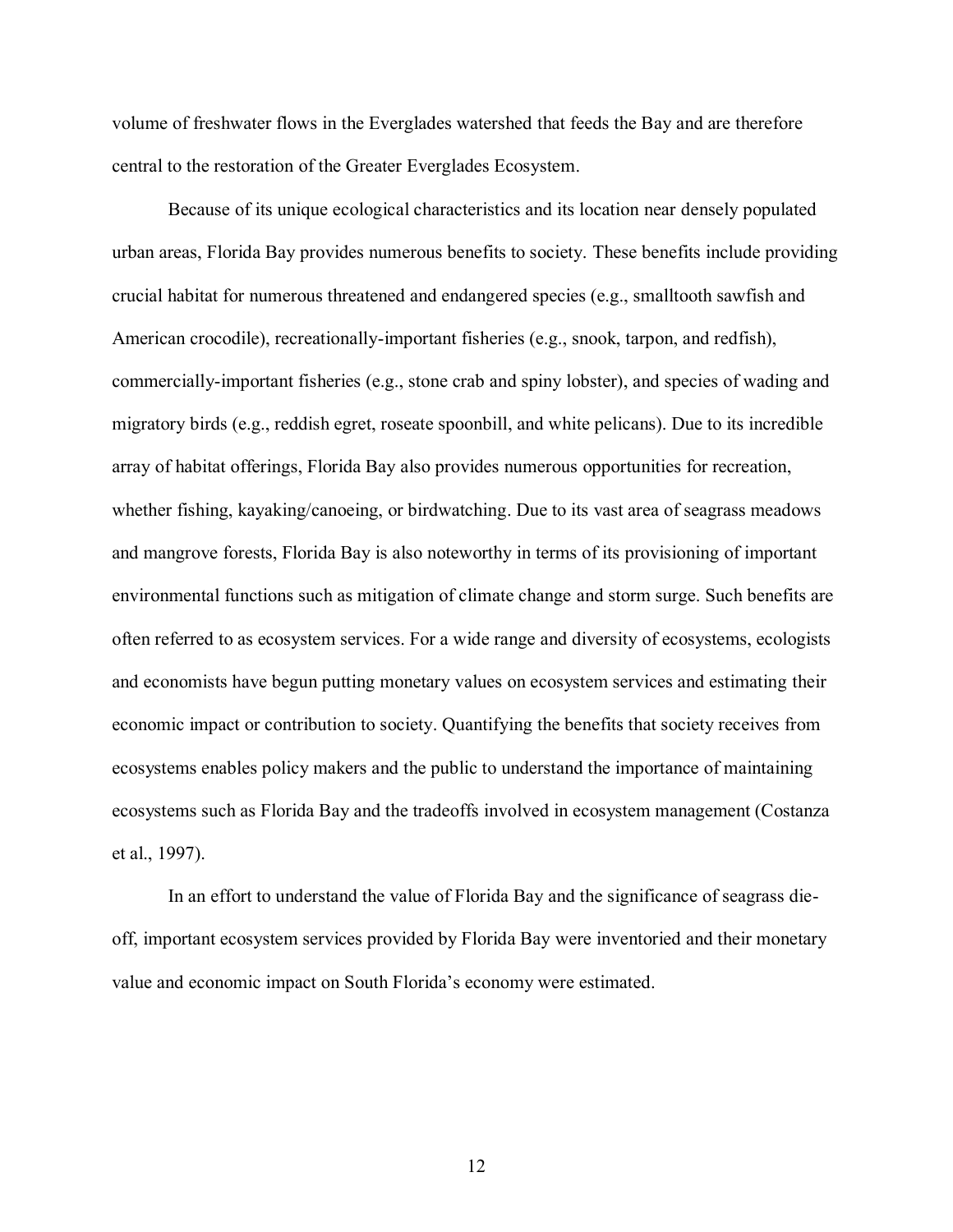volume of freshwater flows in the Everglades watershed that feeds the Bay and are therefore central to the restoration of the Greater Everglades Ecosystem.

Because of its unique ecological characteristics and its location near densely populated urban areas, Florida Bay provides numerous benefits to society. These benefits include providing crucial habitat for numerous threatened and endangered species (e.g., smalltooth sawfish and American crocodile), recreationally-important fisheries (e.g., snook, tarpon, and redfish), commercially-important fisheries (e.g., stone crab and spiny lobster), and species of wading and migratory birds (e.g., reddish egret, roseate spoonbill, and white pelicans). Due to its incredible array of habitat offerings, Florida Bay also provides numerous opportunities for recreation, whether fishing, kayaking/canoeing, or birdwatching. Due to its vast area of seagrass meadows and mangrove forests, Florida Bay is also noteworthy in terms of its provisioning of important environmental functions such as mitigation of climate change and storm surge. Such benefits are often referred to as ecosystem services. For a wide range and diversity of ecosystems, ecologists and economists have begun putting monetary values on ecosystem services and estimating their economic impact or contribution to society. Quantifying the benefits that society receives from ecosystems enables policy makers and the public to understand the importance of maintaining ecosystems such as Florida Bay and the tradeoffs involved in ecosystem management (Costanza et al., 1997).

In an effort to understand the value of Florida Bay and the significance of seagrass die-off, important ecosystem services provided by Florida Bay were inventoried and their monetary value and economic impact on South Florida's economy were estimated.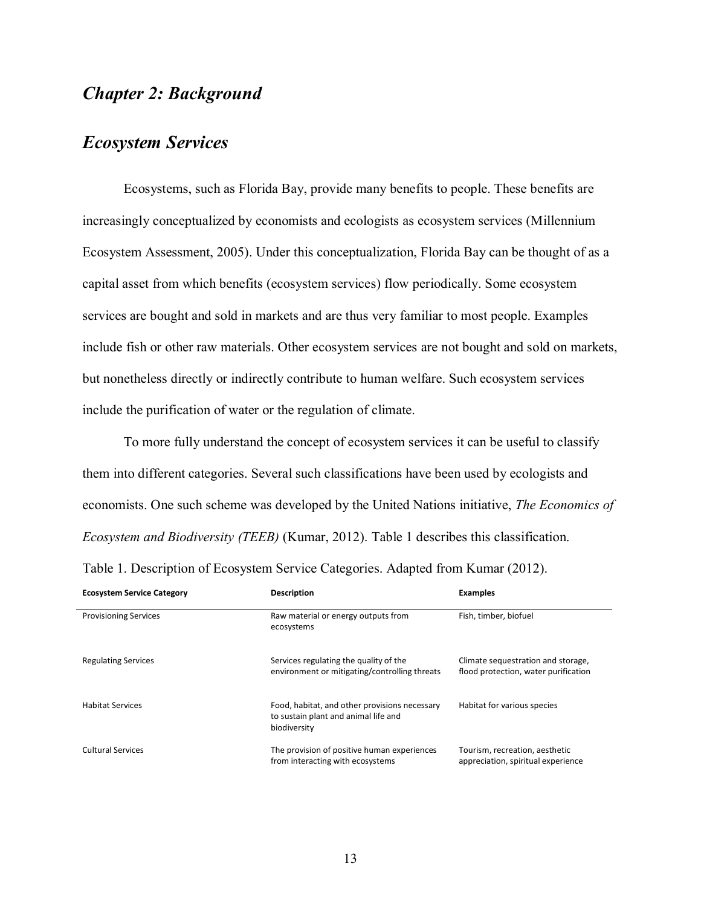# *Chapter 2: Background*

## *Ecosystem Services*

Ecosystems, such as Florida Bay, provide many benefits to people. These benefits are increasingly conceptualized by economists and ecologists as ecosystem services (Millennium Ecosystem Assessment, 2005). Under this conceptualization, Florida Bay can be thought of as a capital asset from which benefits (ecosystem services) flow periodically. Some ecosystem services are bought and sold in markets and are thus very familiar to most people. Examples include fish or other raw materials. Other ecosystem services are not bought and sold on markets, but nonetheless directly or indirectly contribute to human welfare. Such ecosystem services include the purification of water or the regulation of climate.

To more fully understand the concept of ecosystem services it can be useful to classify them into different categories. Several such classifications have been used by ecologists and economists. One such scheme was developed by the United Nations initiative, *The Economics of Ecosystem and Biodiversity (TEEB)* (Kumar, 2012). Table 1 describes this classification.

Table 1. Description of Ecosystem Service Categories. Adapted from Kumar (2012).

| Ecosystem Service Category | Description | Examples |
|---|---|---|
| Provisioning Services | Raw material or energy outputs from ecosystems | Fish, timber, biofuel |
| Regulating Services | Services regulating the quality of the environment or mitigating/controlling threats | Climate sequestration and storage, flood protection, water purification |
| Habitat Services | Food, habitat, and other provisions necessary to sustain plant and animal life and biodiversity | Habitat for various species |
| Cultural Services | The provision of positive human experiences from interacting with ecosystems | Tourism, recreation, aesthetic appreciation, spiritual experience |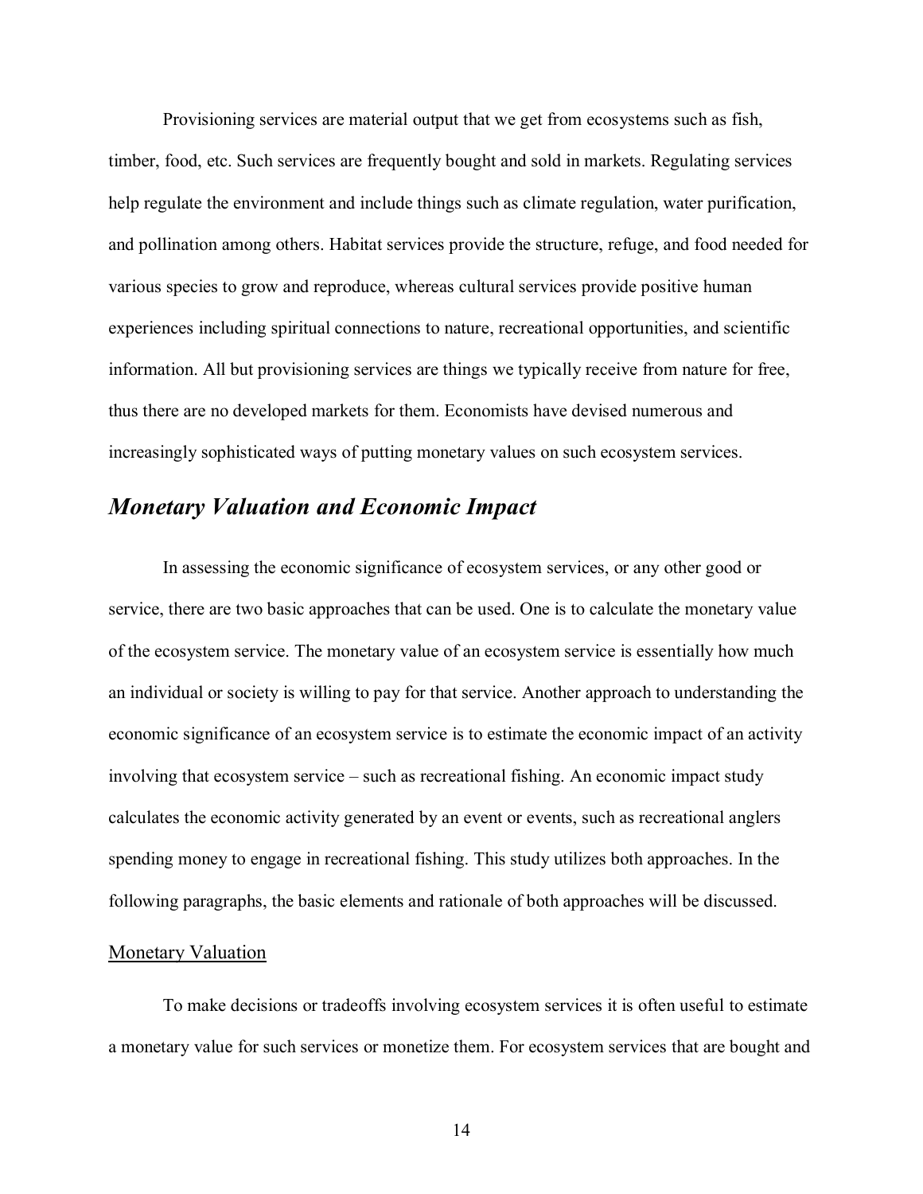Provisioning services are material output that we get from ecosystems such as fish, timber, food, etc. Such services are frequently bought and sold in markets. Regulating services help regulate the environment and include things such as climate regulation, water purification, and pollination among others. Habitat services provide the structure, refuge, and food needed for various species to grow and reproduce, whereas cultural services provide positive human experiences including spiritual connections to nature, recreational opportunities, and scientific information. All but provisioning services are things we typically receive from nature for free, thus there are no developed markets for them. Economists have devised numerous and increasingly sophisticated ways of putting monetary values on such ecosystem services.

## *Monetary Valuation and Economic Impact*

In assessing the economic significance of ecosystem services, or any other good or service, there are two basic approaches that can be used. One is to calculate the monetary value of the ecosystem service. The monetary value of an ecosystem service is essentially how much an individual or society is willing to pay for that service. Another approach to understanding the economic significance of an ecosystem service is to estimate the economic impact of an activity involving that ecosystem service – such as recreational fishing. An economic impact study calculates the economic activity generated by an event or events, such as recreational anglers spending money to engage in recreational fishing. This study utilizes both approaches. In the following paragraphs, the basic elements and rationale of both approaches will be discussed.

### Monetary Valuation

To make decisions or tradeoffs involving ecosystem services it is often useful to estimate a monetary value for such services or monetize them. For ecosystem services that are bought and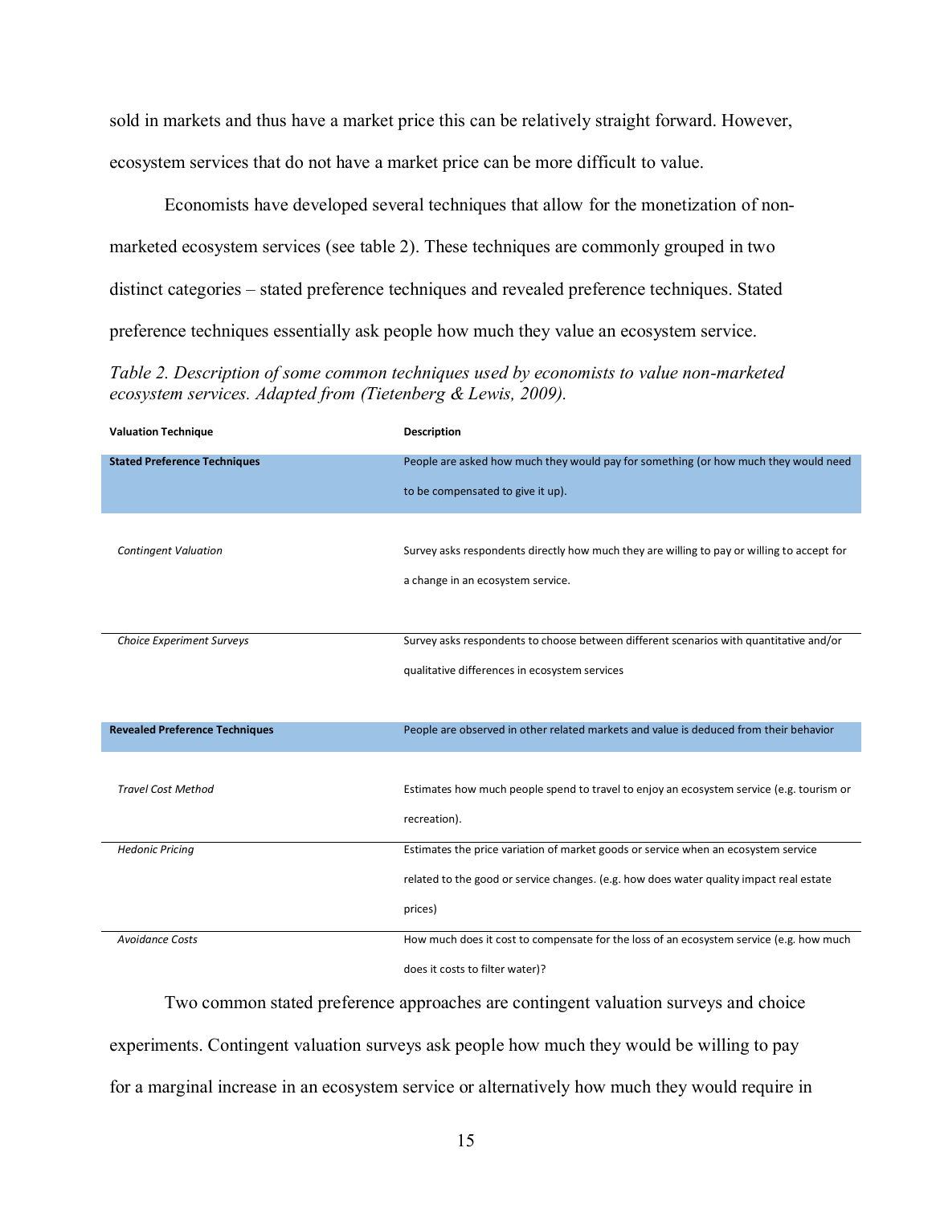sold in markets and thus have a market price this can be relatively straight forward. However, ecosystem services that do not have a market price can be more difficult to value.

Economists have developed several techniques that allow for the monetization of non-marketed ecosystem services (see table 2). These techniques are commonly grouped in two distinct categories – stated preference techniques and revealed preference techniques. Stated preference techniques essentially ask people how much they value an ecosystem service.

*Table 2. Description of some common techniques used by economists to value non-marketed ecosystem services. Adapted from (Tietenberg & Lewis, 2009).*

| Valuation Technique | Description |
|---|---|
| **Stated Preference Techniques** | People are asked how much they would pay for something (or how much they would need to be compensated to give it up). |
| *Contingent Valuation* | Survey asks respondents directly how much they are willing to pay or willing to accept for a change in an ecosystem service. |
| *Choice Experiment Surveys* | Survey asks respondents to choose between different scenarios with quantitative and/or qualitative differences in ecosystem services |
| **Revealed Preference Techniques** | People are observed in other related markets and value is deduced from their behavior |
| *Travel Cost Method* | Estimates how much people spend to travel to enjoy an ecosystem service (e.g. tourism or recreation). |
| *Hedonic Pricing* | Estimates the price variation of market goods or service when an ecosystem service related to the good or service changes. (e.g. how does water quality impact real estate prices) |
| *Avoidance Costs* | How much does it cost to compensate for the loss of an ecosystem service (e.g. how much does it costs to filter water)? |

Two common stated preference approaches are contingent valuation surveys and choice experiments. Contingent valuation surveys ask people how much they would be willing to pay for a marginal increase in an ecosystem service or alternatively how much they would require in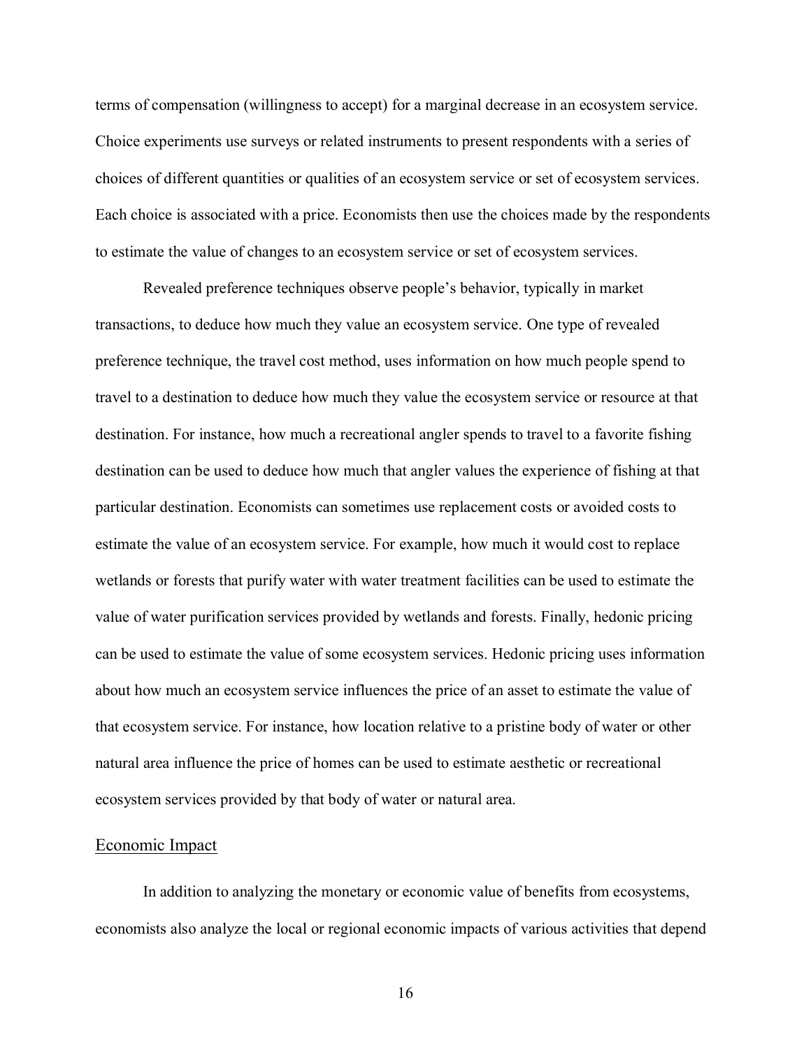terms of compensation (willingness to accept) for a marginal decrease in an ecosystem service. Choice experiments use surveys or related instruments to present respondents with a series of choices of different quantities or qualities of an ecosystem service or set of ecosystem services. Each choice is associated with a price. Economists then use the choices made by the respondents to estimate the value of changes to an ecosystem service or set of ecosystem services.

Revealed preference techniques observe people's behavior, typically in market transactions, to deduce how much they value an ecosystem service. One type of revealed preference technique, the travel cost method, uses information on how much people spend to travel to a destination to deduce how much they value the ecosystem service or resource at that destination. For instance, how much a recreational angler spends to travel to a favorite fishing destination can be used to deduce how much that angler values the experience of fishing at that particular destination. Economists can sometimes use replacement costs or avoided costs to estimate the value of an ecosystem service. For example, how much it would cost to replace wetlands or forests that purify water with water treatment facilities can be used to estimate the value of water purification services provided by wetlands and forests. Finally, hedonic pricing can be used to estimate the value of some ecosystem services. Hedonic pricing uses information about how much an ecosystem service influences the price of an asset to estimate the value of that ecosystem service. For instance, how location relative to a pristine body of water or other natural area influence the price of homes can be used to estimate aesthetic or recreational ecosystem services provided by that body of water or natural area.

## Economic Impact

In addition to analyzing the monetary or economic value of benefits from ecosystems, economists also analyze the local or regional economic impacts of various activities that depend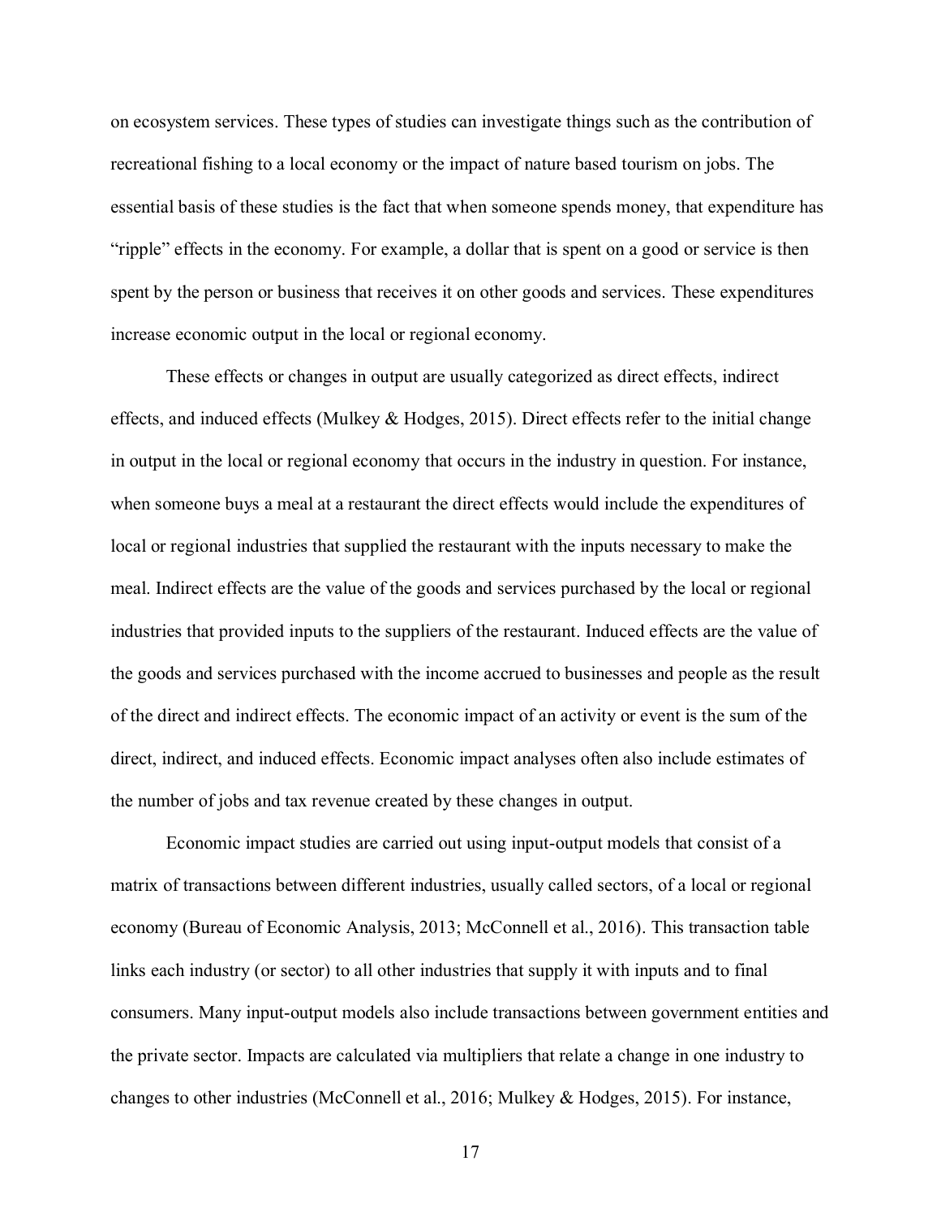on ecosystem services. These types of studies can investigate things such as the contribution of recreational fishing to a local economy or the impact of nature based tourism on jobs. The essential basis of these studies is the fact that when someone spends money, that expenditure has "ripple" effects in the economy. For example, a dollar that is spent on a good or service is then spent by the person or business that receives it on other goods and services. These expenditures increase economic output in the local or regional economy.

These effects or changes in output are usually categorized as direct effects, indirect effects, and induced effects (Mulkey & Hodges, 2015). Direct effects refer to the initial change in output in the local or regional economy that occurs in the industry in question. For instance, when someone buys a meal at a restaurant the direct effects would include the expenditures of local or regional industries that supplied the restaurant with the inputs necessary to make the meal. Indirect effects are the value of the goods and services purchased by the local or regional industries that provided inputs to the suppliers of the restaurant. Induced effects are the value of the goods and services purchased with the income accrued to businesses and people as the result of the direct and indirect effects. The economic impact of an activity or event is the sum of the direct, indirect, and induced effects. Economic impact analyses often also include estimates of the number of jobs and tax revenue created by these changes in output.

Economic impact studies are carried out using input-output models that consist of a matrix of transactions between different industries, usually called sectors, of a local or regional economy (Bureau of Economic Analysis, 2013; McConnell et al., 2016). This transaction table links each industry (or sector) to all other industries that supply it with inputs and to final consumers. Many input-output models also include transactions between government entities and the private sector. Impacts are calculated via multipliers that relate a change in one industry to changes to other industries (McConnell et al., 2016; Mulkey & Hodges, 2015). For instance,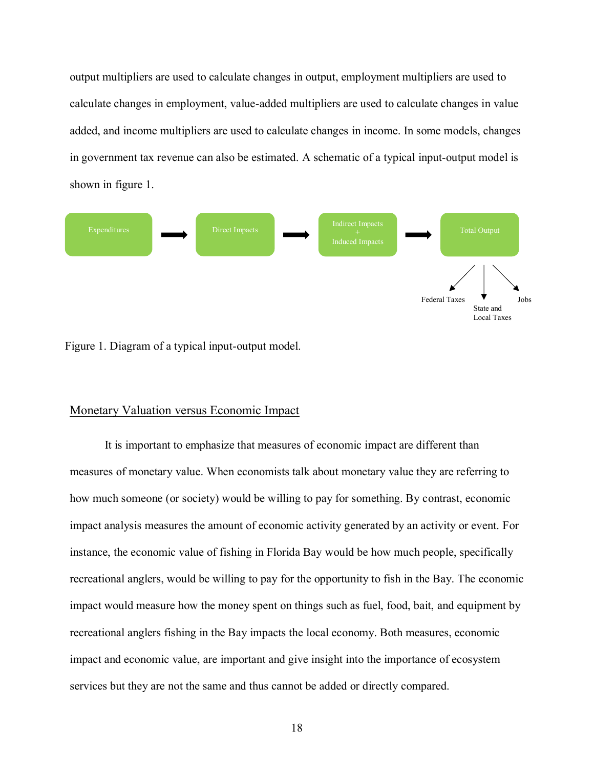output multipliers are used to calculate changes in output, employment multipliers are used to calculate changes in employment, value-added multipliers are used to calculate changes in value added, and income multipliers are used to calculate changes in income. In some models, changes in government tax revenue can also be estimated. A schematic of a typical input-output model is shown in figure 1.

Expenditures → Direct Impacts → Indirect Impacts + Induced Impacts → Total Output

Total Output → Federal Taxes; State and Local Taxes; Jobs

Figure 1. Diagram of a typical input-output model.

## Monetary Valuation versus Economic Impact

It is important to emphasize that measures of economic impact are different than measures of monetary value. When economists talk about monetary value they are referring to how much someone (or society) would be willing to pay for something. By contrast, economic impact analysis measures the amount of economic activity generated by an activity or event. For instance, the economic value of fishing in Florida Bay would be how much people, specifically recreational anglers, would be willing to pay for the opportunity to fish in the Bay. The economic impact would measure how the money spent on things such as fuel, food, bait, and equipment by recreational anglers fishing in the Bay impacts the local economy. Both measures, economic impact and economic value, are important and give insight into the importance of ecosystem services but they are not the same and thus cannot be added or directly compared.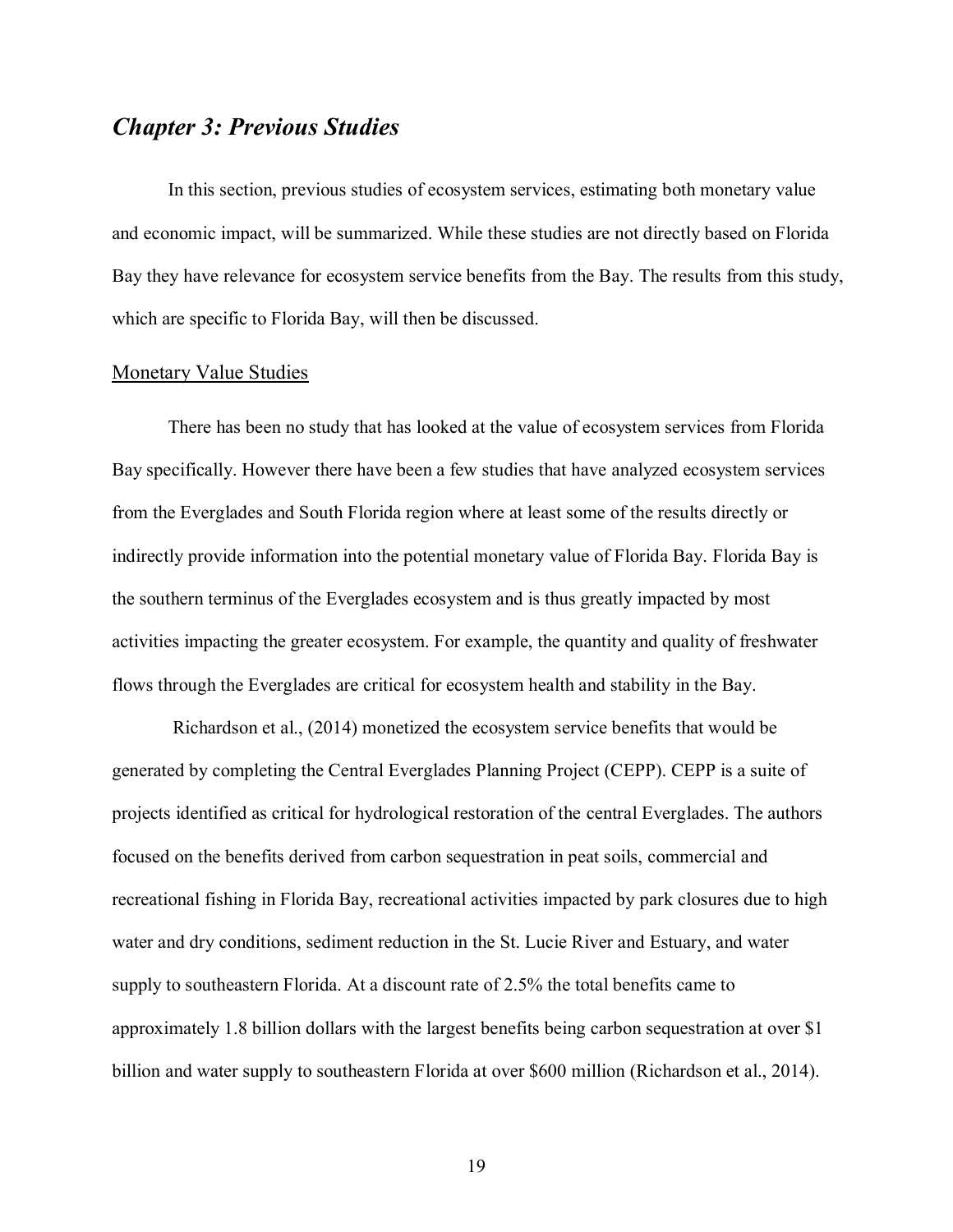## *Chapter 3: Previous Studies*

In this section, previous studies of ecosystem services, estimating both monetary value and economic impact, will be summarized. While these studies are not directly based on Florida Bay they have relevance for ecosystem service benefits from the Bay. The results from this study, which are specific to Florida Bay, will then be discussed.

### Monetary Value Studies

There has been no study that has looked at the value of ecosystem services from Florida Bay specifically. However there have been a few studies that have analyzed ecosystem services from the Everglades and South Florida region where at least some of the results directly or indirectly provide information into the potential monetary value of Florida Bay. Florida Bay is the southern terminus of the Everglades ecosystem and is thus greatly impacted by most activities impacting the greater ecosystem. For example, the quantity and quality of freshwater flows through the Everglades are critical for ecosystem health and stability in the Bay.

Richardson et al., (2014) monetized the ecosystem service benefits that would be generated by completing the Central Everglades Planning Project (CEPP). CEPP is a suite of projects identified as critical for hydrological restoration of the central Everglades. The authors focused on the benefits derived from carbon sequestration in peat soils, commercial and recreational fishing in Florida Bay, recreational activities impacted by park closures due to high water and dry conditions, sediment reduction in the St. Lucie River and Estuary, and water supply to southeastern Florida. At a discount rate of 2.5% the total benefits came to approximately 1.8 billion dollars with the largest benefits being carbon sequestration at over $1 billion and water supply to southeastern Florida at over $600 million (Richardson et al., 2014).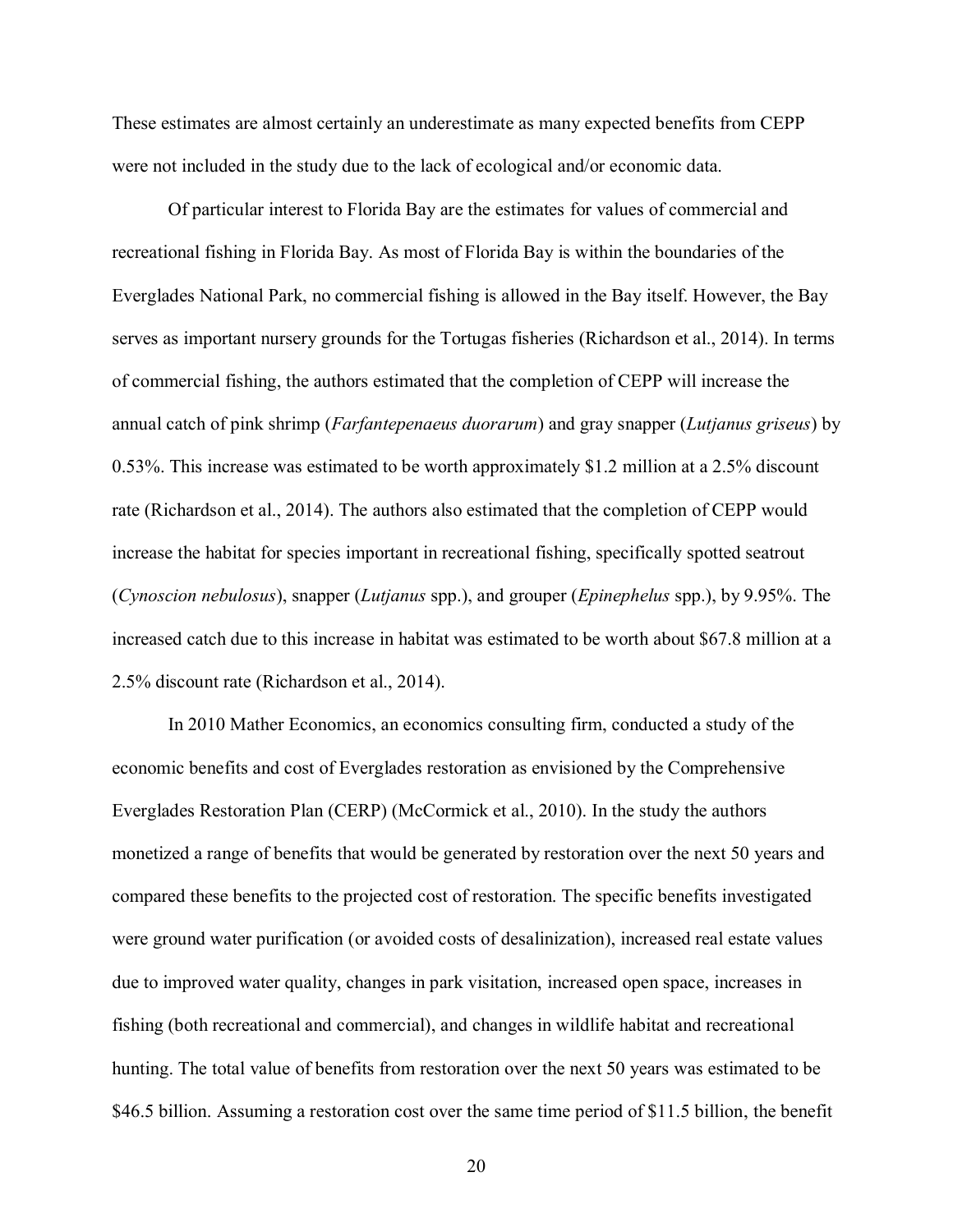These estimates are almost certainly an underestimate as many expected benefits from CEPP were not included in the study due to the lack of ecological and/or economic data.

Of particular interest to Florida Bay are the estimates for values of commercial and recreational fishing in Florida Bay. As most of Florida Bay is within the boundaries of the Everglades National Park, no commercial fishing is allowed in the Bay itself. However, the Bay serves as important nursery grounds for the Tortugas fisheries (Richardson et al., 2014). In terms of commercial fishing, the authors estimated that the completion of CEPP will increase the annual catch of pink shrimp (*Farfantepenaeus duorarum*) and gray snapper (*Lutjanus griseus*) by 0.53%. This increase was estimated to be worth approximately $1.2 million at a 2.5% discount rate (Richardson et al., 2014). The authors also estimated that the completion of CEPP would increase the habitat for species important in recreational fishing, specifically spotted seatrout (*Cynoscion nebulosus*), snapper (*Lutjanus* spp.), and grouper (*Epinephelus* spp.), by 9.95%. The increased catch due to this increase in habitat was estimated to be worth about $67.8 million at a 2.5% discount rate (Richardson et al., 2014).

In 2010 Mather Economics, an economics consulting firm, conducted a study of the economic benefits and cost of Everglades restoration as envisioned by the Comprehensive Everglades Restoration Plan (CERP) (McCormick et al., 2010). In the study the authors monetized a range of benefits that would be generated by restoration over the next 50 years and compared these benefits to the projected cost of restoration. The specific benefits investigated were ground water purification (or avoided costs of desalinization), increased real estate values due to improved water quality, changes in park visitation, increased open space, increases in fishing (both recreational and commercial), and changes in wildlife habitat and recreational hunting. The total value of benefits from restoration over the next 50 years was estimated to be $46.5 billion. Assuming a restoration cost over the same time period of $11.5 billion, the benefit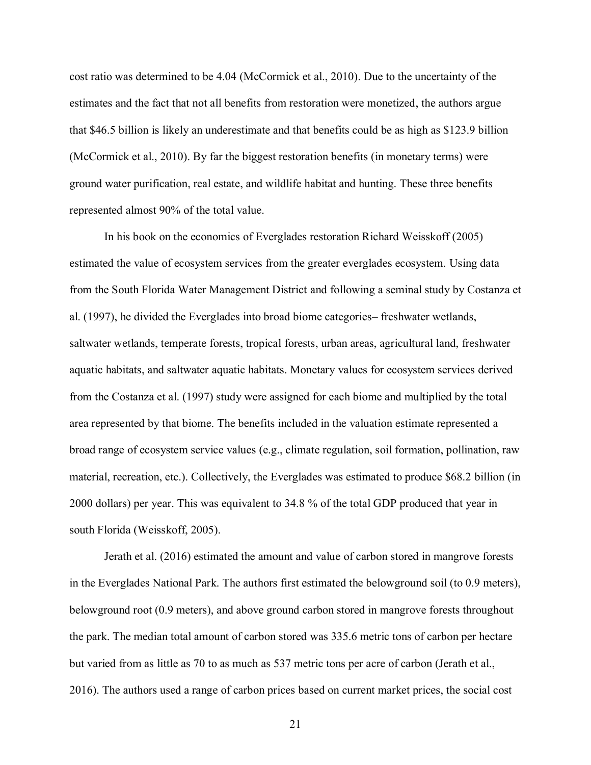cost ratio was determined to be 4.04 (McCormick et al., 2010). Due to the uncertainty of the estimates and the fact that not all benefits from restoration were monetized, the authors argue that $46.5 billion is likely an underestimate and that benefits could be as high as $123.9 billion (McCormick et al., 2010). By far the biggest restoration benefits (in monetary terms) were ground water purification, real estate, and wildlife habitat and hunting. These three benefits represented almost 90% of the total value.

In his book on the economics of Everglades restoration Richard Weisskoff (2005) estimated the value of ecosystem services from the greater everglades ecosystem. Using data from the South Florida Water Management District and following a seminal study by Costanza et al. (1997), he divided the Everglades into broad biome categories– freshwater wetlands, saltwater wetlands, temperate forests, tropical forests, urban areas, agricultural land, freshwater aquatic habitats, and saltwater aquatic habitats. Monetary values for ecosystem services derived from the Costanza et al. (1997) study were assigned for each biome and multiplied by the total area represented by that biome. The benefits included in the valuation estimate represented a broad range of ecosystem service values (e.g., climate regulation, soil formation, pollination, raw material, recreation, etc.). Collectively, the Everglades was estimated to produce $68.2 billion (in 2000 dollars) per year. This was equivalent to 34.8 % of the total GDP produced that year in south Florida (Weisskoff, 2005).

Jerath et al. (2016) estimated the amount and value of carbon stored in mangrove forests in the Everglades National Park. The authors first estimated the belowground soil (to 0.9 meters), belowground root (0.9 meters), and above ground carbon stored in mangrove forests throughout the park. The median total amount of carbon stored was 335.6 metric tons of carbon per hectare but varied from as little as 70 to as much as 537 metric tons per acre of carbon (Jerath et al., 2016). The authors used a range of carbon prices based on current market prices, the social cost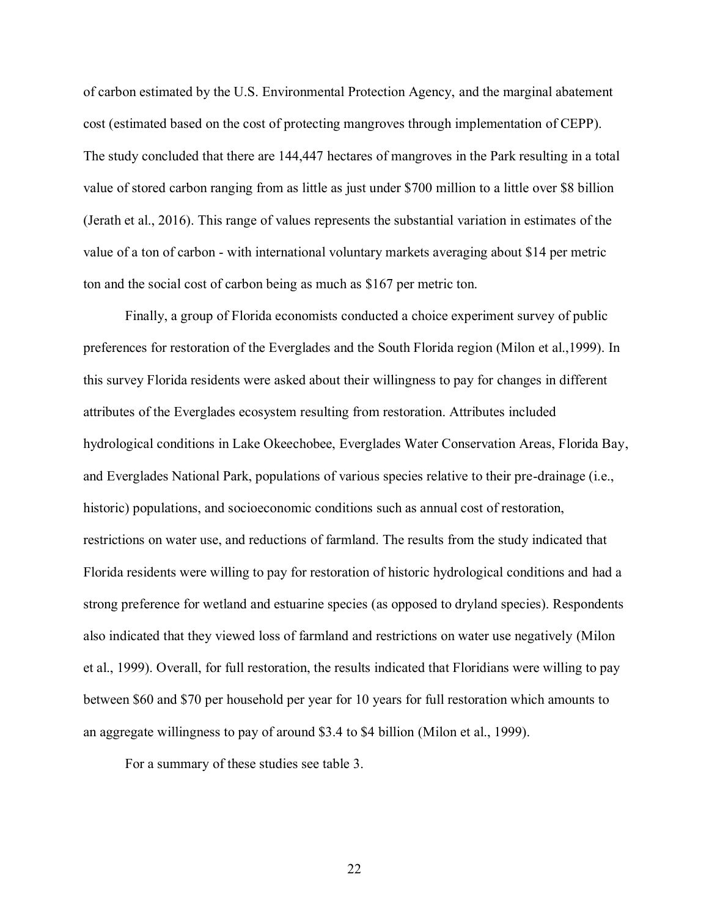of carbon estimated by the U.S. Environmental Protection Agency, and the marginal abatement cost (estimated based on the cost of protecting mangroves through implementation of CEPP). The study concluded that there are 144,447 hectares of mangroves in the Park resulting in a total value of stored carbon ranging from as little as just under $700 million to a little over $8 billion (Jerath et al., 2016). This range of values represents the substantial variation in estimates of the value of a ton of carbon - with international voluntary markets averaging about $14 per metric ton and the social cost of carbon being as much as $167 per metric ton.

Finally, a group of Florida economists conducted a choice experiment survey of public preferences for restoration of the Everglades and the South Florida region (Milon et al.,1999). In this survey Florida residents were asked about their willingness to pay for changes in different attributes of the Everglades ecosystem resulting from restoration. Attributes included hydrological conditions in Lake Okeechobee, Everglades Water Conservation Areas, Florida Bay, and Everglades National Park, populations of various species relative to their pre-drainage (i.e., historic) populations, and socioeconomic conditions such as annual cost of restoration, restrictions on water use, and reductions of farmland. The results from the study indicated that Florida residents were willing to pay for restoration of historic hydrological conditions and had a strong preference for wetland and estuarine species (as opposed to dryland species). Respondents also indicated that they viewed loss of farmland and restrictions on water use negatively (Milon et al., 1999). Overall, for full restoration, the results indicated that Floridians were willing to pay between $60 and $70 per household per year for 10 years for full restoration which amounts to an aggregate willingness to pay of around $3.4 to $4 billion (Milon et al., 1999).

For a summary of these studies see table 3.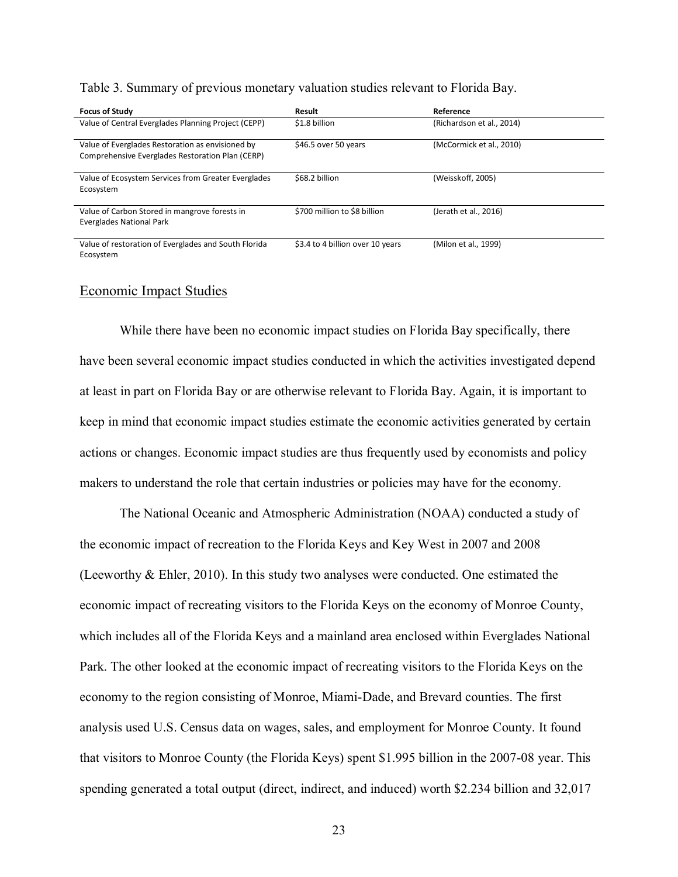Table 3. Summary of previous monetary valuation studies relevant to Florida Bay.

| Focus of Study | Result | Reference |
|---|---|---|
| Value of Central Everglades Planning Project (CEPP) | $1.8 billion | (Richardson et al., 2014) |
| Value of Everglades Restoration as envisioned by Comprehensive Everglades Restoration Plan (CERP) | $46.5 over 50 years | (McCormick et al., 2010) |
| Value of Ecosystem Services from Greater Everglades Ecosystem | $68.2 billion | (Weisskoff, 2005) |
| Value of Carbon Stored in mangrove forests in Everglades National Park | $700 million to $8 billion | (Jerath et al., 2016) |
| Value of restoration of Everglades and South Florida Ecosystem | $3.4 to 4 billion over 10 years | (Milon et al., 1999) |

## Economic Impact Studies

While there have been no economic impact studies on Florida Bay specifically, there have been several economic impact studies conducted in which the activities investigated depend at least in part on Florida Bay or are otherwise relevant to Florida Bay. Again, it is important to keep in mind that economic impact studies estimate the economic activities generated by certain actions or changes. Economic impact studies are thus frequently used by economists and policy makers to understand the role that certain industries or policies may have for the economy.

The National Oceanic and Atmospheric Administration (NOAA) conducted a study of the economic impact of recreation to the Florida Keys and Key West in 2007 and 2008 (Leeworthy & Ehler, 2010). In this study two analyses were conducted. One estimated the economic impact of recreating visitors to the Florida Keys on the economy of Monroe County, which includes all of the Florida Keys and a mainland area enclosed within Everglades National Park. The other looked at the economic impact of recreating visitors to the Florida Keys on the economy to the region consisting of Monroe, Miami-Dade, and Brevard counties. The first analysis used U.S. Census data on wages, sales, and employment for Monroe County. It found that visitors to Monroe County (the Florida Keys) spent $1.995 billion in the 2007-08 year. This spending generated a total output (direct, indirect, and induced) worth $2.234 billion and 32,017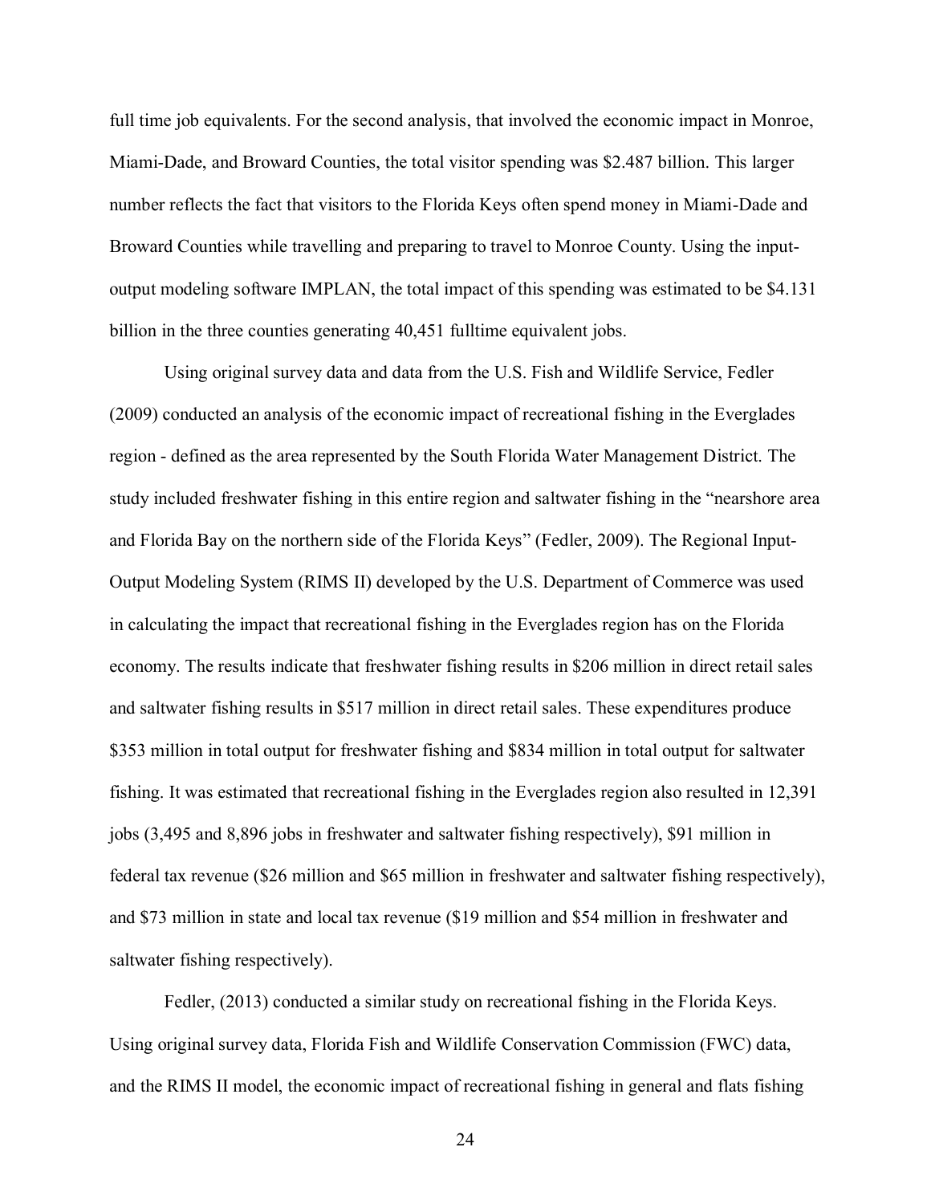full time job equivalents. For the second analysis, that involved the economic impact in Monroe, Miami-Dade, and Broward Counties, the total visitor spending was $2.487 billion. This larger number reflects the fact that visitors to the Florida Keys often spend money in Miami-Dade and Broward Counties while travelling and preparing to travel to Monroe County. Using the input-output modeling software IMPLAN, the total impact of this spending was estimated to be $4.131 billion in the three counties generating 40,451 fulltime equivalent jobs.

Using original survey data and data from the U.S. Fish and Wildlife Service, Fedler (2009) conducted an analysis of the economic impact of recreational fishing in the Everglades region - defined as the area represented by the South Florida Water Management District. The study included freshwater fishing in this entire region and saltwater fishing in the "nearshore area and Florida Bay on the northern side of the Florida Keys" (Fedler, 2009). The Regional Input-Output Modeling System (RIMS II) developed by the U.S. Department of Commerce was used in calculating the impact that recreational fishing in the Everglades region has on the Florida economy. The results indicate that freshwater fishing results in $206 million in direct retail sales and saltwater fishing results in $517 million in direct retail sales. These expenditures produce $353 million in total output for freshwater fishing and $834 million in total output for saltwater fishing. It was estimated that recreational fishing in the Everglades region also resulted in 12,391 jobs (3,495 and 8,896 jobs in freshwater and saltwater fishing respectively), $91 million in federal tax revenue ($26 million and $65 million in freshwater and saltwater fishing respectively), and $73 million in state and local tax revenue ($19 million and $54 million in freshwater and saltwater fishing respectively).

Fedler, (2013) conducted a similar study on recreational fishing in the Florida Keys. Using original survey data, Florida Fish and Wildlife Conservation Commission (FWC) data, and the RIMS II model, the economic impact of recreational fishing in general and flats fishing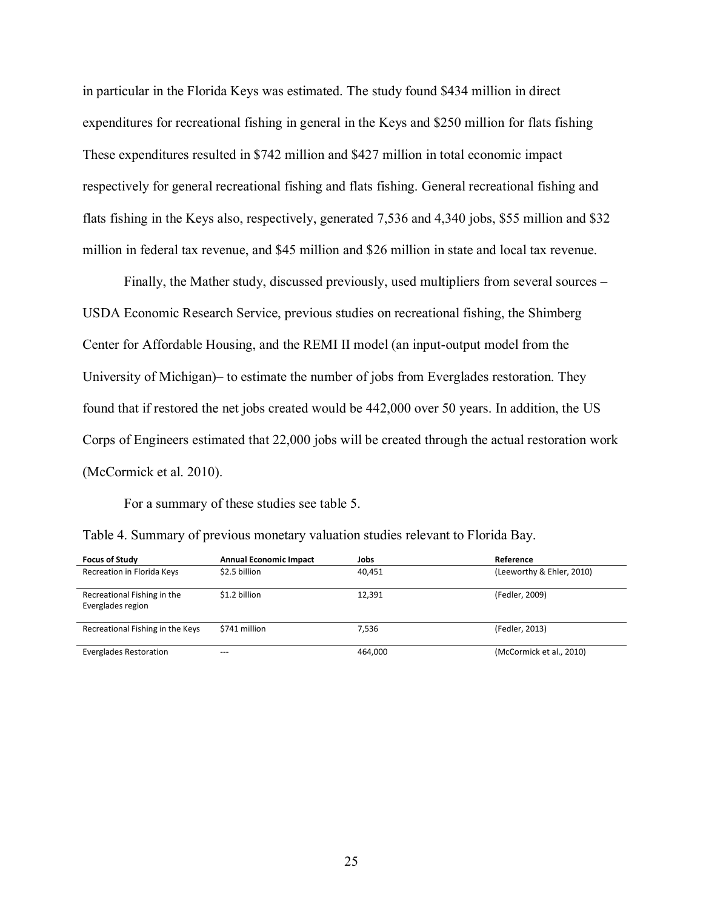in particular in the Florida Keys was estimated. The study found $434 million in direct expenditures for recreational fishing in general in the Keys and $250 million for flats fishing These expenditures resulted in $742 million and $427 million in total economic impact respectively for general recreational fishing and flats fishing. General recreational fishing and flats fishing in the Keys also, respectively, generated 7,536 and 4,340 jobs, $55 million and $32 million in federal tax revenue, and $45 million and $26 million in state and local tax revenue.

Finally, the Mather study, discussed previously, used multipliers from several sources – USDA Economic Research Service, previous studies on recreational fishing, the Shimberg Center for Affordable Housing, and the REMI II model (an input-output model from the University of Michigan)– to estimate the number of jobs from Everglades restoration. They found that if restored the net jobs created would be 442,000 over 50 years. In addition, the US Corps of Engineers estimated that 22,000 jobs will be created through the actual restoration work (McCormick et al. 2010).

For a summary of these studies see table 5.

Table 4. Summary of previous monetary valuation studies relevant to Florida Bay.

| Focus of Study | Annual Economic Impact | Jobs | Reference |
| --- | --- | --- | --- |
| Recreation in Florida Keys | $2.5 billion | 40,451 | (Leeworthy & Ehler, 2010) |
| Recreational Fishing in the Everglades region | $1.2 billion | 12,391 | (Fedler, 2009) |
| Recreational Fishing in the Keys | $741 million | 7,536 | (Fedler, 2013) |
| Everglades Restoration | --- | 464,000 | (McCormick et al., 2010) |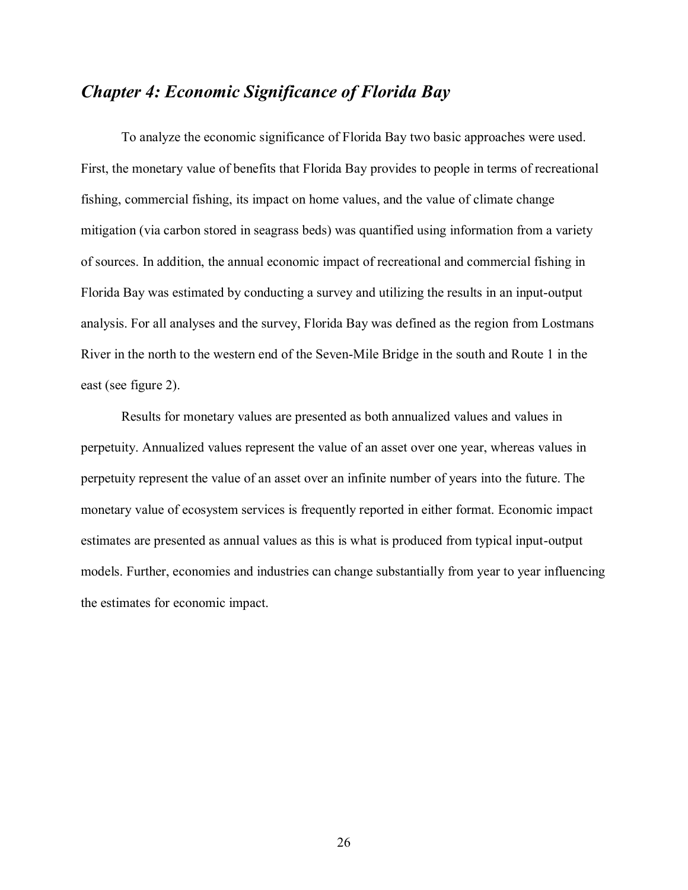## *Chapter 4: Economic Significance of Florida Bay*

To analyze the economic significance of Florida Bay two basic approaches were used. First, the monetary value of benefits that Florida Bay provides to people in terms of recreational fishing, commercial fishing, its impact on home values, and the value of climate change mitigation (via carbon stored in seagrass beds) was quantified using information from a variety of sources. In addition, the annual economic impact of recreational and commercial fishing in Florida Bay was estimated by conducting a survey and utilizing the results in an input-output analysis. For all analyses and the survey, Florida Bay was defined as the region from Lostmans River in the north to the western end of the Seven-Mile Bridge in the south and Route 1 in the east (see figure 2).

Results for monetary values are presented as both annualized values and values in perpetuity. Annualized values represent the value of an asset over one year, whereas values in perpetuity represent the value of an asset over an infinite number of years into the future. The monetary value of ecosystem services is frequently reported in either format. Economic impact estimates are presented as annual values as this is what is produced from typical input-output models. Further, economies and industries can change substantially from year to year influencing the estimates for economic impact.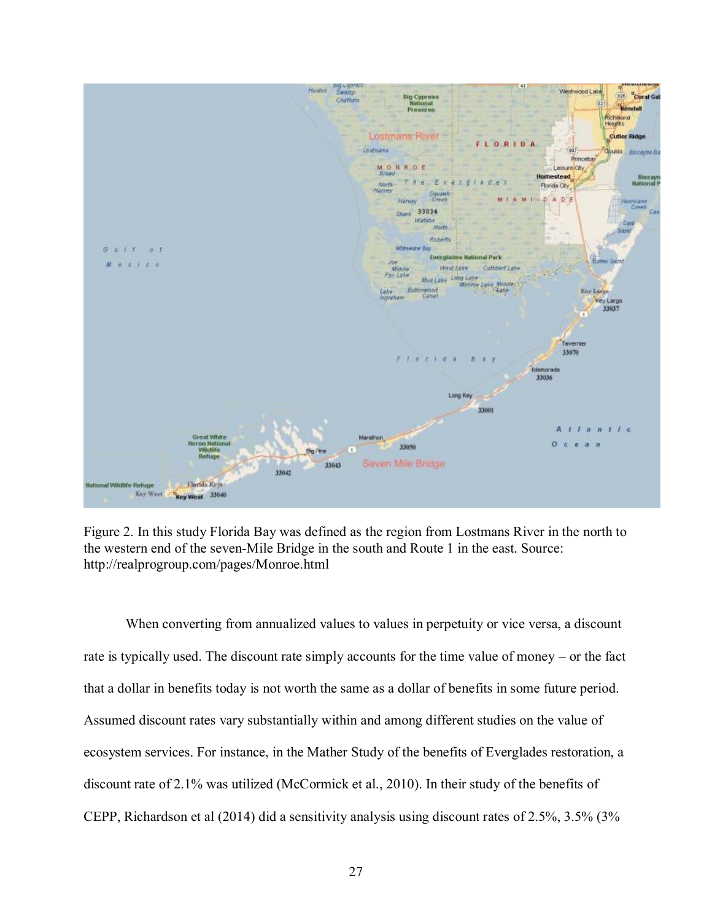Figure 2. In this study Florida Bay was defined as the region from Lostmans River in the north to the western end of the seven-Mile Bridge in the south and Route 1 in the east. Source: http://realprogroup.com/pages/Monroe.html

When converting from annualized values to values in perpetuity or vice versa, a discount rate is typically used. The discount rate simply accounts for the time value of money – or the fact that a dollar in benefits today is not worth the same as a dollar of benefits in some future period. Assumed discount rates vary substantially within and among different studies on the value of ecosystem services. For instance, in the Mather Study of the benefits of Everglades restoration, a discount rate of 2.1% was utilized (McCormick et al., 2010). In their study of the benefits of CEPP, Richardson et al (2014) did a sensitivity analysis using discount rates of 2.5%, 3.5% (3%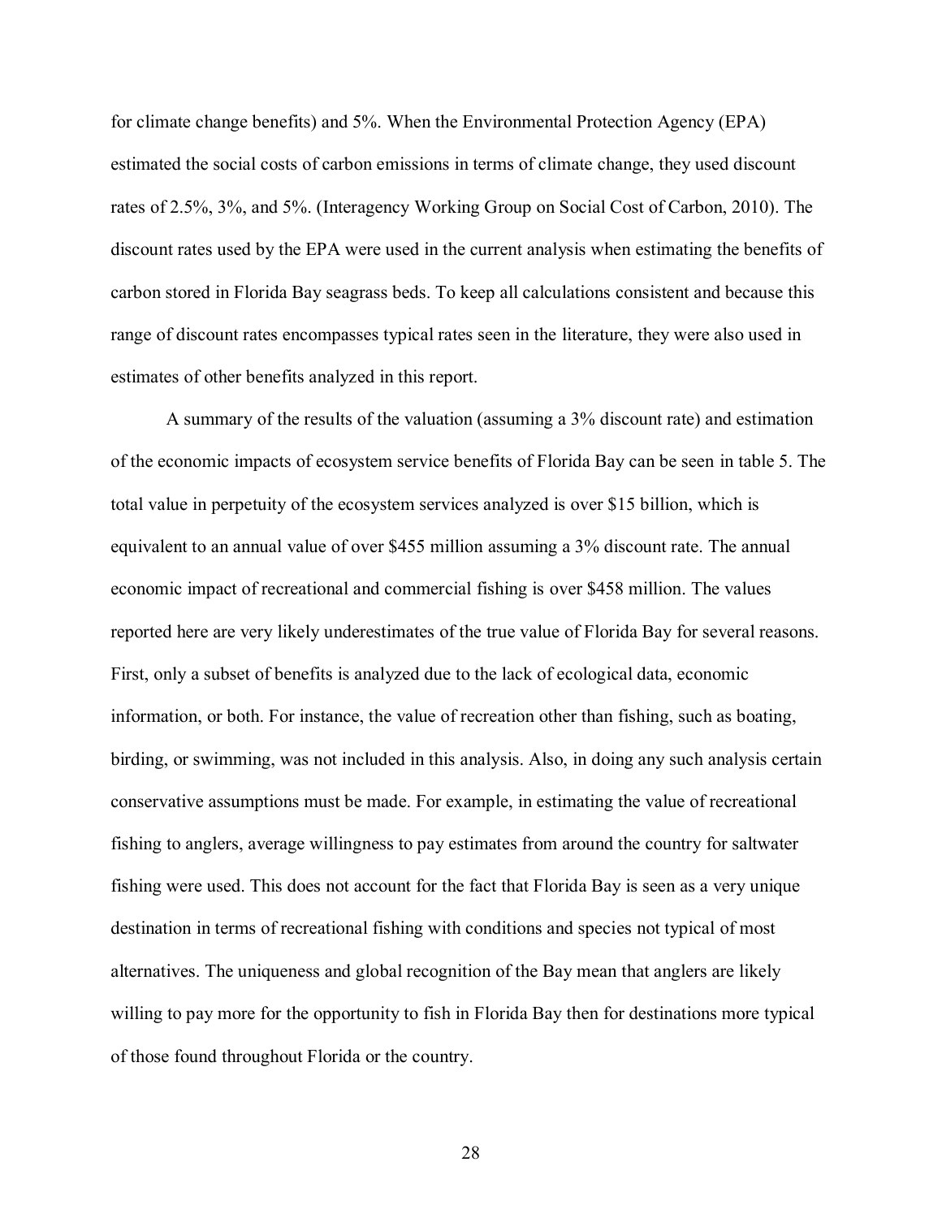for climate change benefits) and 5%. When the Environmental Protection Agency (EPA) estimated the social costs of carbon emissions in terms of climate change, they used discount rates of 2.5%, 3%, and 5%. (Interagency Working Group on Social Cost of Carbon, 2010). The discount rates used by the EPA were used in the current analysis when estimating the benefits of carbon stored in Florida Bay seagrass beds. To keep all calculations consistent and because this range of discount rates encompasses typical rates seen in the literature, they were also used in estimates of other benefits analyzed in this report.

A summary of the results of the valuation (assuming a 3% discount rate) and estimation of the economic impacts of ecosystem service benefits of Florida Bay can be seen in table 5. The total value in perpetuity of the ecosystem services analyzed is over $15 billion, which is equivalent to an annual value of over $455 million assuming a 3% discount rate. The annual economic impact of recreational and commercial fishing is over $458 million. The values reported here are very likely underestimates of the true value of Florida Bay for several reasons. First, only a subset of benefits is analyzed due to the lack of ecological data, economic information, or both. For instance, the value of recreation other than fishing, such as boating, birding, or swimming, was not included in this analysis. Also, in doing any such analysis certain conservative assumptions must be made. For example, in estimating the value of recreational fishing to anglers, average willingness to pay estimates from around the country for saltwater fishing were used. This does not account for the fact that Florida Bay is seen as a very unique destination in terms of recreational fishing with conditions and species not typical of most alternatives. The uniqueness and global recognition of the Bay mean that anglers are likely willing to pay more for the opportunity to fish in Florida Bay then for destinations more typical of those found throughout Florida or the country.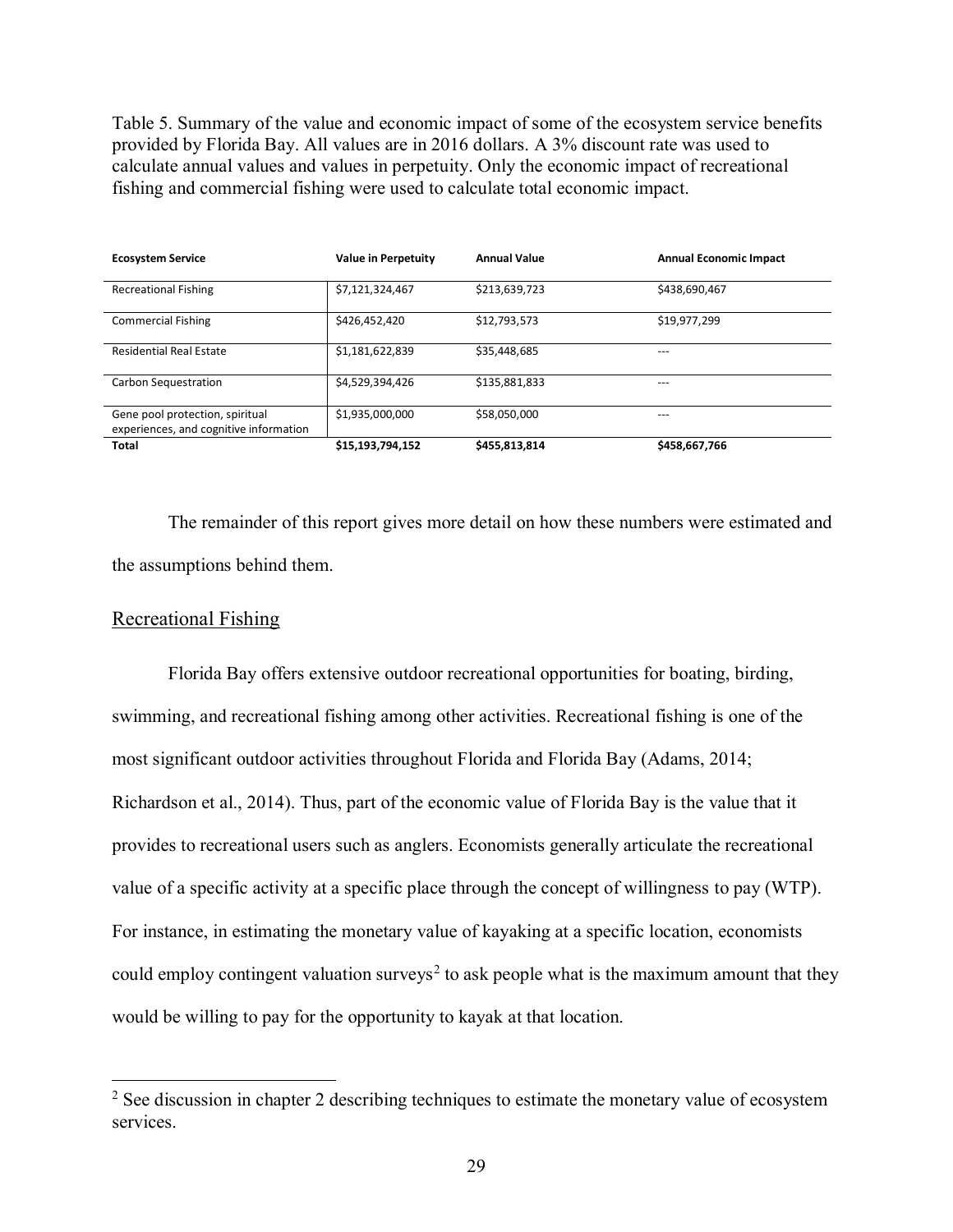Table 5. Summary of the value and economic impact of some of the ecosystem service benefits provided by Florida Bay. All values are in 2016 dollars. A 3% discount rate was used to calculate annual values and values in perpetuity. Only the economic impact of recreational fishing and commercial fishing were used to calculate total economic impact.

| Ecosystem Service | Value in Perpetuity | Annual Value | Annual Economic Impact |
|---|---|---|---|
| Recreational Fishing | $7,121,324,467 | $213,639,723 | $438,690,467 |
| Commercial Fishing | $426,452,420 | $12,793,573 | $19,977,299 |
| Residential Real Estate | $1,181,622,839 | $35,448,685 | --- |
| Carbon Sequestration | $4,529,394,426 | $135,881,833 | --- |
| Gene pool protection, spiritual experiences, and cognitive information | $1,935,000,000 | $58,050,000 | --- |
| **Total** | **$15,193,794,152** | **$455,813,814** | **$458,667,766** |

The remainder of this report gives more detail on how these numbers were estimated and the assumptions behind them.

## Recreational Fishing

Florida Bay offers extensive outdoor recreational opportunities for boating, birding, swimming, and recreational fishing among other activities. Recreational fishing is one of the most significant outdoor activities throughout Florida and Florida Bay (Adams, 2014; Richardson et al., 2014). Thus, part of the economic value of Florida Bay is the value that it provides to recreational users such as anglers. Economists generally articulate the recreational value of a specific activity at a specific place through the concept of willingness to pay (WTP). For instance, in estimating the monetary value of kayaking at a specific location, economists could employ contingent valuation surveys[2] to ask people what is the maximum amount that they would be willing to pay for the opportunity to kayak at that location.

[2] See discussion in chapter 2 describing techniques to estimate the monetary value of ecosystem services.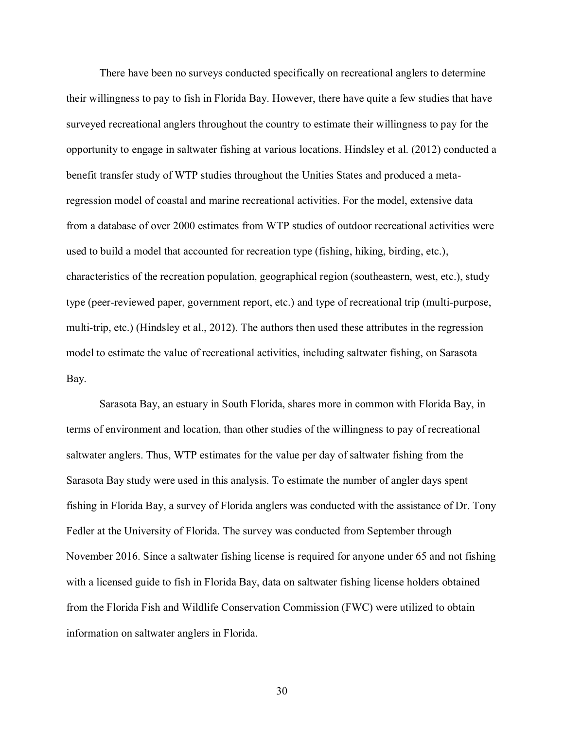There have been no surveys conducted specifically on recreational anglers to determine their willingness to pay to fish in Florida Bay. However, there have quite a few studies that have surveyed recreational anglers throughout the country to estimate their willingness to pay for the opportunity to engage in saltwater fishing at various locations. Hindsley et al. (2012) conducted a benefit transfer study of WTP studies throughout the Unities States and produced a meta-regression model of coastal and marine recreational activities. For the model, extensive data from a database of over 2000 estimates from WTP studies of outdoor recreational activities were used to build a model that accounted for recreation type (fishing, hiking, birding, etc.), characteristics of the recreation population, geographical region (southeastern, west, etc.), study type (peer-reviewed paper, government report, etc.) and type of recreational trip (multi-purpose, multi-trip, etc.) (Hindsley et al., 2012). The authors then used these attributes in the regression model to estimate the value of recreational activities, including saltwater fishing, on Sarasota Bay.

Sarasota Bay, an estuary in South Florida, shares more in common with Florida Bay, in terms of environment and location, than other studies of the willingness to pay of recreational saltwater anglers. Thus, WTP estimates for the value per day of saltwater fishing from the Sarasota Bay study were used in this analysis. To estimate the number of angler days spent fishing in Florida Bay, a survey of Florida anglers was conducted with the assistance of Dr. Tony Fedler at the University of Florida. The survey was conducted from September through November 2016. Since a saltwater fishing license is required for anyone under 65 and not fishing with a licensed guide to fish in Florida Bay, data on saltwater fishing license holders obtained from the Florida Fish and Wildlife Conservation Commission (FWC) were utilized to obtain information on saltwater anglers in Florida.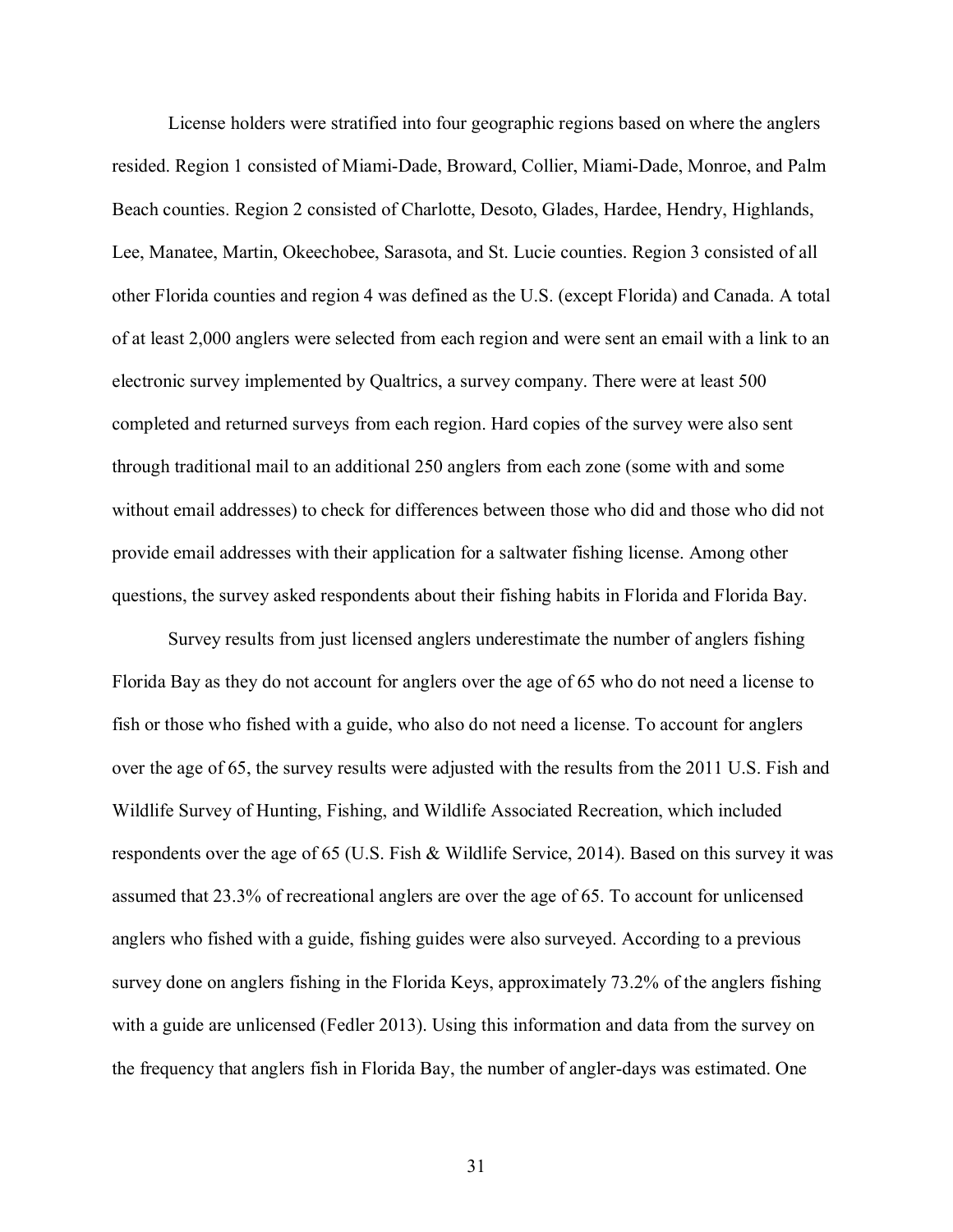License holders were stratified into four geographic regions based on where the anglers resided. Region 1 consisted of Miami-Dade, Broward, Collier, Miami-Dade, Monroe, and Palm Beach counties. Region 2 consisted of Charlotte, Desoto, Glades, Hardee, Hendry, Highlands, Lee, Manatee, Martin, Okeechobee, Sarasota, and St. Lucie counties. Region 3 consisted of all other Florida counties and region 4 was defined as the U.S. (except Florida) and Canada. A total of at least 2,000 anglers were selected from each region and were sent an email with a link to an electronic survey implemented by Qualtrics, a survey company. There were at least 500 completed and returned surveys from each region. Hard copies of the survey were also sent through traditional mail to an additional 250 anglers from each zone (some with and some without email addresses) to check for differences between those who did and those who did not provide email addresses with their application for a saltwater fishing license. Among other questions, the survey asked respondents about their fishing habits in Florida and Florida Bay.

Survey results from just licensed anglers underestimate the number of anglers fishing Florida Bay as they do not account for anglers over the age of 65 who do not need a license to fish or those who fished with a guide, who also do not need a license. To account for anglers over the age of 65, the survey results were adjusted with the results from the 2011 U.S. Fish and Wildlife Survey of Hunting, Fishing, and Wildlife Associated Recreation, which included respondents over the age of 65 (U.S. Fish & Wildlife Service, 2014). Based on this survey it was assumed that 23.3% of recreational anglers are over the age of 65. To account for unlicensed anglers who fished with a guide, fishing guides were also surveyed. According to a previous survey done on anglers fishing in the Florida Keys, approximately 73.2% of the anglers fishing with a guide are unlicensed (Fedler 2013). Using this information and data from the survey on the frequency that anglers fish in Florida Bay, the number of angler-days was estimated. One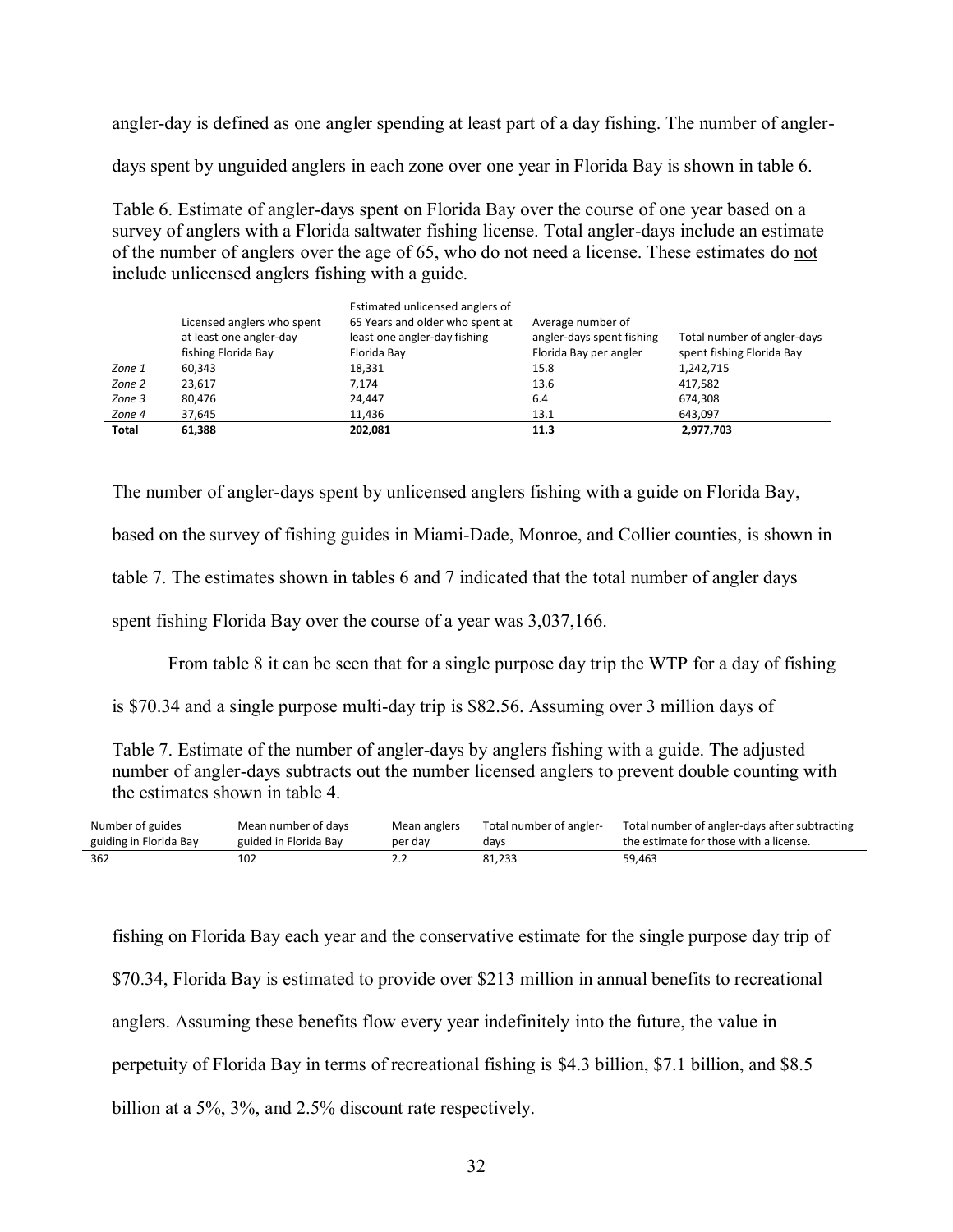angler-day is defined as one angler spending at least part of a day fishing. The number of angler-days spent by unguided anglers in each zone over one year in Florida Bay is shown in table 6.

Table 6. Estimate of angler-days spent on Florida Bay over the course of one year based on a survey of anglers with a Florida saltwater fishing license. Total angler-days include an estimate of the number of anglers over the age of 65, who do not need a license. These estimates do not include unlicensed anglers fishing with a guide.

| | Licensed anglers who spent at least one angler-day fishing Florida Bay | Estimated unlicensed anglers of 65 Years and older who spent at least one angler-day fishing Florida Bay | Average number of angler-days spent fishing Florida Bay per angler | Total number of angler-days spent fishing Florida Bay |
|---|---|---|---|---|
| *Zone 1* | 60,343 | 18,331 | 15.8 | 1,242,715 |
| *Zone 2* | 23,617 | 7,174 | 13.6 | 417,582 |
| *Zone 3* | 80,476 | 24,447 | 6.4 | 674,308 |
| *Zone 4* | 37,645 | 11,436 | 13.1 | 643,097 |
| **Total** | **61,388** | **202,081** | **11.3** | **2,977,703** |

The number of angler-days spent by unlicensed anglers fishing with a guide on Florida Bay, based on the survey of fishing guides in Miami-Dade, Monroe, and Collier counties, is shown in table 7. The estimates shown in tables 6 and 7 indicated that the total number of angler days spent fishing Florida Bay over the course of a year was 3,037,166.

From table 8 it can be seen that for a single purpose day trip the WTP for a day of fishing is $70.34 and a single purpose multi-day trip is $82.56. Assuming over 3 million days of fishing on Florida Bay each year and the conservative estimate for the single purpose day trip of $70.34, Florida Bay is estimated to provide over $213 million in annual benefits to recreational anglers. Assuming these benefits flow every year indefinitely into the future, the value in perpetuity of Florida Bay in terms of recreational fishing is $4.3 billion, $7.1 billion, and $8.5 billion at a 5%, 3%, and 2.5% discount rate respectively.

Table 7. Estimate of the number of angler-days by anglers fishing with a guide. The adjusted number of angler-days subtracts out the number licensed anglers to prevent double counting with the estimates shown in table 4.

| Number of guides guiding in Florida Bay | Mean number of days guided in Florida Bay | Mean anglers per day | Total number of angler-days | Total number of angler-days after subtracting the estimate for those with a license. |
|---|---|---|---|---|
| 362 | 102 | 2.2 | 81,233 | 59,463 |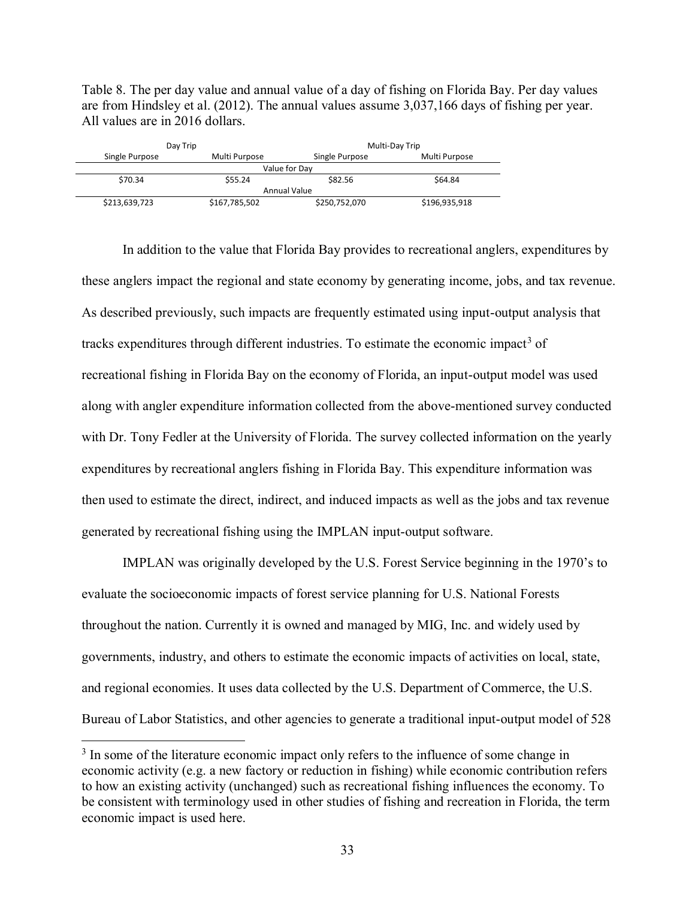Table 8. The per day value and annual value of a day of fishing on Florida Bay. Per day values are from Hindsley et al. (2012). The annual values assume 3,037,166 days of fishing per year. All values are in 2016 dollars.

| Day Trip | | Multi-Day Trip | |
|---|---|---|---|
| Single Purpose | Multi Purpose | Single Purpose | Multi Purpose |
| Value for Day | | | |
| $70.34 | $55.24 | $82.56 | $64.84 |
| Annual Value | | | |
| $213,639,723 | $167,785,502 | $250,752,070 | $196,935,918 |

In addition to the value that Florida Bay provides to recreational anglers, expenditures by these anglers impact the regional and state economy by generating income, jobs, and tax revenue. As described previously, such impacts are frequently estimated using input-output analysis that tracks expenditures through different industries. To estimate the economic impact[3] of recreational fishing in Florida Bay on the economy of Florida, an input-output model was used along with angler expenditure information collected from the above-mentioned survey conducted with Dr. Tony Fedler at the University of Florida. The survey collected information on the yearly expenditures by recreational anglers fishing in Florida Bay. This expenditure information was then used to estimate the direct, indirect, and induced impacts as well as the jobs and tax revenue generated by recreational fishing using the IMPLAN input-output software.

IMPLAN was originally developed by the U.S. Forest Service beginning in the 1970's to evaluate the socioeconomic impacts of forest service planning for U.S. National Forests throughout the nation. Currently it is owned and managed by MIG, Inc. and widely used by governments, industry, and others to estimate the economic impacts of activities on local, state, and regional economies. It uses data collected by the U.S. Department of Commerce, the U.S. Bureau of Labor Statistics, and other agencies to generate a traditional input-output model of 528

[3] In some of the literature economic impact only refers to the influence of some change in economic activity (e.g. a new factory or reduction in fishing) while economic contribution refers to how an existing activity (unchanged) such as recreational fishing influences the economy. To be consistent with terminology used in other studies of fishing and recreation in Florida, the term economic impact is used here.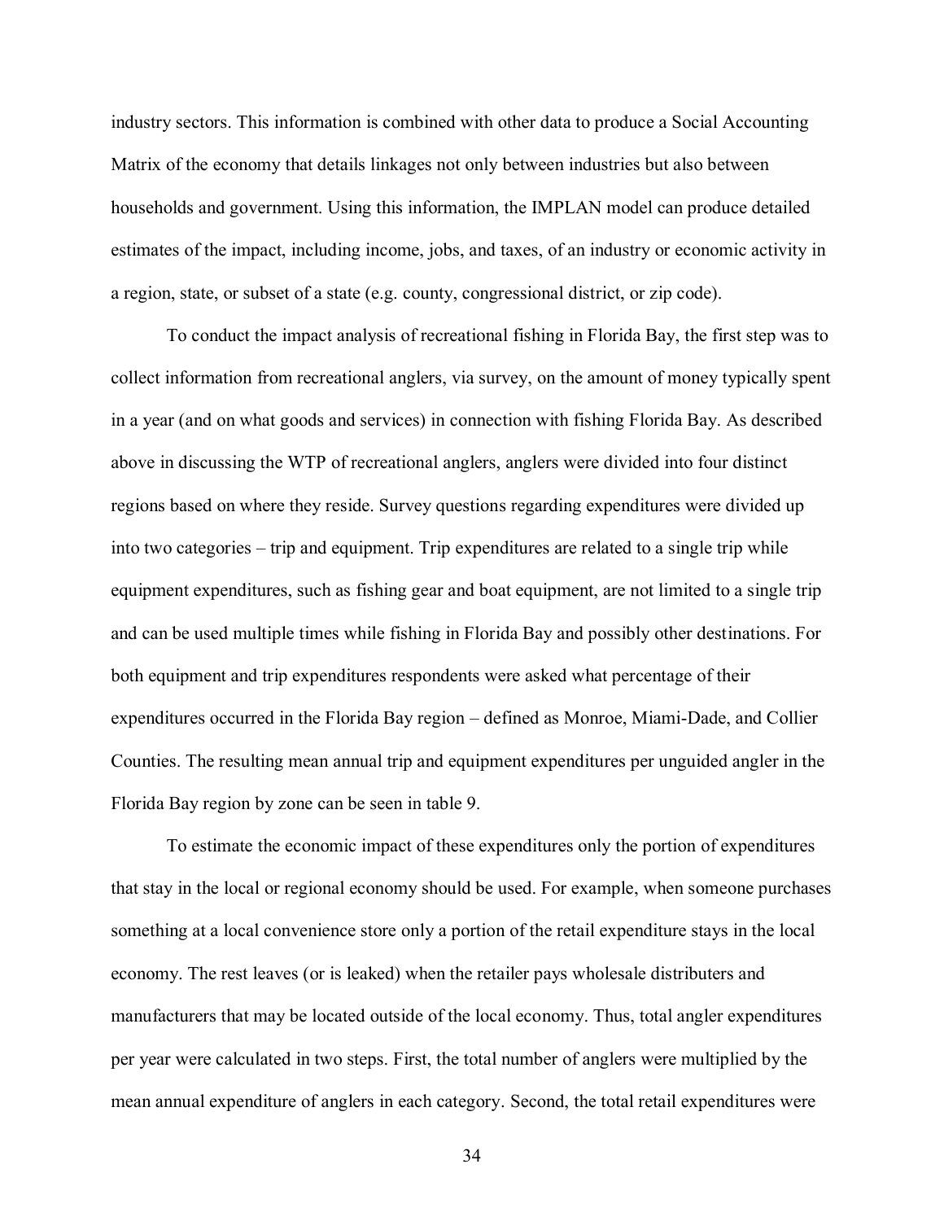industry sectors. This information is combined with other data to produce a Social Accounting Matrix of the economy that details linkages not only between industries but also between households and government. Using this information, the IMPLAN model can produce detailed estimates of the impact, including income, jobs, and taxes, of an industry or economic activity in a region, state, or subset of a state (e.g. county, congressional district, or zip code).

To conduct the impact analysis of recreational fishing in Florida Bay, the first step was to collect information from recreational anglers, via survey, on the amount of money typically spent in a year (and on what goods and services) in connection with fishing Florida Bay. As described above in discussing the WTP of recreational anglers, anglers were divided into four distinct regions based on where they reside. Survey questions regarding expenditures were divided up into two categories – trip and equipment. Trip expenditures are related to a single trip while equipment expenditures, such as fishing gear and boat equipment, are not limited to a single trip and can be used multiple times while fishing in Florida Bay and possibly other destinations. For both equipment and trip expenditures respondents were asked what percentage of their expenditures occurred in the Florida Bay region – defined as Monroe, Miami-Dade, and Collier Counties. The resulting mean annual trip and equipment expenditures per unguided angler in the Florida Bay region by zone can be seen in table 9.

To estimate the economic impact of these expenditures only the portion of expenditures that stay in the local or regional economy should be used. For example, when someone purchases something at a local convenience store only a portion of the retail expenditure stays in the local economy. The rest leaves (or is leaked) when the retailer pays wholesale distributers and manufacturers that may be located outside of the local economy. Thus, total angler expenditures per year were calculated in two steps. First, the total number of anglers were multiplied by the mean annual expenditure of anglers in each category. Second, the total retail expenditures were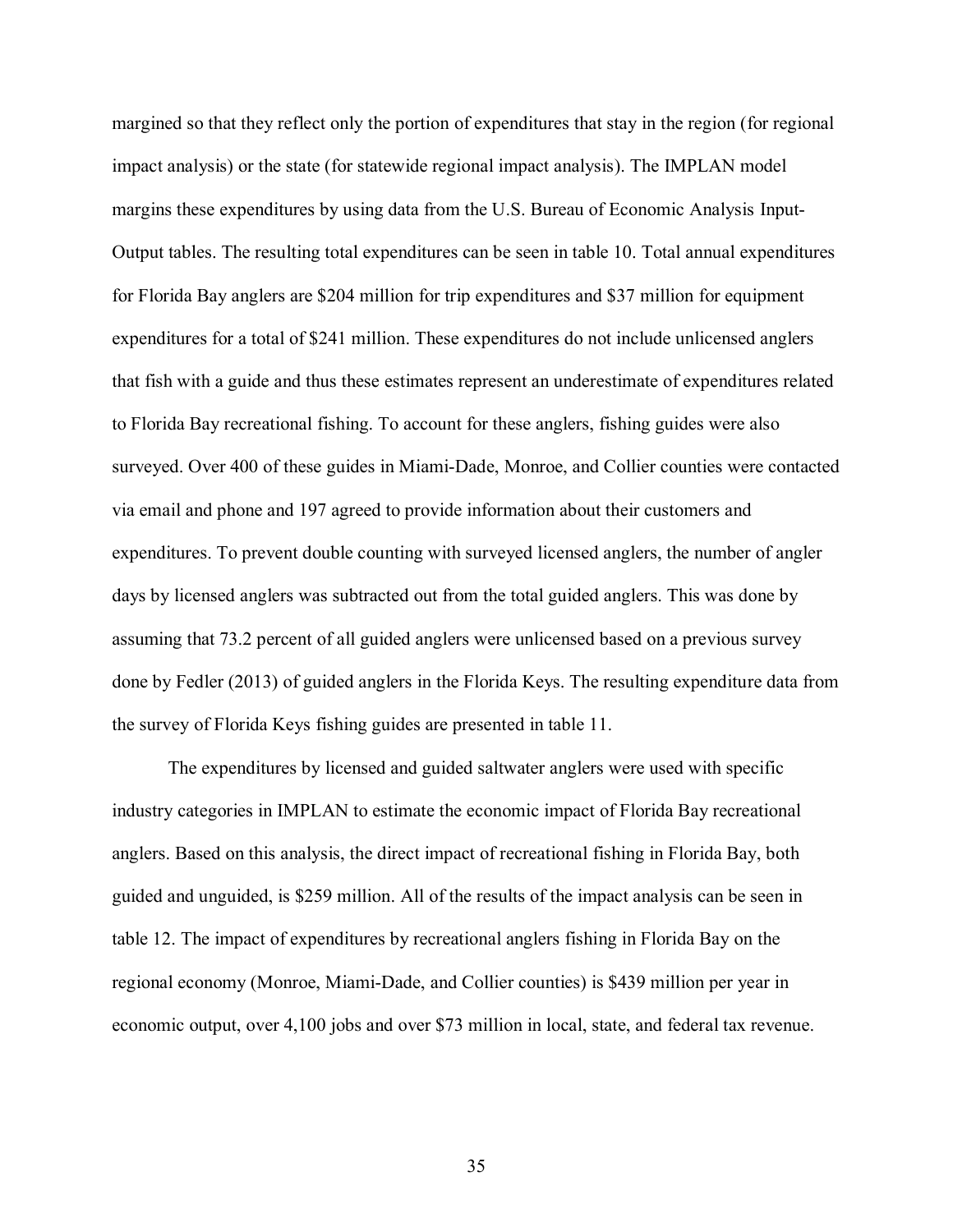margined so that they reflect only the portion of expenditures that stay in the region (for regional impact analysis) or the state (for statewide regional impact analysis). The IMPLAN model margins these expenditures by using data from the U.S. Bureau of Economic Analysis Input-Output tables. The resulting total expenditures can be seen in table 10. Total annual expenditures for Florida Bay anglers are $204 million for trip expenditures and $37 million for equipment expenditures for a total of $241 million. These expenditures do not include unlicensed anglers that fish with a guide and thus these estimates represent an underestimate of expenditures related to Florida Bay recreational fishing. To account for these anglers, fishing guides were also surveyed. Over 400 of these guides in Miami-Dade, Monroe, and Collier counties were contacted via email and phone and 197 agreed to provide information about their customers and expenditures. To prevent double counting with surveyed licensed anglers, the number of angler days by licensed anglers was subtracted out from the total guided anglers. This was done by assuming that 73.2 percent of all guided anglers were unlicensed based on a previous survey done by Fedler (2013) of guided anglers in the Florida Keys. The resulting expenditure data from the survey of Florida Keys fishing guides are presented in table 11.

The expenditures by licensed and guided saltwater anglers were used with specific industry categories in IMPLAN to estimate the economic impact of Florida Bay recreational anglers. Based on this analysis, the direct impact of recreational fishing in Florida Bay, both guided and unguided, is $259 million. All of the results of the impact analysis can be seen in table 12. The impact of expenditures by recreational anglers fishing in Florida Bay on the regional economy (Monroe, Miami-Dade, and Collier counties) is $439 million per year in economic output, over 4,100 jobs and over $73 million in local, state, and federal tax revenue.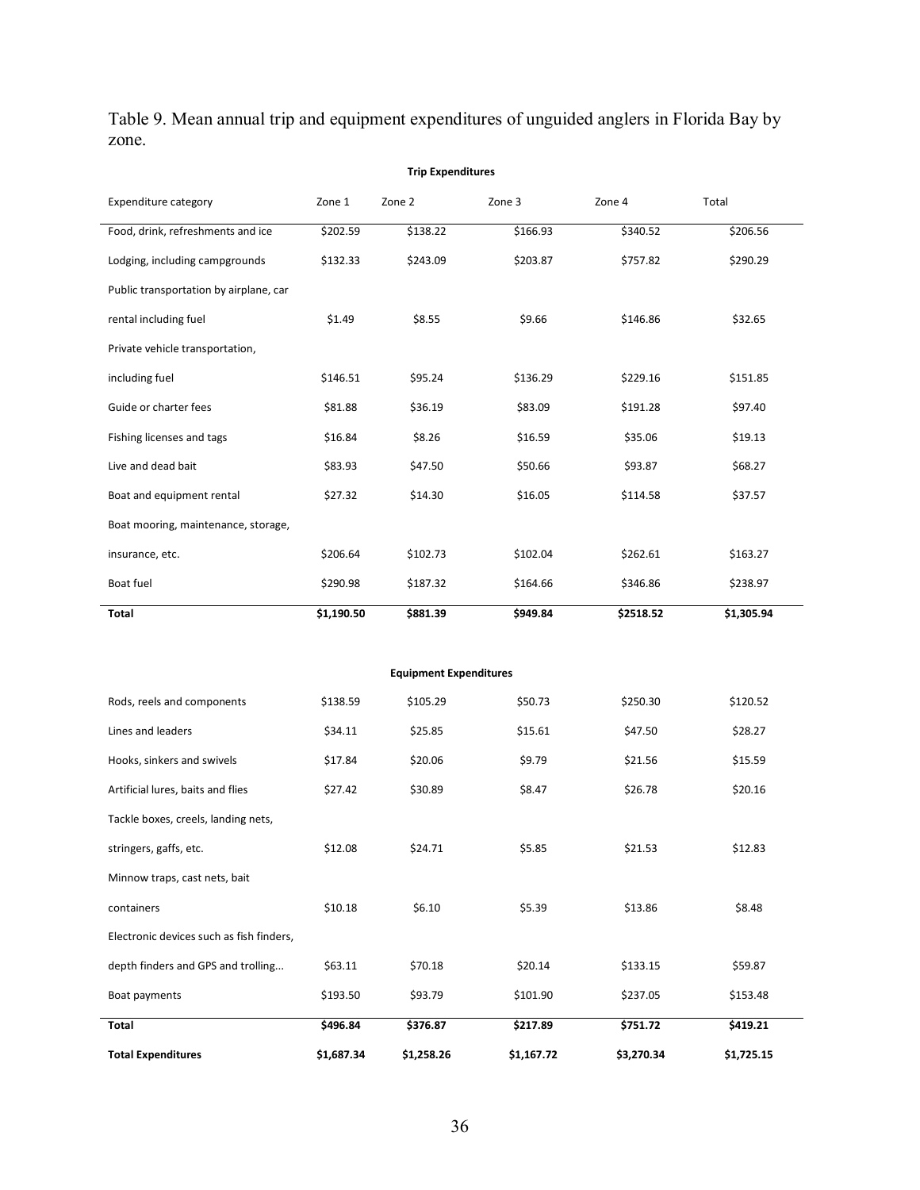Table 9. Mean annual trip and equipment expenditures of unguided anglers in Florida Bay by zone.

| Expenditure category | Zone 1 | Zone 2 | Zone 3 | Zone 4 | Total |
|---|---|---|---|---|---|
| **Trip Expenditures** | | | | | |
| Food, drink, refreshments and ice | $202.59 | $138.22 | $166.93 | $340.52 | $206.56 |
| Lodging, including campgrounds | $132.33 | $243.09 | $203.87 | $757.82 | $290.29 |
| Public transportation by airplane, car rental including fuel | $1.49 | $8.55 | $9.66 | $146.86 | $32.65 |
| Private vehicle transportation, including fuel | $146.51 | $95.24 | $136.29 | $229.16 | $151.85 |
| Guide or charter fees | $81.88 | $36.19 | $83.09 | $191.28 | $97.40 |
| Fishing licenses and tags | $16.84 | $8.26 | $16.59 | $35.06 | $19.13 |
| Live and dead bait | $83.93 | $47.50 | $50.66 | $93.87 | $68.27 |
| Boat and equipment rental | $27.32 | $14.30 | $16.05 | $114.58 | $37.57 |
| Boat mooring, maintenance, storage, insurance, etc. | $206.64 | $102.73 | $102.04 | $262.61 | $163.27 |
| Boat fuel | $290.98 | $187.32 | $164.66 | $346.86 | $238.97 |
| **Total** | **$1,190.50** | **$881.39** | **$949.84** | **$2518.52** | **$1,305.94** |
| **Equipment Expenditures** | | | | | |
| Rods, reels and components | $138.59 | $105.29 | $50.73 | $250.30 | $120.52 |
| Lines and leaders | $34.11 | $25.85 | $15.61 | $47.50 | $28.27 |
| Hooks, sinkers and swivels | $17.84 | $20.06 | $9.79 | $21.56 | $15.59 |
| Artificial lures, baits and flies | $27.42 | $30.89 | $8.47 | $26.78 | $20.16 |
| Tackle boxes, creels, landing nets, stringers, gaffs, etc. | $12.08 | $24.71 | $5.85 | $21.53 | $12.83 |
| Minnow traps, cast nets, bait containers | $10.18 | $6.10 | $5.39 | $13.86 | $8.48 |
| Electronic devices such as fish finders, depth finders and GPS and trolling... | $63.11 | $70.18 | $20.14 | $133.15 | $59.87 |
| Boat payments | $193.50 | $93.79 | $101.90 | $237.05 | $153.48 |
| **Total** | **$496.84** | **$376.87** | **$217.89** | **$751.72** | **$419.21** |
| **Total Expenditures** | **$1,687.34** | **$1,258.26** | **$1,167.72** | **$3,270.34** | **$1,725.15** |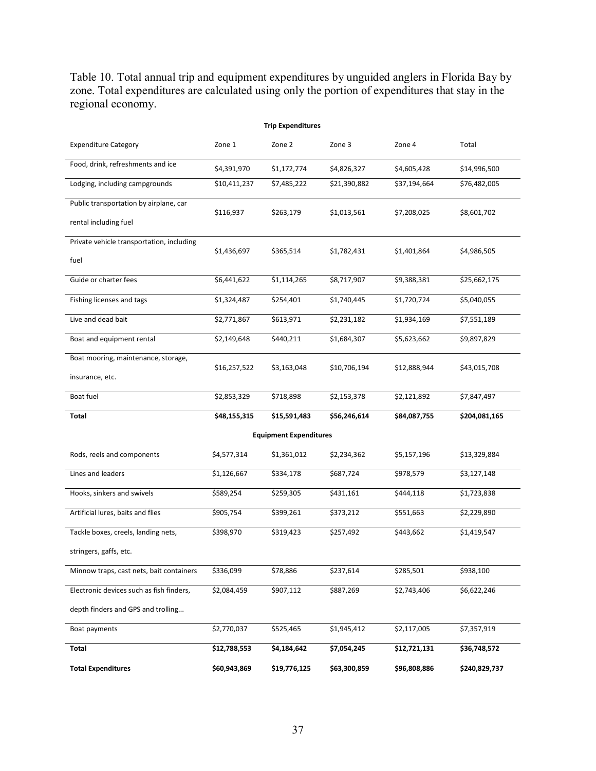Table 10. Total annual trip and equipment expenditures by unguided anglers in Florida Bay by zone. Total expenditures are calculated using only the portion of expenditures that stay in the regional economy.

| Expenditure Category | Zone 1 | Zone 2 | Zone 3 | Zone 4 | Total |
|---|---|---|---|---|---|
| **Trip Expenditures** | | | | | |
| Food, drink, refreshments and ice | $4,391,970 | $1,172,774 | $4,826,327 | $4,605,428 | $14,996,500 |
| Lodging, including campgrounds | $10,411,237 | $7,485,222 | $21,390,882 | $37,194,664 | $76,482,005 |
| Public transportation by airplane, car rental including fuel | $116,937 | $263,179 | $1,013,561 | $7,208,025 | $8,601,702 |
| Private vehicle transportation, including fuel | $1,436,697 | $365,514 | $1,782,431 | $1,401,864 | $4,986,505 |
| Guide or charter fees | $6,441,622 | $1,114,265 | $8,717,907 | $9,388,381 | $25,662,175 |
| Fishing licenses and tags | $1,324,487 | $254,401 | $1,740,445 | $1,720,724 | $5,040,055 |
| Live and dead bait | $2,771,867 | $613,971 | $2,231,182 | $1,934,169 | $7,551,189 |
| Boat and equipment rental | $2,149,648 | $440,211 | $1,684,307 | $5,623,662 | $9,897,829 |
| Boat mooring, maintenance, storage, insurance, etc. | $16,257,522 | $3,163,048 | $10,706,194 | $12,888,944 | $43,015,708 |
| Boat fuel | $2,853,329 | $718,898 | $2,153,378 | $2,121,892 | $7,847,497 |
| **Total** | **$48,155,315** | **$15,591,483** | **$56,246,614** | **$84,087,755** | **$204,081,165** |
| **Equipment Expenditures** | | | | | |
| Rods, reels and components | $4,577,314 | $1,361,012 | $2,234,362 | $5,157,196 | $13,329,884 |
| Lines and leaders | $1,126,667 | $334,178 | $687,724 | $978,579 | $3,127,148 |
| Hooks, sinkers and swivels | $589,254 | $259,305 | $431,161 | $444,118 | $1,723,838 |
| Artificial lures, baits and flies | $905,754 | $399,261 | $373,212 | $551,663 | $2,229,890 |
| Tackle boxes, creels, landing nets, stringers, gaffs, etc. | $398,970 | $319,423 | $257,492 | $443,662 | $1,419,547 |
| Minnow traps, cast nets, bait containers | $336,099 | $78,886 | $237,614 | $285,501 | $938,100 |
| Electronic devices such as fish finders, depth finders and GPS and trolling... | $2,084,459 | $907,112 | $887,269 | $2,743,406 | $6,622,246 |
| Boat payments | $2,770,037 | $525,465 | $1,945,412 | $2,117,005 | $7,357,919 |
| **Total** | **$12,788,553** | **$4,184,642** | **$7,054,245** | **$12,721,131** | **$36,748,572** |
| **Total Expenditures** | **$60,943,869** | **$19,776,125** | **$63,300,859** | **$96,808,886** | **$240,829,737** |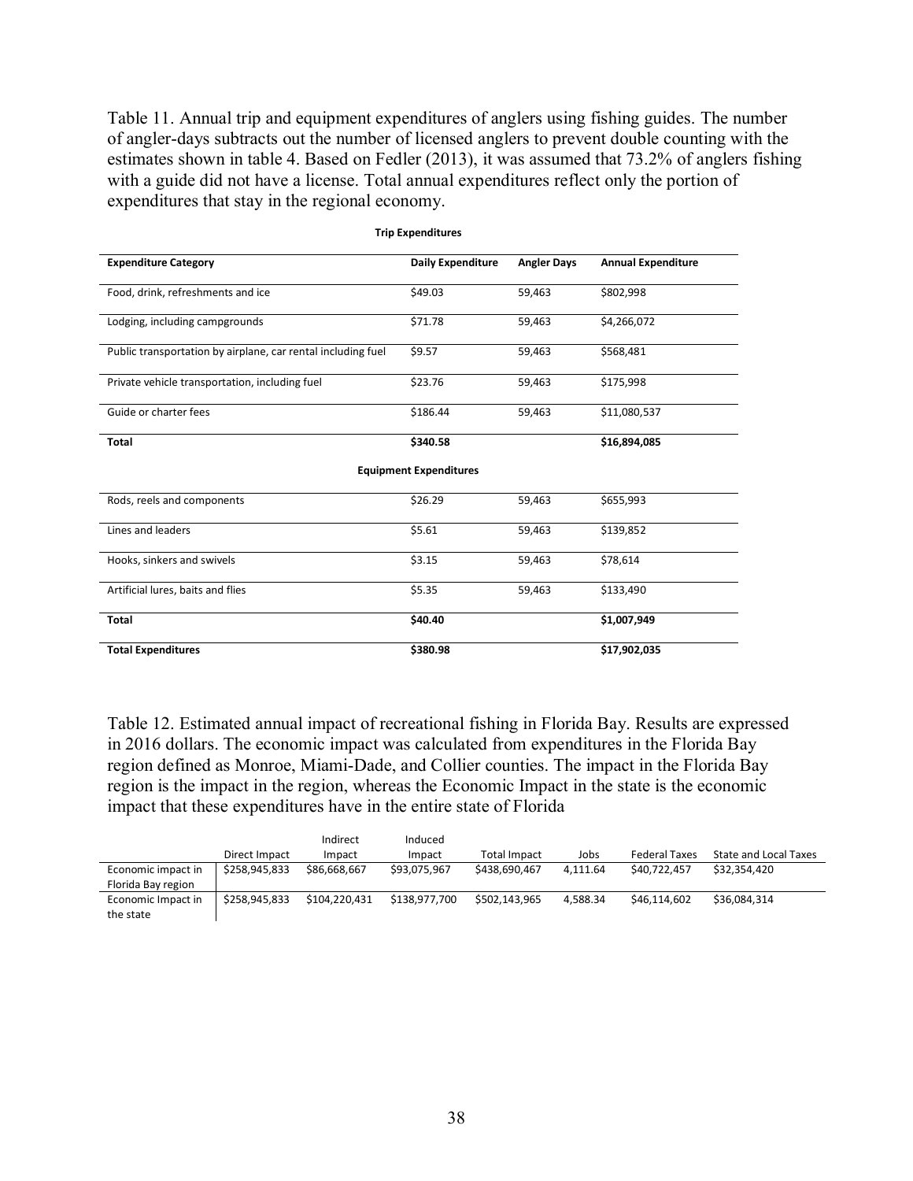Table 11. Annual trip and equipment expenditures of anglers using fishing guides. The number of angler-days subtracts out the number of licensed anglers to prevent double counting with the estimates shown in table 4. Based on Fedler (2013), it was assumed that 73.2% of anglers fishing with a guide did not have a license. Total annual expenditures reflect only the portion of expenditures that stay in the regional economy.

| Expenditure Category | Daily Expenditure | Angler Days | Annual Expenditure |
|---|---|---|---|
| **Trip Expenditures** | | | |
| Food, drink, refreshments and ice | $49.03 | 59,463 | $802,998 |
| Lodging, including campgrounds | $71.78 | 59,463 | $4,266,072 |
| Public transportation by airplane, car rental including fuel | $9.57 | 59,463 | $568,481 |
| Private vehicle transportation, including fuel | $23.76 | 59,463 | $175,998 |
| Guide or charter fees | $186.44 | 59,463 | $11,080,537 |
| **Total** | **$340.58** | | **$16,894,085** |
| **Equipment Expenditures** | | | |
| Rods, reels and components | $26.29 | 59,463 | $655,993 |
| Lines and leaders | $5.61 | 59,463 | $139,852 |
| Hooks, sinkers and swivels | $3.15 | 59,463 | $78,614 |
| Artificial lures, baits and flies | $5.35 | 59,463 | $133,490 |
| **Total** | **$40.40** | | **$1,007,949** |
| **Total Expenditures** | **$380.98** | | **$17,902,035** |

Table 12. Estimated annual impact of recreational fishing in Florida Bay. Results are expressed in 2016 dollars. The economic impact was calculated from expenditures in the Florida Bay region defined as Monroe, Miami-Dade, and Collier counties. The impact in the Florida Bay region is the impact in the region, whereas the Economic Impact in the state is the economic impact that these expenditures have in the entire state of Florida

| | Direct Impact | Indirect Impact | Induced Impact | Total Impact | Jobs | Federal Taxes | State and Local Taxes |
|---|---|---|---|---|---|---|---|
| Economic impact in Florida Bay region | $258,945,833 | $86,668,667 | $93,075,967 | $438,690,467 | 4,111.64 | $40,722,457 | $32,354,420 |
| Economic Impact in the state | $258,945,833 | $104,220,431 | $138,977,700 | $502,143,965 | 4,588.34 | $46,114,602 | $36,084,314 |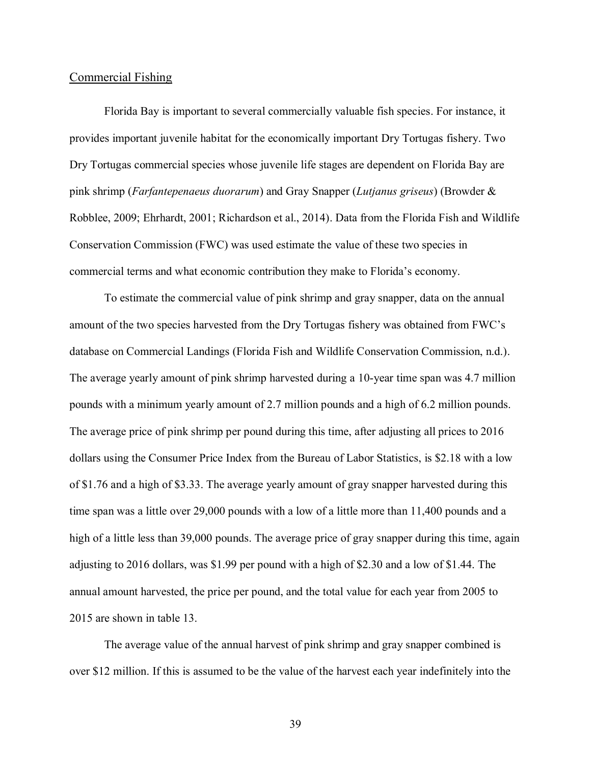## Commercial Fishing

Florida Bay is important to several commercially valuable fish species. For instance, it provides important juvenile habitat for the economically important Dry Tortugas fishery. Two Dry Tortugas commercial species whose juvenile life stages are dependent on Florida Bay are pink shrimp (*Farfantepenaeus duorarum*) and Gray Snapper (*Lutjanus griseus*) (Browder & Robblee, 2009; Ehrhardt, 2001; Richardson et al., 2014). Data from the Florida Fish and Wildlife Conservation Commission (FWC) was used estimate the value of these two species in commercial terms and what economic contribution they make to Florida's economy.

To estimate the commercial value of pink shrimp and gray snapper, data on the annual amount of the two species harvested from the Dry Tortugas fishery was obtained from FWC's database on Commercial Landings (Florida Fish and Wildlife Conservation Commission, n.d.). The average yearly amount of pink shrimp harvested during a 10-year time span was 4.7 million pounds with a minimum yearly amount of 2.7 million pounds and a high of 6.2 million pounds. The average price of pink shrimp per pound during this time, after adjusting all prices to 2016 dollars using the Consumer Price Index from the Bureau of Labor Statistics, is $2.18 with a low of $1.76 and a high of $3.33. The average yearly amount of gray snapper harvested during this time span was a little over 29,000 pounds with a low of a little more than 11,400 pounds and a high of a little less than 39,000 pounds. The average price of gray snapper during this time, again adjusting to 2016 dollars, was $1.99 per pound with a high of $2.30 and a low of $1.44. The annual amount harvested, the price per pound, and the total value for each year from 2005 to 2015 are shown in table 13.

The average value of the annual harvest of pink shrimp and gray snapper combined is over $12 million. If this is assumed to be the value of the harvest each year indefinitely into the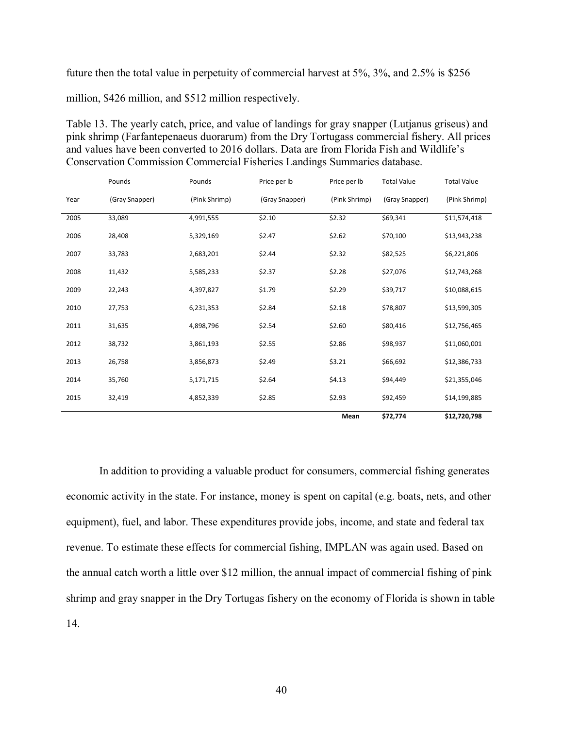future then the total value in perpetuity of commercial harvest at 5%, 3%, and 2.5% is $256 million, $426 million, and $512 million respectively.

Table 13. The yearly catch, price, and value of landings for gray snapper (Lutjanus griseus) and pink shrimp (Farfantepenaeus duorarum) from the Dry Tortugass commercial fishery. All prices and values have been converted to 2016 dollars. Data are from Florida Fish and Wildlife's Conservation Commission Commercial Fisheries Landings Summaries database.

| Year | Pounds (Gray Snapper) | Pounds (Pink Shrimp) | Price per lb (Gray Snapper) | Price per lb (Pink Shrimp) | Total Value (Gray Snapper) | Total Value (Pink Shrimp) |
|---|---|---|---|---|---|---|
| 2005 | 33,089 | 4,991,555 | $2.10 | $2.32 | $69,341 | $11,574,418 |
| 2006 | 28,408 | 5,329,169 | $2.47 | $2.62 | $70,100 | $13,943,238 |
| 2007 | 33,783 | 2,683,201 | $2.44 | $2.32 | $82,525 | $6,221,806 |
| 2008 | 11,432 | 5,585,233 | $2.37 | $2.28 | $27,076 | $12,743,268 |
| 2009 | 22,243 | 4,397,827 | $1.79 | $2.29 | $39,717 | $10,088,615 |
| 2010 | 27,753 | 6,231,353 | $2.84 | $2.18 | $78,807 | $13,599,305 |
| 2011 | 31,635 | 4,898,796 | $2.54 | $2.60 | $80,416 | $12,756,465 |
| 2012 | 38,732 | 3,861,193 | $2.55 | $2.86 | $98,937 | $11,060,001 |
| 2013 | 26,758 | 3,856,873 | $2.49 | $3.21 | $66,692 | $12,386,733 |
| 2014 | 35,760 | 5,171,715 | $2.64 | $4.13 | $94,449 | $21,355,046 |
| 2015 | 32,419 | 4,852,339 | $2.85 | $2.93 | $92,459 | $14,199,885 |
| | | | | **Mean** | **$72,774** | **$12,720,798** |

In addition to providing a valuable product for consumers, commercial fishing generates economic activity in the state. For instance, money is spent on capital (e.g. boats, nets, and other equipment), fuel, and labor. These expenditures provide jobs, income, and state and federal tax revenue. To estimate these effects for commercial fishing, IMPLAN was again used. Based on the annual catch worth a little over $12 million, the annual impact of commercial fishing of pink shrimp and gray snapper in the Dry Tortugas fishery on the economy of Florida is shown in table 14.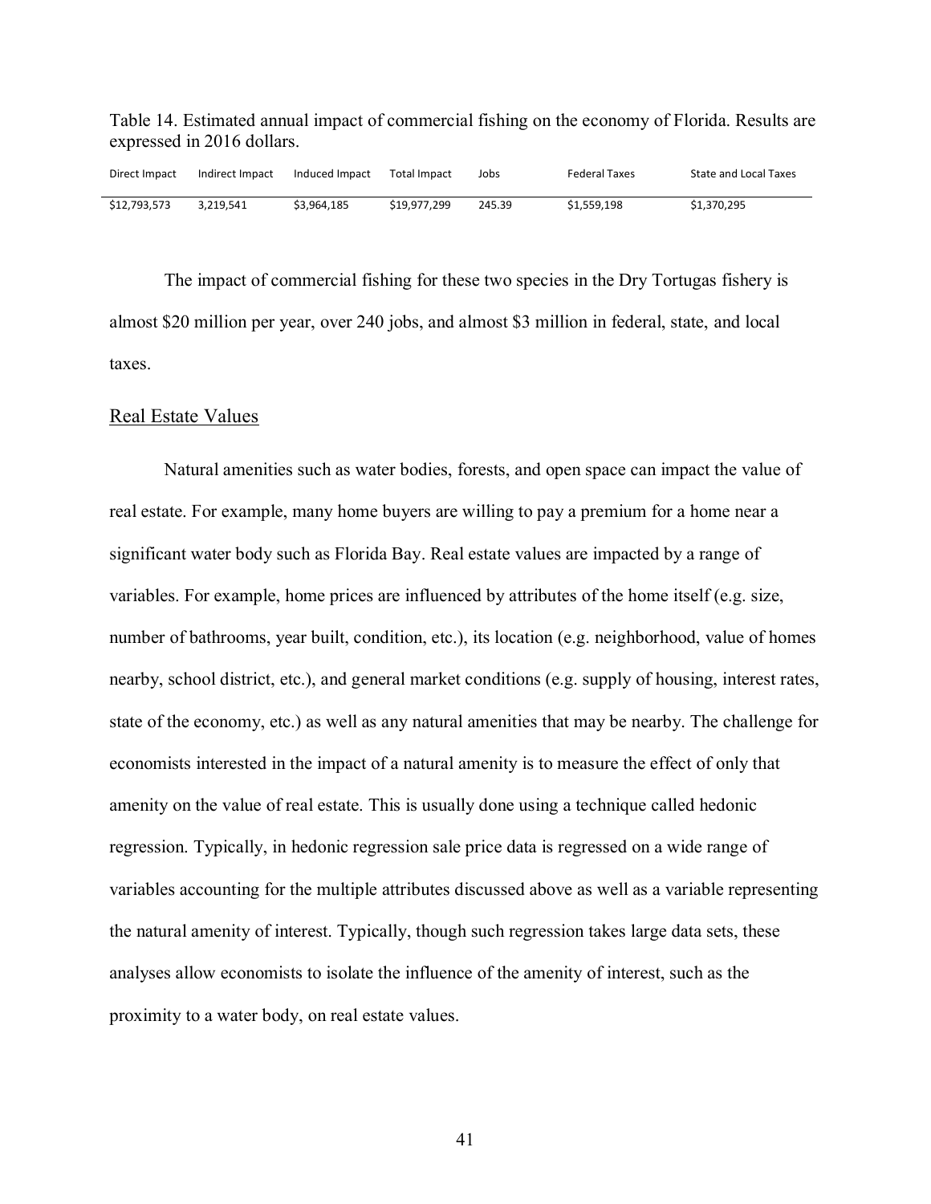Table 14. Estimated annual impact of commercial fishing on the economy of Florida. Results are expressed in 2016 dollars.

| Direct Impact | Indirect Impact | Induced Impact | Total Impact | Jobs | Federal Taxes | State and Local Taxes |
|---|---|---|---|---|---|---|
| $12,793,573 | 3,219,541 | $3,964,185 | $19,977,299 | 245.39 | $1,559,198 | $1,370,295 |

The impact of commercial fishing for these two species in the Dry Tortugas fishery is almost $20 million per year, over 240 jobs, and almost $3 million in federal, state, and local taxes.

## Real Estate Values

Natural amenities such as water bodies, forests, and open space can impact the value of real estate. For example, many home buyers are willing to pay a premium for a home near a significant water body such as Florida Bay. Real estate values are impacted by a range of variables. For example, home prices are influenced by attributes of the home itself (e.g. size, number of bathrooms, year built, condition, etc.), its location (e.g. neighborhood, value of homes nearby, school district, etc.), and general market conditions (e.g. supply of housing, interest rates, state of the economy, etc.) as well as any natural amenities that may be nearby. The challenge for economists interested in the impact of a natural amenity is to measure the effect of only that amenity on the value of real estate. This is usually done using a technique called hedonic regression. Typically, in hedonic regression sale price data is regressed on a wide range of variables accounting for the multiple attributes discussed above as well as a variable representing the natural amenity of interest. Typically, though such regression takes large data sets, these analyses allow economists to isolate the influence of the amenity of interest, such as the proximity to a water body, on real estate values.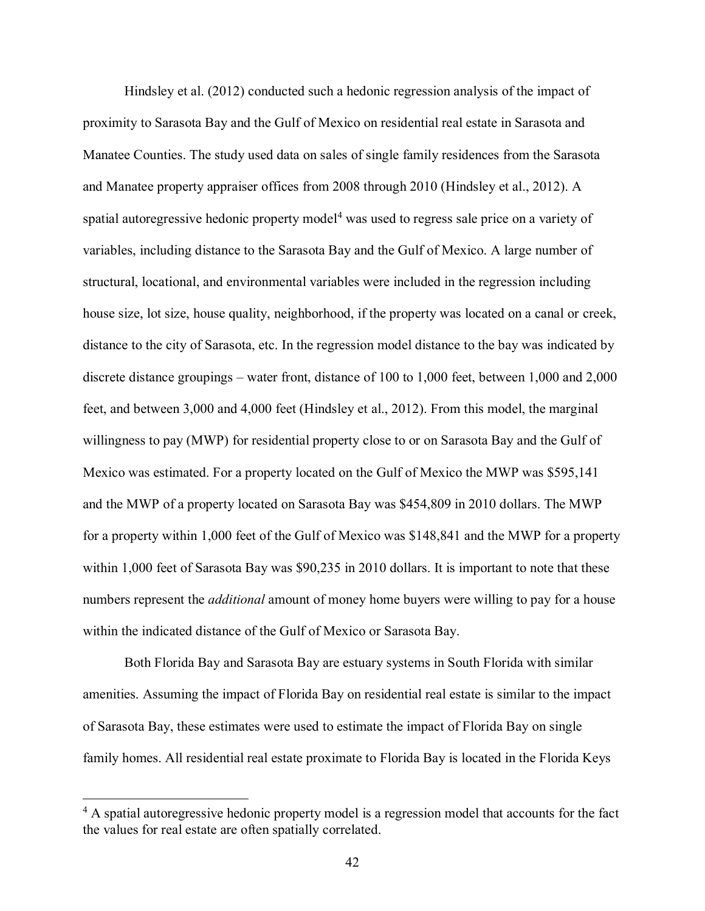Hindsley et al. (2012) conducted such a hedonic regression analysis of the impact of proximity to Sarasota Bay and the Gulf of Mexico on residential real estate in Sarasota and Manatee Counties. The study used data on sales of single family residences from the Sarasota and Manatee property appraiser offices from 2008 through 2010 (Hindsley et al., 2012). A spatial autoregressive hedonic property model[4] was used to regress sale price on a variety of variables, including distance to the Sarasota Bay and the Gulf of Mexico. A large number of structural, locational, and environmental variables were included in the regression including house size, lot size, house quality, neighborhood, if the property was located on a canal or creek, distance to the city of Sarasota, etc. In the regression model distance to the bay was indicated by discrete distance groupings – water front, distance of 100 to 1,000 feet, between 1,000 and 2,000 feet, and between 3,000 and 4,000 feet (Hindsley et al., 2012). From this model, the marginal willingness to pay (MWP) for residential property close to or on Sarasota Bay and the Gulf of Mexico was estimated. For a property located on the Gulf of Mexico the MWP was $595,141 and the MWP of a property located on Sarasota Bay was $454,809 in 2010 dollars. The MWP for a property within 1,000 feet of the Gulf of Mexico was $148,841 and the MWP for a property within 1,000 feet of Sarasota Bay was $90,235 in 2010 dollars. It is important to note that these numbers represent the *additional* amount of money home buyers were willing to pay for a house within the indicated distance of the Gulf of Mexico or Sarasota Bay.

Both Florida Bay and Sarasota Bay are estuary systems in South Florida with similar amenities. Assuming the impact of Florida Bay on residential real estate is similar to the impact of Sarasota Bay, these estimates were used to estimate the impact of Florida Bay on single family homes. All residential real estate proximate to Florida Bay is located in the Florida Keys

[4] A spatial autoregressive hedonic property model is a regression model that accounts for the fact the values for real estate are often spatially correlated.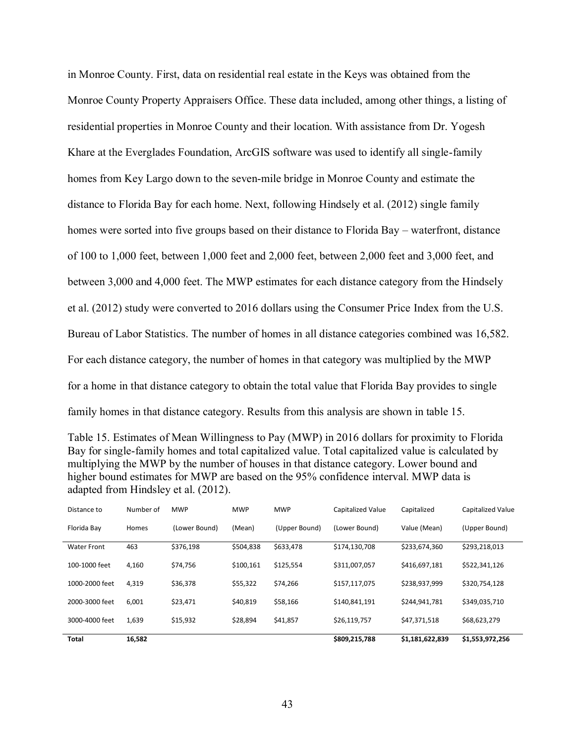in Monroe County. First, data on residential real estate in the Keys was obtained from the Monroe County Property Appraisers Office. These data included, among other things, a listing of residential properties in Monroe County and their location. With assistance from Dr. Yogesh Khare at the Everglades Foundation, ArcGIS software was used to identify all single-family homes from Key Largo down to the seven-mile bridge in Monroe County and estimate the distance to Florida Bay for each home. Next, following Hindsely et al. (2012) single family homes were sorted into five groups based on their distance to Florida Bay – waterfront, distance of 100 to 1,000 feet, between 1,000 feet and 2,000 feet, between 2,000 feet and 3,000 feet, and between 3,000 and 4,000 feet. The MWP estimates for each distance category from the Hindsely et al. (2012) study were converted to 2016 dollars using the Consumer Price Index from the U.S. Bureau of Labor Statistics. The number of homes in all distance categories combined was 16,582. For each distance category, the number of homes in that category was multiplied by the MWP for a home in that distance category to obtain the total value that Florida Bay provides to single family homes in that distance category. Results from this analysis are shown in table 15.

Table 15. Estimates of Mean Willingness to Pay (MWP) in 2016 dollars for proximity to Florida Bay for single-family homes and total capitalized value. Total capitalized value is calculated by multiplying the MWP by the number of houses in that distance category. Lower bound and higher bound estimates for MWP are based on the 95% confidence interval. MWP data is adapted from Hindsley et al. (2012).

| Distance to Florida Bay | Number of Homes | MWP (Lower Bound) | MWP (Mean) | MWP (Upper Bound) | Capitalized Value (Lower Bound) | Capitalized Value (Mean) | Capitalized Value (Upper Bound) |
|---|---|---|---|---|---|---|---|
| Water Front | 463 | $376,198 | $504,838 | $633,478 | $174,130,708 | $233,674,360 | $293,218,013 |
| 100-1000 feet | 4,160 | $74,756 | $100,161 | $125,554 | $311,007,057 | $416,697,181 | $522,341,126 |
| 1000-2000 feet | 4,319 | $36,378 | $55,322 | $74,266 | $157,117,075 | $238,937,999 | $320,754,128 |
| 2000-3000 feet | 6,001 | $23,471 | $40,819 | $58,166 | $140,841,191 | $244,941,781 | $349,035,710 |
| 3000-4000 feet | 1,639 | $15,932 | $28,894 | $41,857 | $26,119,757 | $47,371,518 | $68,623,279 |
| **Total** | **16,582** | | | | **$809,215,788** | **$1,181,622,839** | **$1,553,972,256** |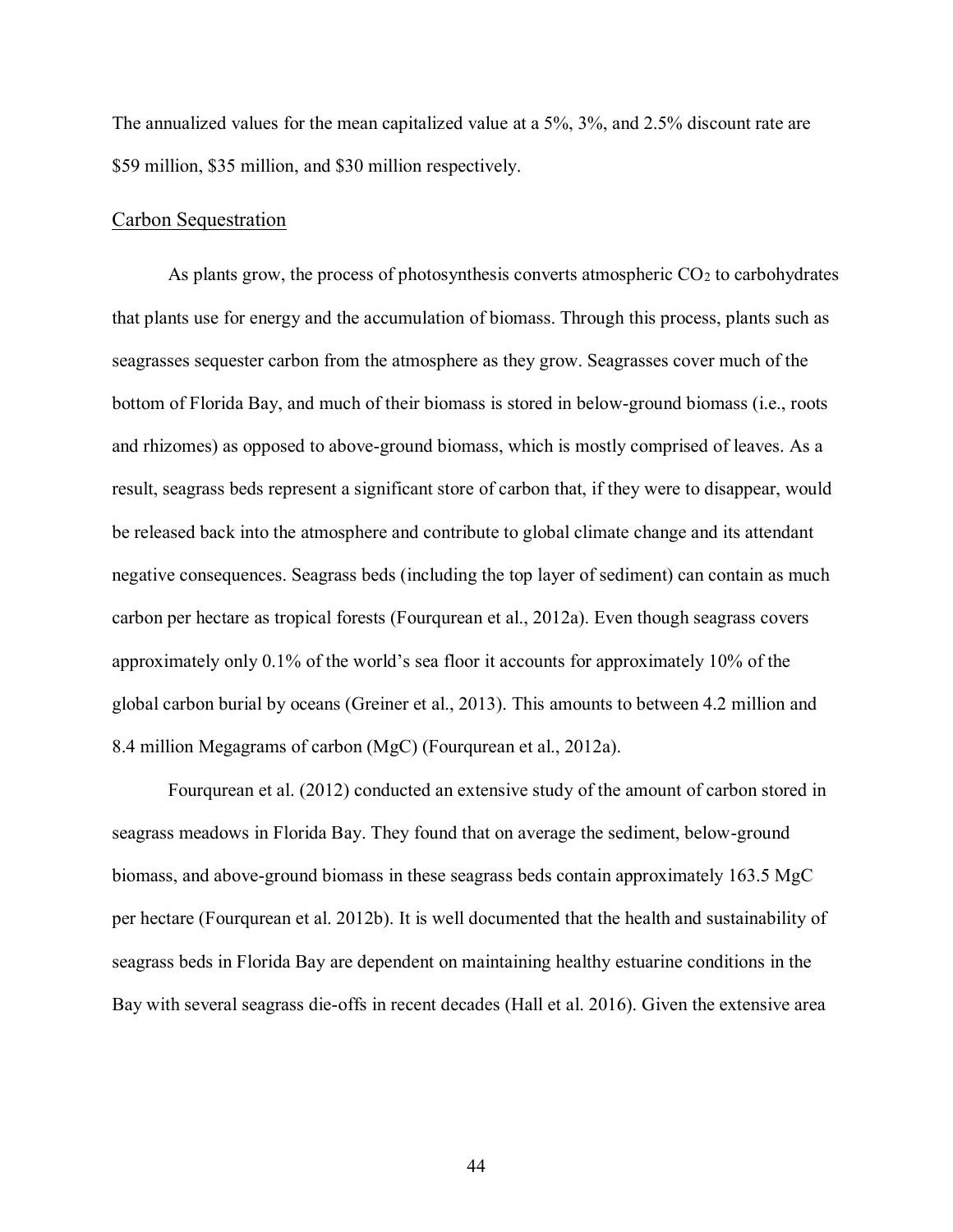The annualized values for the mean capitalized value at a 5%, 3%, and 2.5% discount rate are $59 million, $35 million, and $30 million respectively.

## Carbon Sequestration

As plants grow, the process of photosynthesis converts atmospheric $CO_2$ to carbohydrates that plants use for energy and the accumulation of biomass. Through this process, plants such as seagrasses sequester carbon from the atmosphere as they grow. Seagrasses cover much of the bottom of Florida Bay, and much of their biomass is stored in below-ground biomass (i.e., roots and rhizomes) as opposed to above-ground biomass, which is mostly comprised of leaves. As a result, seagrass beds represent a significant store of carbon that, if they were to disappear, would be released back into the atmosphere and contribute to global climate change and its attendant negative consequences. Seagrass beds (including the top layer of sediment) can contain as much carbon per hectare as tropical forests (Fourqurean et al., 2012a). Even though seagrass covers approximately only 0.1% of the world's sea floor it accounts for approximately 10% of the global carbon burial by oceans (Greiner et al., 2013). This amounts to between 4.2 million and 8.4 million Megagrams of carbon (MgC) (Fourqurean et al., 2012a).

Fourqurean et al. (2012) conducted an extensive study of the amount of carbon stored in seagrass meadows in Florida Bay. They found that on average the sediment, below-ground biomass, and above-ground biomass in these seagrass beds contain approximately 163.5 MgC per hectare (Fourqurean et al. 2012b). It is well documented that the health and sustainability of seagrass beds in Florida Bay are dependent on maintaining healthy estuarine conditions in the Bay with several seagrass die-offs in recent decades (Hall et al. 2016). Given the extensive area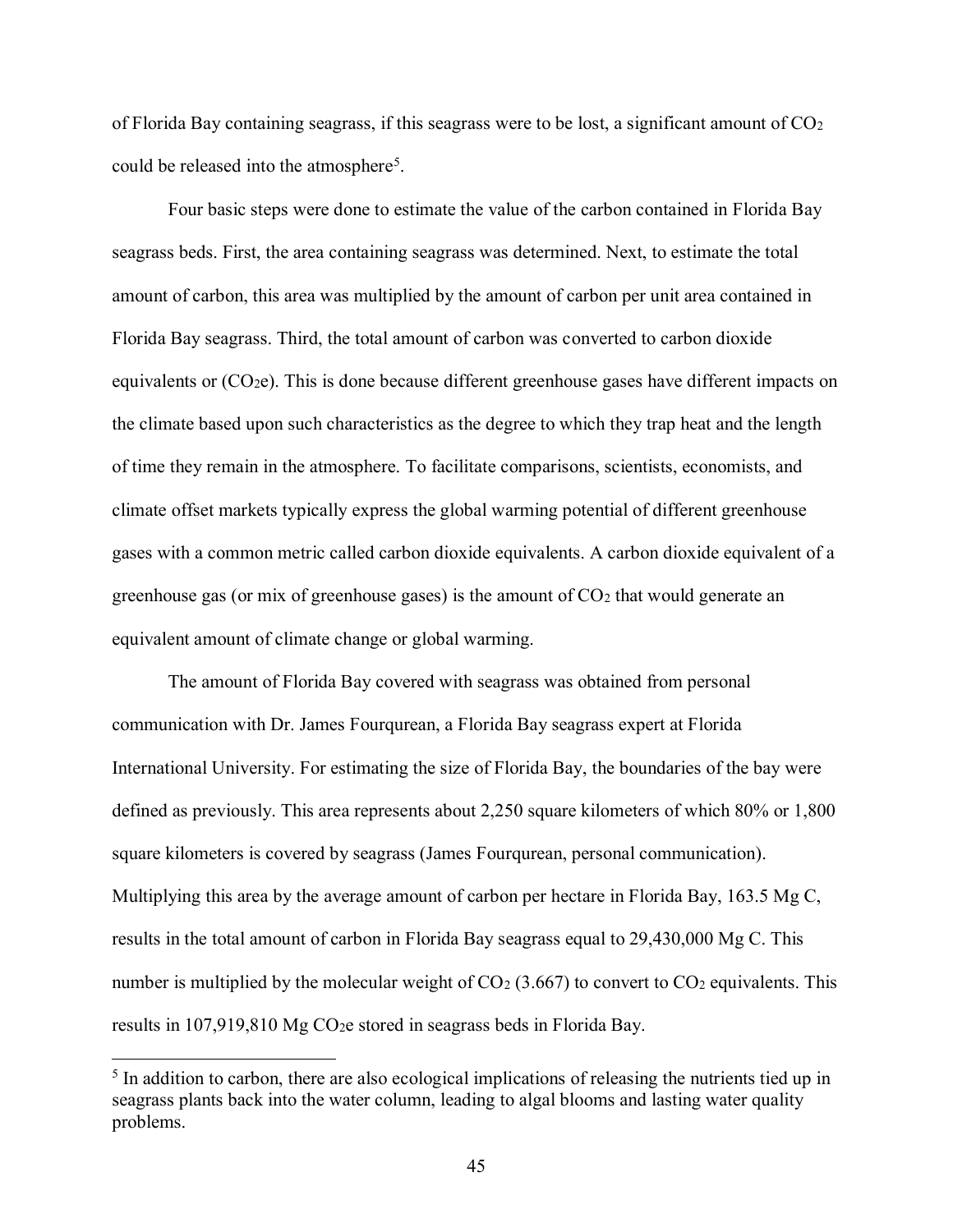of Florida Bay containing seagrass, if this seagrass were to be lost, a significant amount of $CO_2$ could be released into the atmosphere[5].

Four basic steps were done to estimate the value of the carbon contained in Florida Bay seagrass beds. First, the area containing seagrass was determined. Next, to estimate the total amount of carbon, this area was multiplied by the amount of carbon per unit area contained in Florida Bay seagrass. Third, the total amount of carbon was converted to carbon dioxide equivalents or ($CO_2e$). This is done because different greenhouse gases have different impacts on the climate based upon such characteristics as the degree to which they trap heat and the length of time they remain in the atmosphere. To facilitate comparisons, scientists, economists, and climate offset markets typically express the global warming potential of different greenhouse gases with a common metric called carbon dioxide equivalents. A carbon dioxide equivalent of a greenhouse gas (or mix of greenhouse gases) is the amount of $CO_2$ that would generate an equivalent amount of climate change or global warming.

The amount of Florida Bay covered with seagrass was obtained from personal communication with Dr. James Fourqurean, a Florida Bay seagrass expert at Florida International University. For estimating the size of Florida Bay, the boundaries of the bay were defined as previously. This area represents about 2,250 square kilometers of which 80% or 1,800 square kilometers is covered by seagrass (James Fourqurean, personal communication). Multiplying this area by the average amount of carbon per hectare in Florida Bay, 163.5 Mg C, results in the total amount of carbon in Florida Bay seagrass equal to 29,430,000 Mg C. This number is multiplied by the molecular weight of $CO_2$ (3.667) to convert to $CO_2$ equivalents. This results in 107,919,810 Mg $CO_2e$ stored in seagrass beds in Florida Bay.

---

[5] In addition to carbon, there are also ecological implications of releasing the nutrients tied up in seagrass plants back into the water column, leading to algal blooms and lasting water quality problems.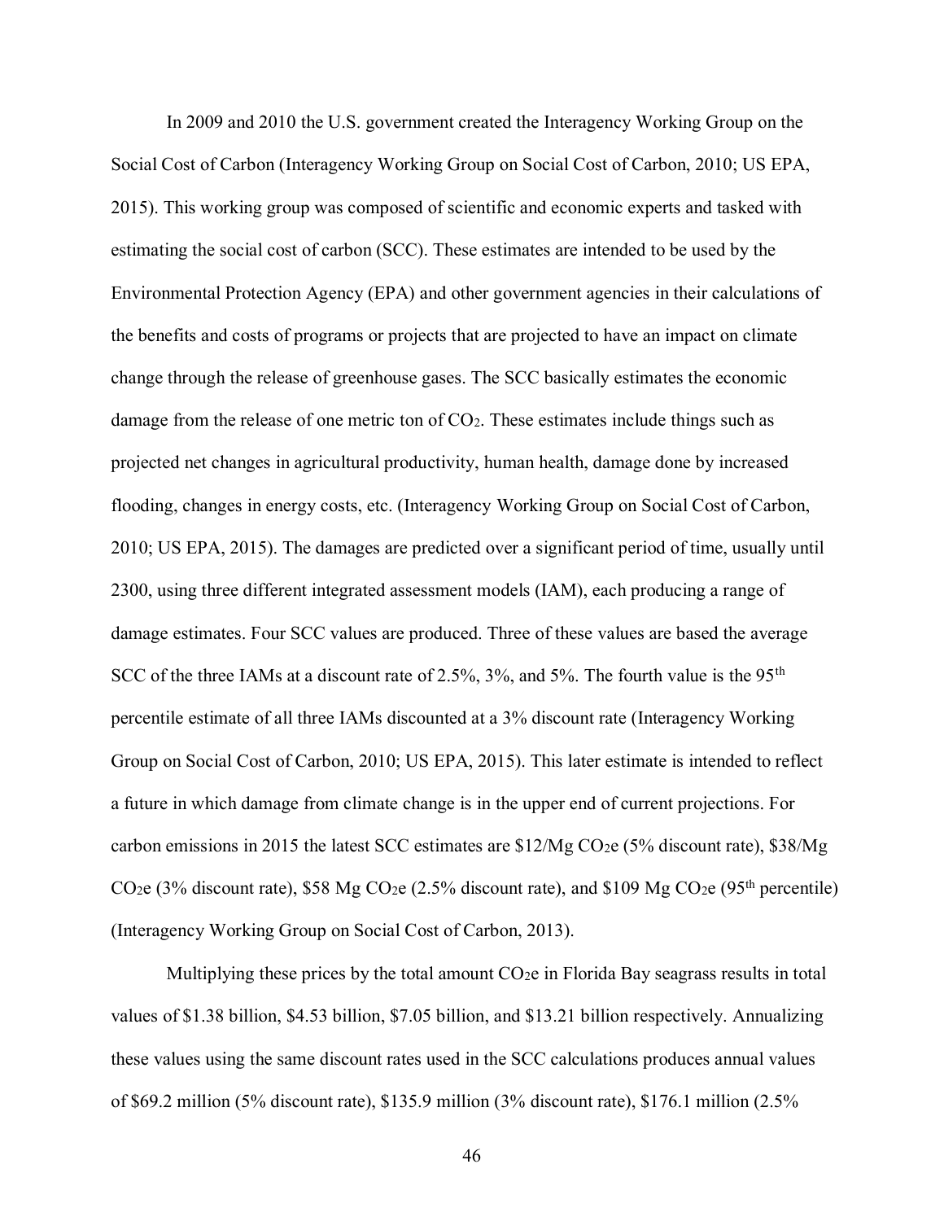In 2009 and 2010 the U.S. government created the Interagency Working Group on the Social Cost of Carbon (Interagency Working Group on Social Cost of Carbon, 2010; US EPA, 2015). This working group was composed of scientific and economic experts and tasked with estimating the social cost of carbon (SCC). These estimates are intended to be used by the Environmental Protection Agency (EPA) and other government agencies in their calculations of the benefits and costs of programs or projects that are projected to have an impact on climate change through the release of greenhouse gases. The SCC basically estimates the economic damage from the release of one metric ton of $CO_2$. These estimates include things such as projected net changes in agricultural productivity, human health, damage done by increased flooding, changes in energy costs, etc. (Interagency Working Group on Social Cost of Carbon, 2010; US EPA, 2015). The damages are predicted over a significant period of time, usually until 2300, using three different integrated assessment models (IAM), each producing a range of damage estimates. Four SCC values are produced. Three of these values are based the average SCC of the three IAMs at a discount rate of 2.5%, 3%, and 5%. The fourth value is the 95$^{th}$ percentile estimate of all three IAMs discounted at a 3% discount rate (Interagency Working Group on Social Cost of Carbon, 2010; US EPA, 2015). This later estimate is intended to reflect a future in which damage from climate change is in the upper end of current projections. For carbon emissions in 2015 the latest SCC estimates are \$12/Mg $CO_2e$ (5% discount rate), \$38/Mg $CO_2e$ (3% discount rate), \$58 Mg $CO_2e$ (2.5% discount rate), and \$109 Mg $CO_2e$ (95$^{th}$ percentile) (Interagency Working Group on Social Cost of Carbon, 2013).

Multiplying these prices by the total amount $CO_2e$ in Florida Bay seagrass results in total values of \$1.38 billion, \$4.53 billion, \$7.05 billion, and \$13.21 billion respectively. Annualizing these values using the same discount rates used in the SCC calculations produces annual values of \$69.2 million (5% discount rate), \$135.9 million (3% discount rate), \$176.1 million (2.5%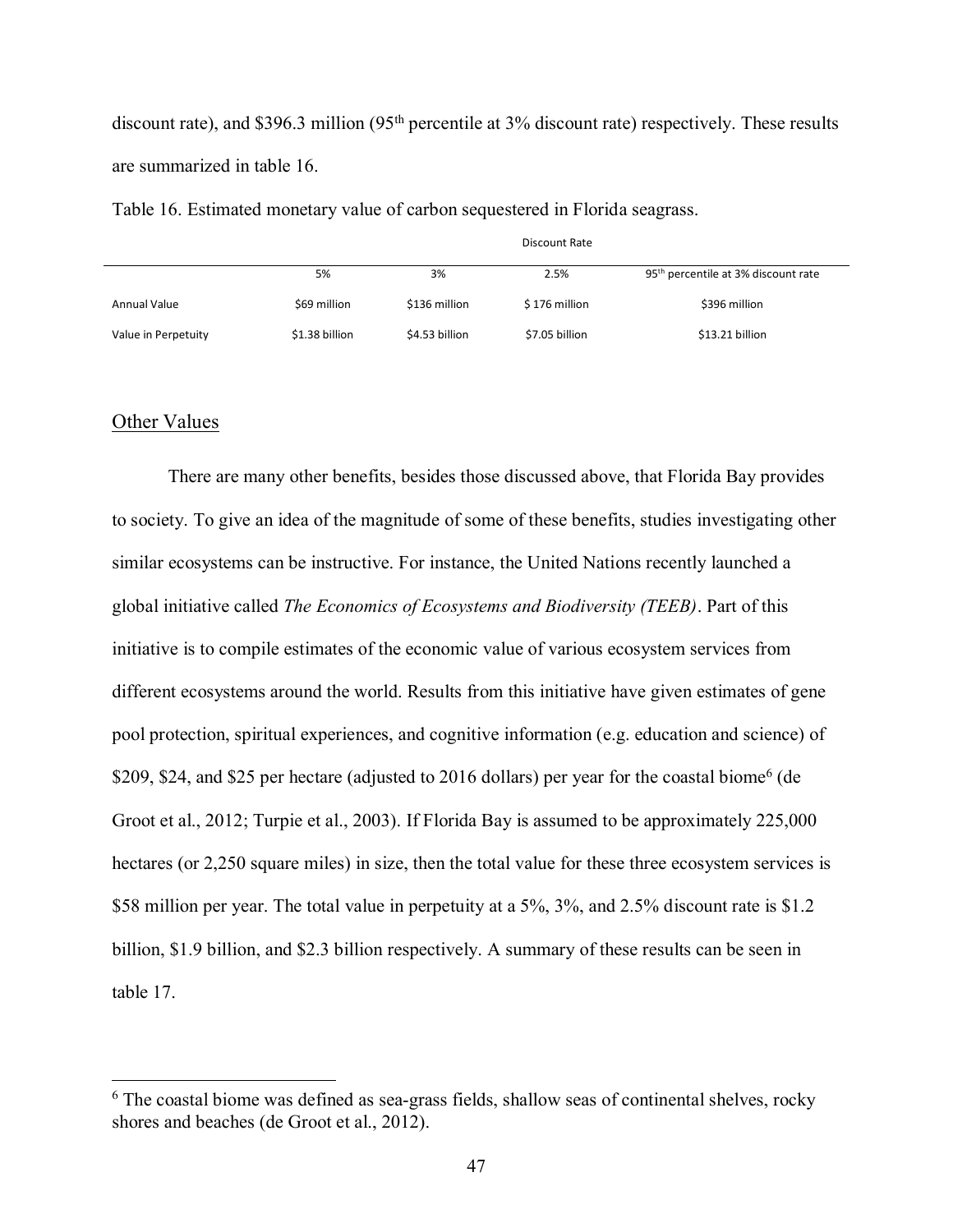discount rate), and \$396.3 million (95th percentile at 3% discount rate) respectively. These results are summarized in table 16.

Table 16. Estimated monetary value of carbon sequestered in Florida seagrass.

| | Discount Rate | | | |
|---|---|---|---|---|
| | 5% | 3% | 2.5% | 95th percentile at 3% discount rate |
| Annual Value | \$69 million | \$136 million | \$ 176 million | \$396 million |
| Value in Perpetuity | \$1.38 billion | \$4.53 billion | \$7.05 billion | \$13.21 billion |

## Other Values

There are many other benefits, besides those discussed above, that Florida Bay provides to society. To give an idea of the magnitude of some of these benefits, studies investigating other similar ecosystems can be instructive. For instance, the United Nations recently launched a global initiative called *The Economics of Ecosystems and Biodiversity (TEEB)*. Part of this initiative is to compile estimates of the economic value of various ecosystem services from different ecosystems around the world. Results from this initiative have given estimates of gene pool protection, spiritual experiences, and cognitive information (e.g. education and science) of \$209, \$24, and \$25 per hectare (adjusted to 2016 dollars) per year for the coastal biome[6] (de Groot et al., 2012; Turpie et al., 2003). If Florida Bay is assumed to be approximately 225,000 hectares (or 2,250 square miles) in size, then the total value for these three ecosystem services is \$58 million per year. The total value in perpetuity at a 5%, 3%, and 2.5% discount rate is \$1.2 billion, \$1.9 billion, and \$2.3 billion respectively. A summary of these results can be seen in table 17.

---

[6] The coastal biome was defined as sea-grass fields, shallow seas of continental shelves, rocky shores and beaches (de Groot et al., 2012).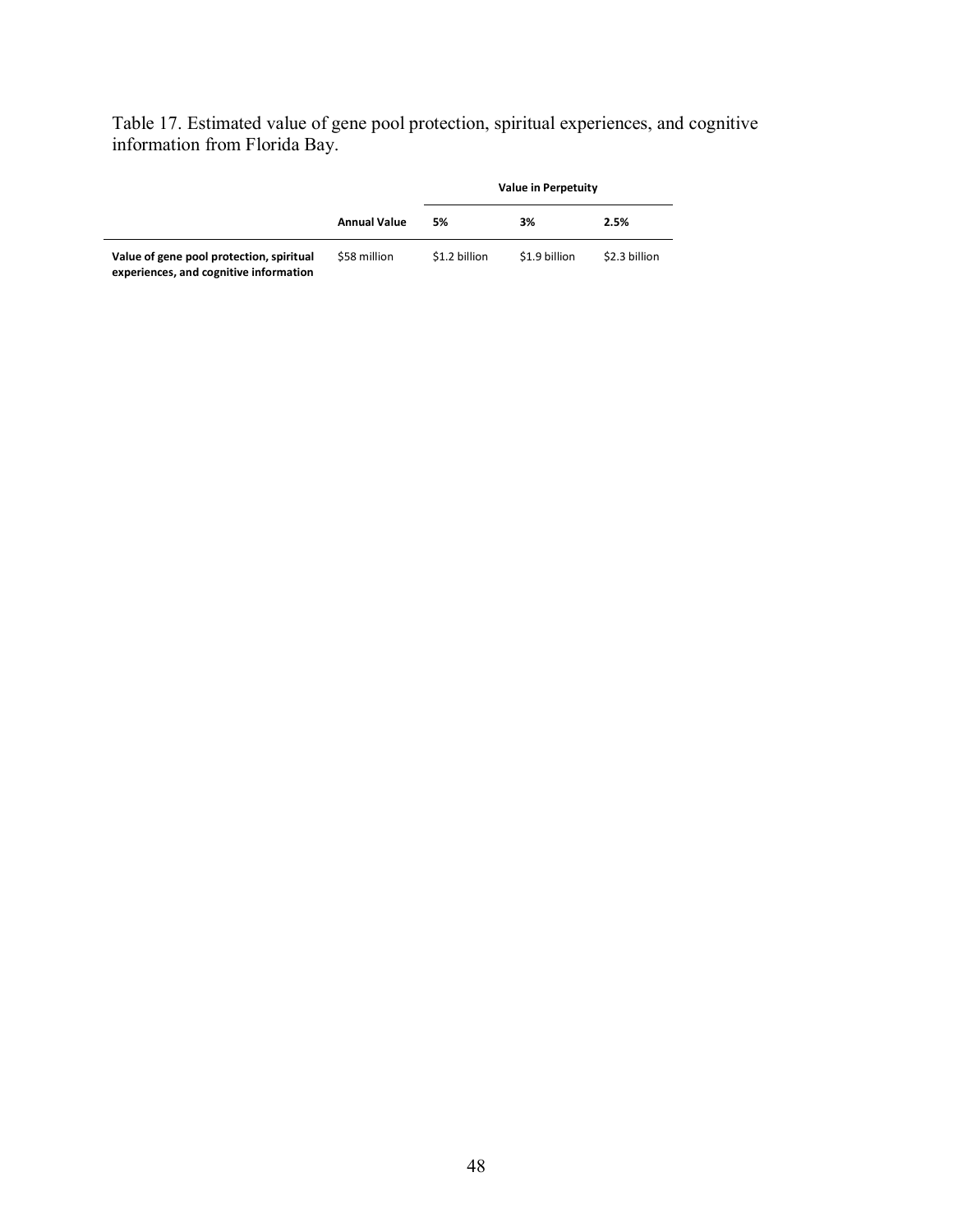Table 17. Estimated value of gene pool protection, spiritual experiences, and cognitive information from Florida Bay.

| | | Value in Perpetuity | | |
|---|---|---|---|---|
| | **Annual Value** | **5%** | **3%** | **2.5%** |
| **Value of gene pool protection, spiritual experiences, and cognitive information** | $58 million | $1.2 billion | $1.9 billion | $2.3 billion |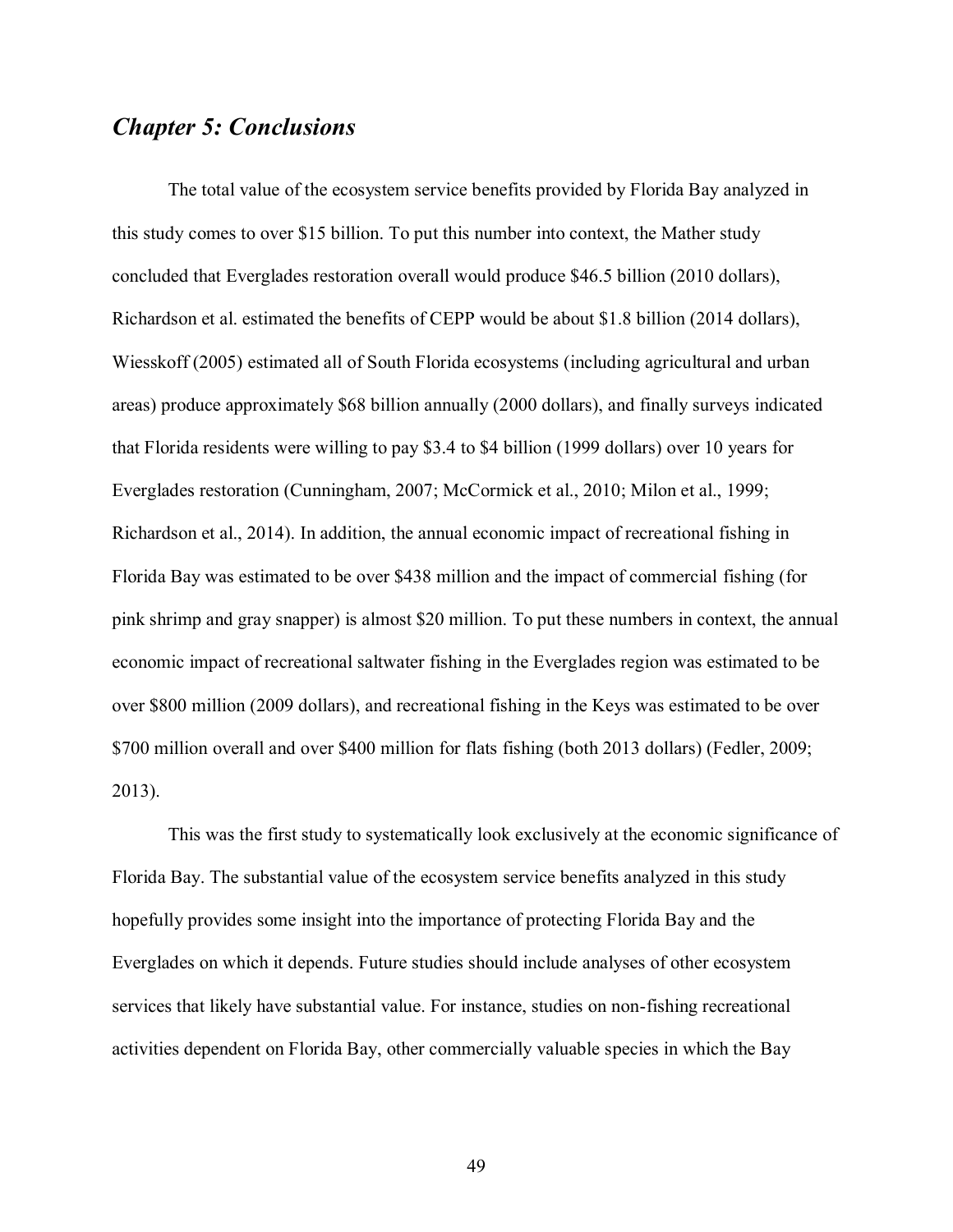## *Chapter 5: Conclusions*

The total value of the ecosystem service benefits provided by Florida Bay analyzed in this study comes to over $15 billion. To put this number into context, the Mather study concluded that Everglades restoration overall would produce $46.5 billion (2010 dollars), Richardson et al. estimated the benefits of CEPP would be about $1.8 billion (2014 dollars), Wiesskoff (2005) estimated all of South Florida ecosystems (including agricultural and urban areas) produce approximately $68 billion annually (2000 dollars), and finally surveys indicated that Florida residents were willing to pay $3.4 to $4 billion (1999 dollars) over 10 years for Everglades restoration (Cunningham, 2007; McCormick et al., 2010; Milon et al., 1999; Richardson et al., 2014). In addition, the annual economic impact of recreational fishing in Florida Bay was estimated to be over $438 million and the impact of commercial fishing (for pink shrimp and gray snapper) is almost $20 million. To put these numbers in context, the annual economic impact of recreational saltwater fishing in the Everglades region was estimated to be over $800 million (2009 dollars), and recreational fishing in the Keys was estimated to be over $700 million overall and over $400 million for flats fishing (both 2013 dollars) (Fedler, 2009; 2013).

This was the first study to systematically look exclusively at the economic significance of Florida Bay. The substantial value of the ecosystem service benefits analyzed in this study hopefully provides some insight into the importance of protecting Florida Bay and the Everglades on which it depends. Future studies should include analyses of other ecosystem services that likely have substantial value. For instance, studies on non-fishing recreational activities dependent on Florida Bay, other commercially valuable species in which the Bay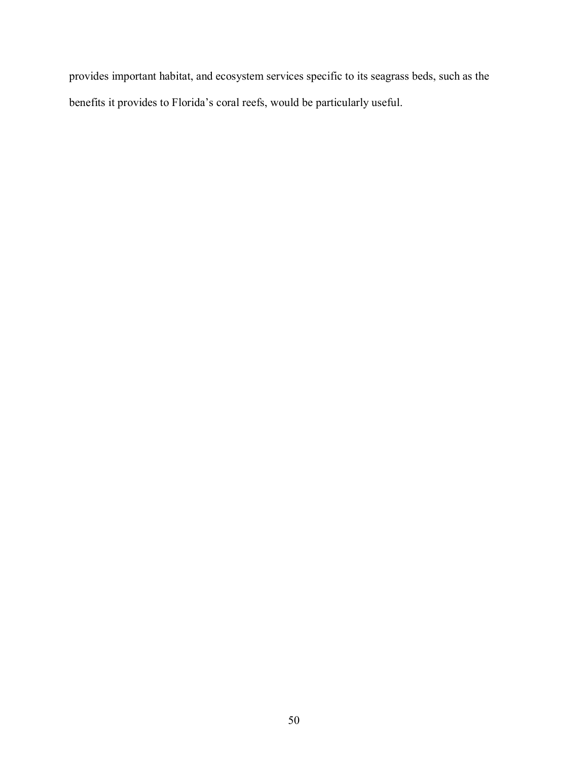provides important habitat, and ecosystem services specific to its seagrass beds, such as the benefits it provides to Florida's coral reefs, would be particularly useful.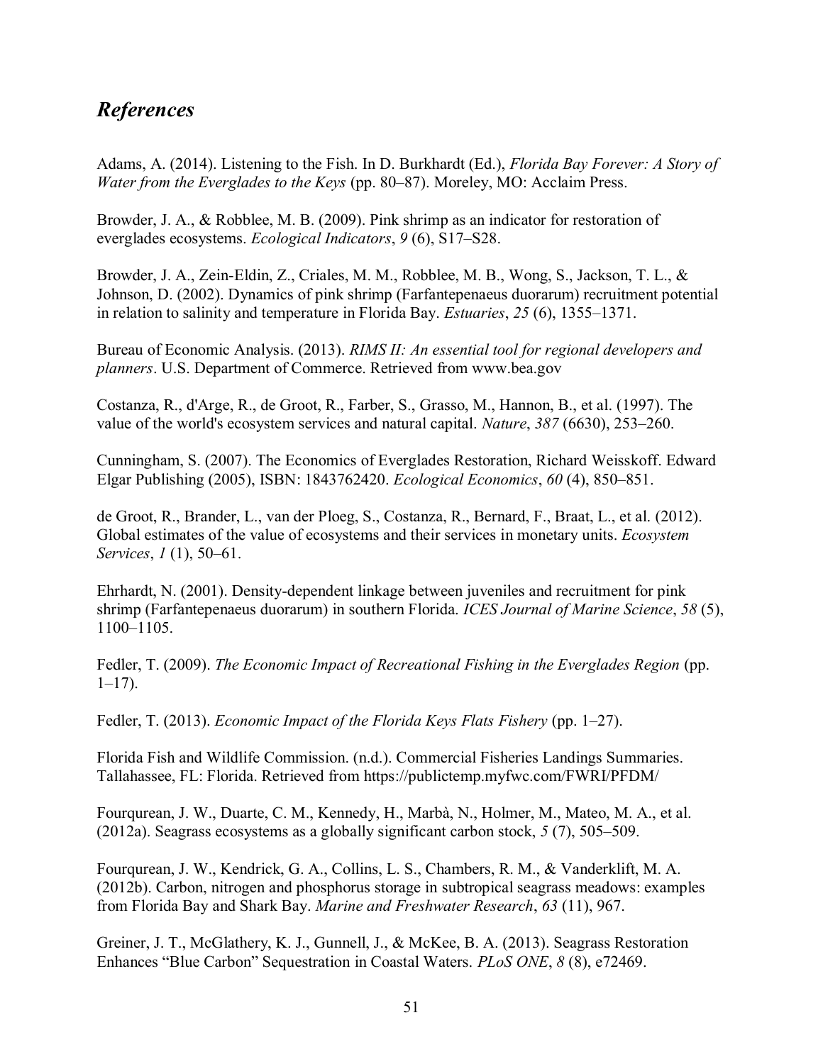## *References*

Adams, A. (2014). Listening to the Fish. In D. Burkhardt (Ed.), *Florida Bay Forever: A Story of Water from the Everglades to the Keys* (pp. 80–87). Moreley, MO: Acclaim Press.

Browder, J. A., & Robblee, M. B. (2009). Pink shrimp as an indicator for restoration of everglades ecosystems. *Ecological Indicators*, *9* (6), S17–S28.

Browder, J. A., Zein-Eldin, Z., Criales, M. M., Robblee, M. B., Wong, S., Jackson, T. L., & Johnson, D. (2002). Dynamics of pink shrimp (Farfantepenaeus duorarum) recruitment potential in relation to salinity and temperature in Florida Bay. *Estuaries*, *25* (6), 1355–1371.

Bureau of Economic Analysis. (2013). *RIMS II: An essential tool for regional developers and planners*. U.S. Department of Commerce. Retrieved from www.bea.gov

Costanza, R., d'Arge, R., de Groot, R., Farber, S., Grasso, M., Hannon, B., et al. (1997). The value of the world's ecosystem services and natural capital. *Nature*, *387* (6630), 253–260.

Cunningham, S. (2007). The Economics of Everglades Restoration, Richard Weisskoff. Edward Elgar Publishing (2005), ISBN: 1843762420. *Ecological Economics*, *60* (4), 850–851.

de Groot, R., Brander, L., van der Ploeg, S., Costanza, R., Bernard, F., Braat, L., et al. (2012). Global estimates of the value of ecosystems and their services in monetary units. *Ecosystem Services*, *1* (1), 50–61.

Ehrhardt, N. (2001). Density-dependent linkage between juveniles and recruitment for pink shrimp (Farfantepenaeus duorarum) in southern Florida. *ICES Journal of Marine Science*, *58* (5), 1100–1105.

Fedler, T. (2009). *The Economic Impact of Recreational Fishing in the Everglades Region* (pp. 1–17).

Fedler, T. (2013). *Economic Impact of the Florida Keys Flats Fishery* (pp. 1–27).

Florida Fish and Wildlife Commission. (n.d.). Commercial Fisheries Landings Summaries. Tallahassee, FL: Florida. Retrieved from https://publictemp.myfwc.com/FWRI/PFDM/

Fourqurean, J. W., Duarte, C. M., Kennedy, H., Marbà, N., Holmer, M., Mateo, M. A., et al. (2012a). Seagrass ecosystems as a globally significant carbon stock, *5* (7), 505–509.

Fourqurean, J. W., Kendrick, G. A., Collins, L. S., Chambers, R. M., & Vanderklift, M. A. (2012b). Carbon, nitrogen and phosphorus storage in subtropical seagrass meadows: examples from Florida Bay and Shark Bay. *Marine and Freshwater Research*, *63* (11), 967.

Greiner, J. T., McGlathery, K. J., Gunnell, J., & McKee, B. A. (2013). Seagrass Restoration Enhances "Blue Carbon" Sequestration in Coastal Waters. *PLoS ONE*, *8* (8), e72469.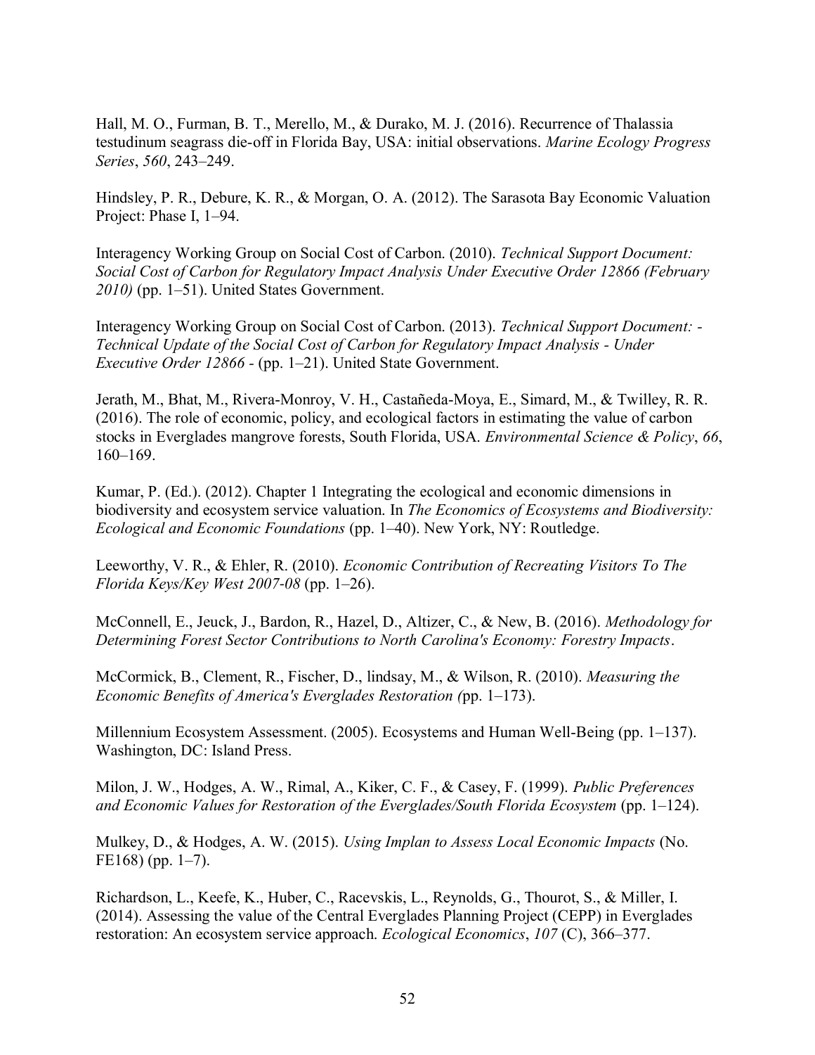Hall, M. O., Furman, B. T., Merello, M., & Durako, M. J. (2016). Recurrence of Thalassia testudinum seagrass die-off in Florida Bay, USA: initial observations. *Marine Ecology Progress Series*, *560*, 243–249.

Hindsley, P. R., Debure, K. R., & Morgan, O. A. (2012). The Sarasota Bay Economic Valuation Project: Phase I, 1–94.

Interagency Working Group on Social Cost of Carbon. (2010). *Technical Support Document: Social Cost of Carbon for Regulatory Impact Analysis Under Executive Order 12866 (February 2010)* (pp. 1–51). United States Government.

Interagency Working Group on Social Cost of Carbon. (2013). *Technical Support Document: - Technical Update of the Social Cost of Carbon for Regulatory Impact Analysis - Under Executive Order 12866 -* (pp. 1–21). United State Government.

Jerath, M., Bhat, M., Rivera-Monroy, V. H., Castañeda-Moya, E., Simard, M., & Twilley, R. R. (2016). The role of economic, policy, and ecological factors in estimating the value of carbon stocks in Everglades mangrove forests, South Florida, USA. *Environmental Science & Policy*, *66*, 160–169.

Kumar, P. (Ed.). (2012). Chapter 1 Integrating the ecological and economic dimensions in biodiversity and ecosystem service valuation. In *The Economics of Ecosystems and Biodiversity: Ecological and Economic Foundations* (pp. 1–40). New York, NY: Routledge.

Leeworthy, V. R., & Ehler, R. (2010). *Economic Contribution of Recreating Visitors To The Florida Keys/Key West 2007-08* (pp. 1–26).

McConnell, E., Jeuck, J., Bardon, R., Hazel, D., Altizer, C., & New, B. (2016). *Methodology for Determining Forest Sector Contributions to North Carolina's Economy: Forestry Impacts*.

McCormick, B., Clement, R., Fischer, D., lindsay, M., & Wilson, R. (2010). *Measuring the Economic Benefits of America's Everglades Restoration (*pp. 1–173).

Millennium Ecosystem Assessment. (2005). Ecosystems and Human Well-Being (pp. 1–137). Washington, DC: Island Press.

Milon, J. W., Hodges, A. W., Rimal, A., Kiker, C. F., & Casey, F. (1999). *Public Preferences and Economic Values for Restoration of the Everglades/South Florida Ecosystem* (pp. 1–124).

Mulkey, D., & Hodges, A. W. (2015). *Using Implan to Assess Local Economic Impacts* (No. FE168) (pp. 1–7).

Richardson, L., Keefe, K., Huber, C., Racevskis, L., Reynolds, G., Thourot, S., & Miller, I. (2014). Assessing the value of the Central Everglades Planning Project (CEPP) in Everglades restoration: An ecosystem service approach. *Ecological Economics*, *107* (C), 366–377.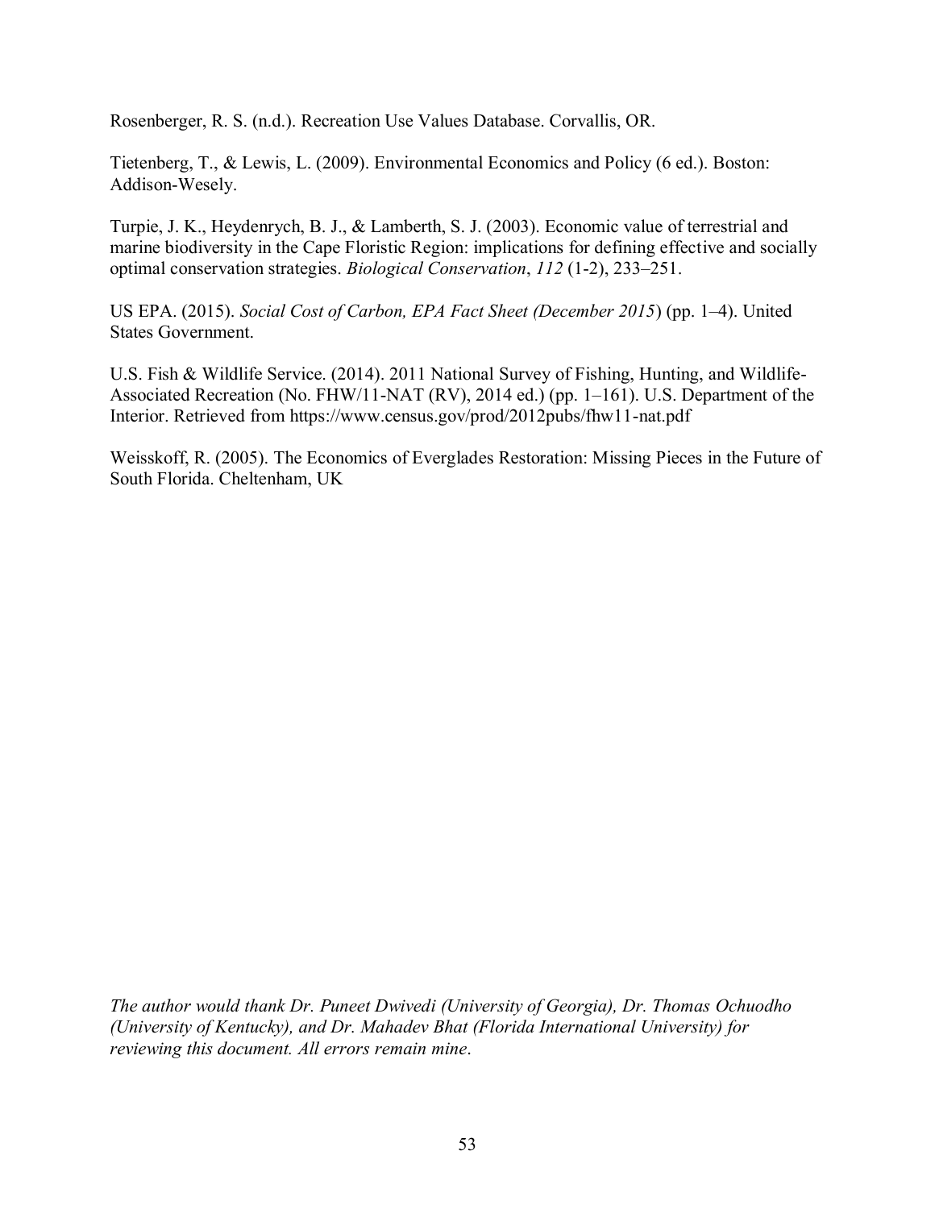Rosenberger, R. S. (n.d.). Recreation Use Values Database. Corvallis, OR.

Tietenberg, T., & Lewis, L. (2009). Environmental Economics and Policy (6 ed.). Boston: Addison-Wesely.

Turpie, J. K., Heydenrych, B. J., & Lamberth, S. J. (2003). Economic value of terrestrial and marine biodiversity in the Cape Floristic Region: implications for defining effective and socially optimal conservation strategies. *Biological Conservation*, *112* (1-2), 233–251.

US EPA. (2015). *Social Cost of Carbon, EPA Fact Sheet (December 2015*) (pp. 1–4). United States Government.

U.S. Fish & Wildlife Service. (2014). 2011 National Survey of Fishing, Hunting, and Wildlife-Associated Recreation (No. FHW/11-NAT (RV), 2014 ed.) (pp. 1–161). U.S. Department of the Interior. Retrieved from https://www.census.gov/prod/2012pubs/fhw11-nat.pdf

Weisskoff, R. (2005). The Economics of Everglades Restoration: Missing Pieces in the Future of South Florida. Cheltenham, UK

*The author would thank Dr. Puneet Dwivedi (University of Georgia), Dr. Thomas Ochuodho (University of Kentucky), and Dr. Mahadev Bhat (Florida International University) for reviewing this document. All errors remain mine*.